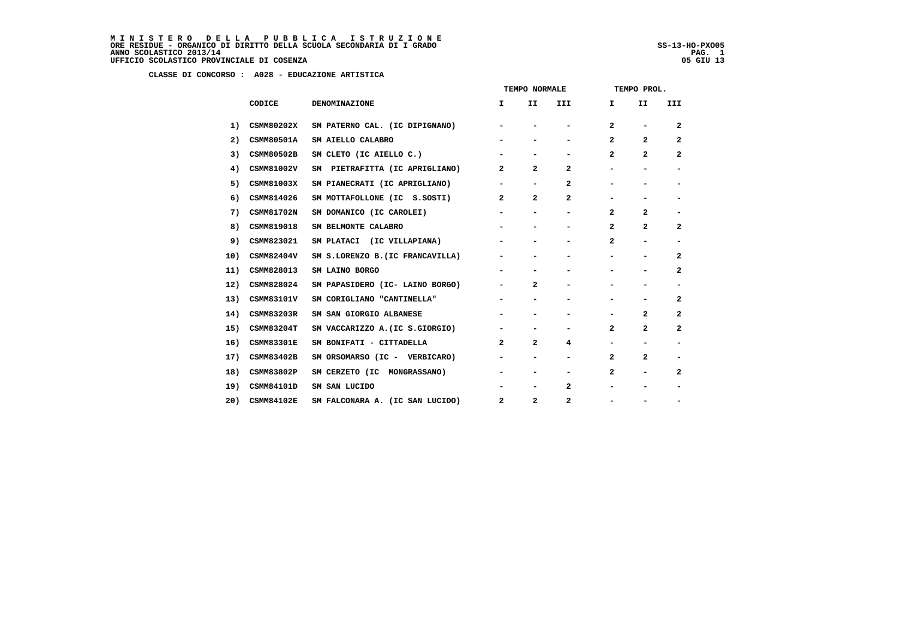**MINISTERO DELLA PUBBLICA ISTRUZIONE**
**ORE RESIDUE - ORGANICO DI DIRITTO DELLA SCUOLA SECONDARIA DI I GRADO**
**ANNO SCOLASTICO 2013/14**
**UFFICIO SCOLASTICO PROVINCIALE DI COSENZA**

SS-13-HO-PXO05
05 GIU 13

**CLASSE DI CONCORSO : A028 - EDUCAZIONE ARTISTICA**

| | CODICE | DENOMINAZIONE | TEMPO NORMALE | | | TEMPO PROL. | | |
|---|---|---|---|---|---|---|---|---|
| | | | I | II | III | I | II | III |
| 1) | CSMM80202X | SM PATERNO CAL. (IC DIPIGNANO) | - | - | - | 2 | - | 2 |
| 2) | CSMM80501A | SM AIELLO CALABRO | - | - | - | 2 | 2 | 2 |
| 3) | CSMM80502B | SM CLETO (IC AIELLO C.) | - | - | - | 2 | 2 | 2 |
| 4) | CSMM81002V | SM PIETRAFITTA (IC APRIGLIANO) | 2 | 2 | 2 | - | - | - |
| 5) | CSMM81003X | SM PIANECRATI (IC APRIGLIANO) | - | - | 2 | - | - | - |
| 6) | CSMM814026 | SM MOTTAFOLLONE (IC S.SOSTI) | 2 | 2 | 2 | - | - | - |
| 7) | CSMM81702N | SM DOMANICO (IC CAROLEI) | - | - | - | 2 | 2 | - |
| 8) | CSMM819018 | SM BELMONTE CALABRO | - | - | - | 2 | 2 | 2 |
| 9) | CSMM823021 | SM PLATACI (IC VILLAPIANA) | - | - | - | 2 | - | - |
| 10) | CSMM82404V | SM S.LORENZO B.(IC FRANCAVILLA) | - | - | - | - | - | 2 |
| 11) | CSMM828013 | SM LAINO BORGO | - | - | - | - | - | 2 |
| 12) | CSMM828024 | SM PAPASIDERO (IC- LAINO BORGO) | - | 2 | - | - | - | - |
| 13) | CSMM83101V | SM CORIGLIANO "CANTINELLA" | - | - | - | - | - | 2 |
| 14) | CSMM83203R | SM SAN GIORGIO ALBANESE | - | - | - | - | 2 | 2 |
| 15) | CSMM83204T | SM VACCARIZZO A.(IC S.GIORGIO) | - | - | - | 2 | 2 | 2 |
| 16) | CSMM83301E | SM BONIFATI - CITTADELLA | 2 | 2 | 4 | - | - | - |
| 17) | CSMM83402B | SM ORSOMARSO (IC - VERBICARO) | - | - | - | 2 | 2 | - |
| 18) | CSMM83802P | SM CERZETO (IC MONGRASSANO) | - | - | - | 2 | - | 2 |
| 19) | CSMM84101D | SM SAN LUCIDO | - | - | 2 | - | - | - |
| 20) | CSMM84102E | SM FALCONARA A. (IC SAN LUCIDO) | 2 | 2 | 2 | - | - | - |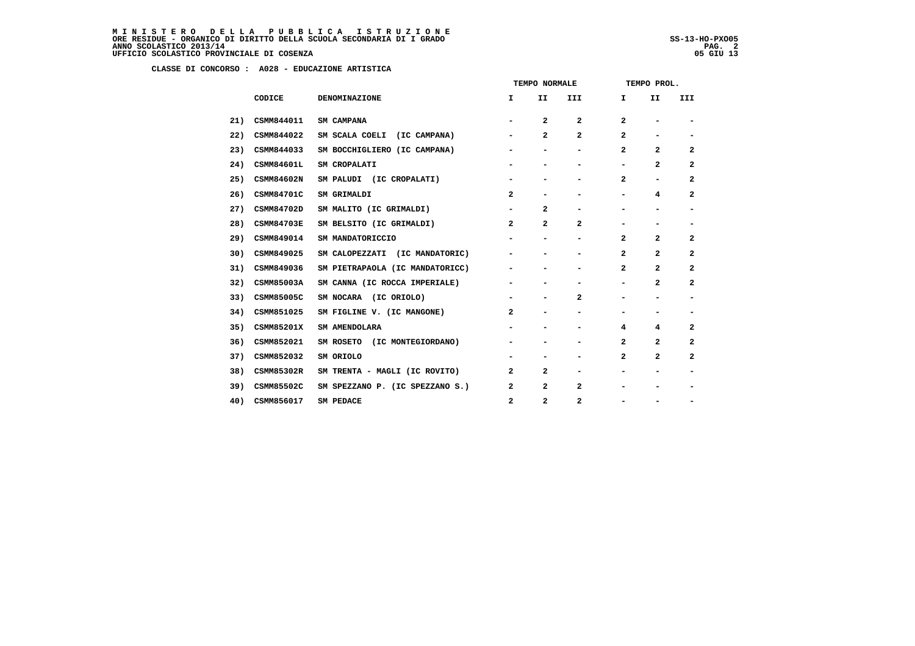CLASSE DI CONCORSO : A028 - EDUCAZIONE ARTISTICA

| | CODICE | DENOMINAZIONE | TEMPO NORMALE I | II | III | TEMPO PROL. I | II | III |
|---|---|---|---|---|---|---|---|---|
| 21) | CSMM844011 | SM CAMPANA | - | 2 | 2 | 2 | - | - |
| 22) | CSMM844022 | SM SCALA COELI (IC CAMPANA) | - | 2 | 2 | 2 | - | - |
| 23) | CSMM844033 | SM BOCCHIGLIERO (IC CAMPANA) | - | - | - | 2 | 2 | 2 |
| 24) | CSMM84601L | SM CROPALATI | - | - | - | - | 2 | 2 |
| 25) | CSMM84602N | SM PALUDI (IC CROPALATI) | - | - | - | 2 | - | 2 |
| 26) | CSMM84701C | SM GRIMALDI | 2 | - | - | - | 4 | 2 |
| 27) | CSMM84702D | SM MALITO (IC GRIMALDI) | - | 2 | - | - | - | - |
| 28) | CSMM84703E | SM BELSITO (IC GRIMALDI) | 2 | 2 | 2 | - | - | - |
| 29) | CSMM849014 | SM MANDATORICCIO | - | - | - | 2 | 2 | 2 |
| 30) | CSMM849025 | SM CALOPEZZATI (IC MANDATORIC) | - | - | - | 2 | 2 | 2 |
| 31) | CSMM849036 | SM PIETRAPAOLA (IC MANDATORICC) | - | - | - | 2 | 2 | 2 |
| 32) | CSMM85003A | SM CANNA (IC ROCCA IMPERIALE) | - | - | - | - | 2 | 2 |
| 33) | CSMM85005C | SM NOCARA (IC ORIOLO) | - | - | 2 | - | - | - |
| 34) | CSMM851025 | SM FIGLINE V. (IC MANGONE) | 2 | - | - | - | - | - |
| 35) | CSMM85201X | SM AMENDOLARA | - | - | - | 4 | 4 | 2 |
| 36) | CSMM852021 | SM ROSETO (IC MONTEGIORDANO) | - | - | - | 2 | 2 | 2 |
| 37) | CSMM852032 | SM ORIOLO | - | - | - | 2 | 2 | 2 |
| 38) | CSMM85302R | SM TRENTA - MAGLI (IC ROVITO) | 2 | 2 | - | - | - | - |
| 39) | CSMM85502C | SM SPEZZANO P. (IC SPEZZANO S.) | 2 | 2 | 2 | - | - | - |
| 40) | CSMM856017 | SM PEDACE | 2 | 2 | 2 | - | - | - |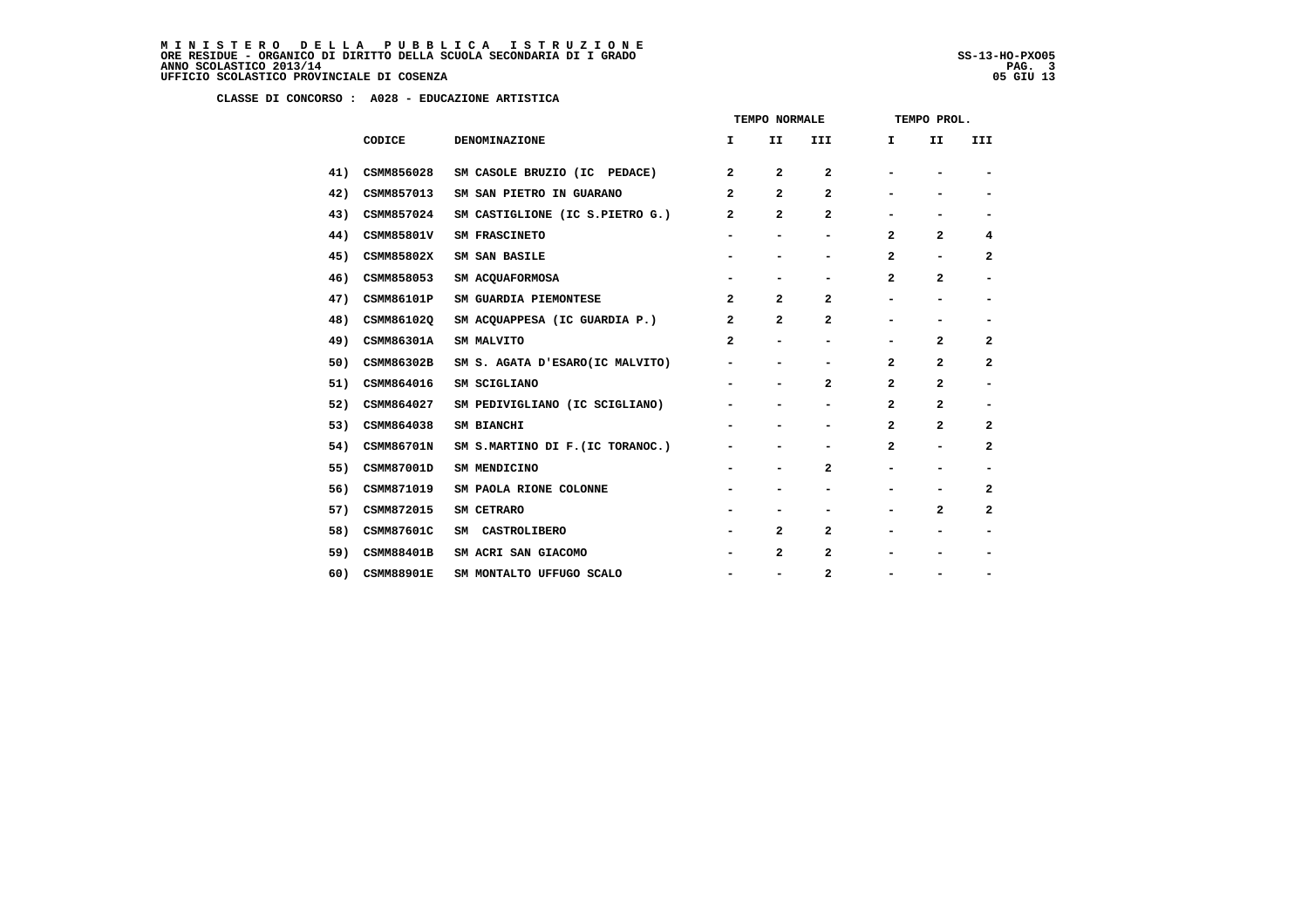**CLASSE DI CONCORSO : A028 - EDUCAZIONE ARTISTICA**

| | | | TEMPO NORMALE | | | TEMPO PROL. | | |
|---|---|---|---|---|---|---|---|---|
| | CODICE | DENOMINAZIONE | I | II | III | I | II | III |
| 41) | CSMM856028 | SM CASOLE BRUZIO (IC PEDACE) | 2 | 2 | 2 | - | - | - |
| 42) | CSMM857013 | SM SAN PIETRO IN GUARANO | 2 | 2 | 2 | - | - | - |
| 43) | CSMM857024 | SM CASTIGLIONE (IC S.PIETRO G.) | 2 | 2 | 2 | - | - | - |
| 44) | CSMM85801V | SM FRASCINETO | - | - | - | 2 | 2 | 4 |
| 45) | CSMM85802X | SM SAN BASILE | - | - | - | 2 | - | 2 |
| 46) | CSMM858053 | SM ACQUAFORMOSA | - | - | - | 2 | 2 | - |
| 47) | CSMM86101P | SM GUARDIA PIEMONTESE | 2 | 2 | 2 | - | - | - |
| 48) | CSMM86102Q | SM ACQUAPPESA (IC GUARDIA P.) | 2 | 2 | 2 | - | - | - |
| 49) | CSMM86301A | SM MALVITO | 2 | - | - | - | 2 | 2 |
| 50) | CSMM86302B | SM S. AGATA D'ESARO(IC MALVITO) | - | - | - | 2 | 2 | 2 |
| 51) | CSMM864016 | SM SCIGLIANO | - | - | 2 | 2 | 2 | - |
| 52) | CSMM864027 | SM PEDIVIGLIANO (IC SCIGLIANO) | - | - | - | 2 | 2 | - |
| 53) | CSMM864038 | SM BIANCHI | - | - | - | 2 | 2 | 2 |
| 54) | CSMM86701N | SM S.MARTINO DI F.(IC TORANOC.) | - | - | - | 2 | - | 2 |
| 55) | CSMM87001D | SM MENDICINO | - | - | 2 | - | - | - |
| 56) | CSMM871019 | SM PAOLA RIONE COLONNE | - | - | - | - | - | 2 |
| 57) | CSMM872015 | SM CETRARO | - | - | - | - | 2 | 2 |
| 58) | CSMM87601C | SM CASTROLIBERO | - | 2 | 2 | - | - | - |
| 59) | CSMM88401B | SM ACRI SAN GIACOMO | - | 2 | 2 | - | - | - |
| 60) | CSMM88901E | SM MONTALTO UFFUGO SCALO | - | - | 2 | - | - | - |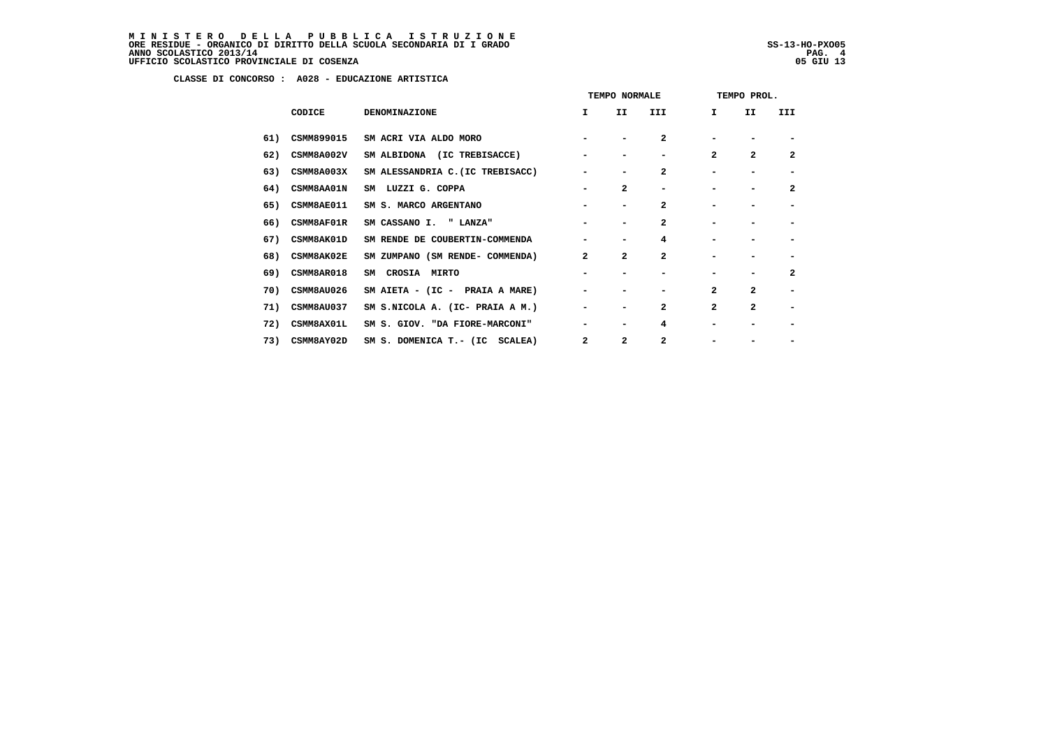**MINISTERO DELLA PUBBLICA ISTRUZIONE**
**ORE RESIDUE - ORGANICO DI DIRITTO DELLA SCUOLA SECONDARIA DI I GRADO**
**ANNO SCOLASTICO 2013/14**
**UFFICIO SCOLASTICO PROVINCIALE DI COSENZA**

SS-13-HO-PXO05
05 GIU 13

**CLASSE DI CONCORSO : A028 - EDUCAZIONE ARTISTICA**

| | | | TEMPO NORMALE | | | TEMPO PROL. | | |
|---|---|---|---|---|---|---|---|---|
| | CODICE | DENOMINAZIONE | I | II | III | I | II | III |
| 61) | CSMM899015 | SM ACRI VIA ALDO MORO | - | - | 2 | - | - | - |
| 62) | CSMM8A002V | SM ALBIDONA (IC TREBISACCE) | - | - | - | 2 | 2 | 2 |
| 63) | CSMM8A003X | SM ALESSANDRIA C.(IC TREBISACC) | - | - | 2 | - | - | - |
| 64) | CSMM8AA01N | SM LUZZI G. COPPA | - | 2 | - | - | - | 2 |
| 65) | CSMM8AE011 | SM S. MARCO ARGENTANO | - | - | 2 | - | - | - |
| 66) | CSMM8AF01R | SM CASSANO I. " LANZA" | - | - | 2 | - | - | - |
| 67) | CSMM8AK01D | SM RENDE DE COUBERTIN-COMMENDA | - | - | 4 | - | - | - |
| 68) | CSMM8AK02E | SM ZUMPANO (SM RENDE- COMMENDA) | 2 | 2 | 2 | - | - | - |
| 69) | CSMM8AR018 | SM CROSIA MIRTO | - | - | - | - | - | 2 |
| 70) | CSMM8AU026 | SM AIETA - (IC - PRAIA A MARE) | - | - | - | 2 | 2 | - |
| 71) | CSMM8AU037 | SM S.NICOLA A. (IC- PRAIA A M.) | - | - | 2 | 2 | 2 | - |
| 72) | CSMM8AX01L | SM S. GIOV. "DA FIORE-MARCONI" | - | - | 4 | - | - | - |
| 73) | CSMM8AY02D | SM S. DOMENICA T.- (IC SCALEA) | 2 | 2 | 2 | - | - | - |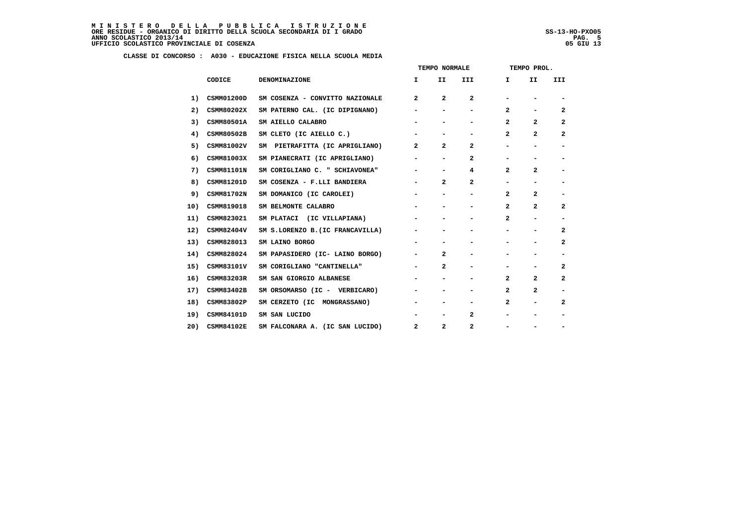**MINISTERO DELLA PUBBLICA ISTRUZIONE**
**ORE RESIDUE - ORGANICO DI DIRITTO DELLA SCUOLA SECONDARIA DI I GRADO**
**ANNO SCOLASTICO 2013/14**
**UFFICIO SCOLASTICO PROVINCIALE DI COSENZA**

SS-13-HO-PXO05
05 GIU 13

**CLASSE DI CONCORSO : A030 - EDUCAZIONE FISICA NELLA SCUOLA MEDIA**

| | | | TEMPO NORMALE | | | TEMPO PROL. | | |
|---|---|---|---|---|---|---|---|---|
| | CODICE | DENOMINAZIONE | I | II | III | I | II | III |
| 1) | CSMM01200D | SM COSENZA - CONVITTO NAZIONALE | 2 | 2 | 2 | - | - | - |
| 2) | CSMM80202X | SM PATERNO CAL. (IC DIPIGNANO) | - | - | - | 2 | - | 2 |
| 3) | CSMM80501A | SM AIELLO CALABRO | - | - | - | 2 | 2 | 2 |
| 4) | CSMM80502B | SM CLETO (IC AIELLO C.) | - | - | - | 2 | 2 | 2 |
| 5) | CSMM81002V | SM PIETRAFITTA (IC APRIGLIANO) | 2 | 2 | 2 | - | - | - |
| 6) | CSMM81003X | SM PIANECRATI (IC APRIGLIANO) | - | - | 2 | - | - | - |
| 7) | CSMM81101N | SM CORIGLIANO C. " SCHIAVONEA" | - | - | 4 | 2 | 2 | - |
| 8) | CSMM81201D | SM COSENZA - F.LLI BANDIERA | - | 2 | 2 | - | - | - |
| 9) | CSMM81702N | SM DOMANICO (IC CAROLEI) | - | - | - | 2 | 2 | - |
| 10) | CSMM819018 | SM BELMONTE CALABRO | - | - | - | 2 | 2 | 2 |
| 11) | CSMM823021 | SM PLATACI (IC VILLAPIANA) | - | - | - | 2 | - | - |
| 12) | CSMM82404V | SM S.LORENZO B.(IC FRANCAVILLA) | - | - | - | - | - | 2 |
| 13) | CSMM828013 | SM LAINO BORGO | - | - | - | - | - | 2 |
| 14) | CSMM828024 | SM PAPASIDERO (IC- LAINO BORGO) | - | 2 | - | - | - | - |
| 15) | CSMM83101V | SM CORIGLIANO "CANTINELLA" | - | 2 | - | - | - | 2 |
| 16) | CSMM83203R | SM SAN GIORGIO ALBANESE | - | - | - | 2 | 2 | 2 |
| 17) | CSMM83402B | SM ORSOMARSO (IC - VERBICARO) | - | - | - | 2 | 2 | - |
| 18) | CSMM83802P | SM CERZETO (IC MONGRASSANO) | - | - | - | 2 | - | 2 |
| 19) | CSMM84101D | SM SAN LUCIDO | - | - | 2 | - | - | - |
| 20) | CSMM84102E | SM FALCONARA A. (IC SAN LUCIDO) | 2 | 2 | 2 | - | - | - |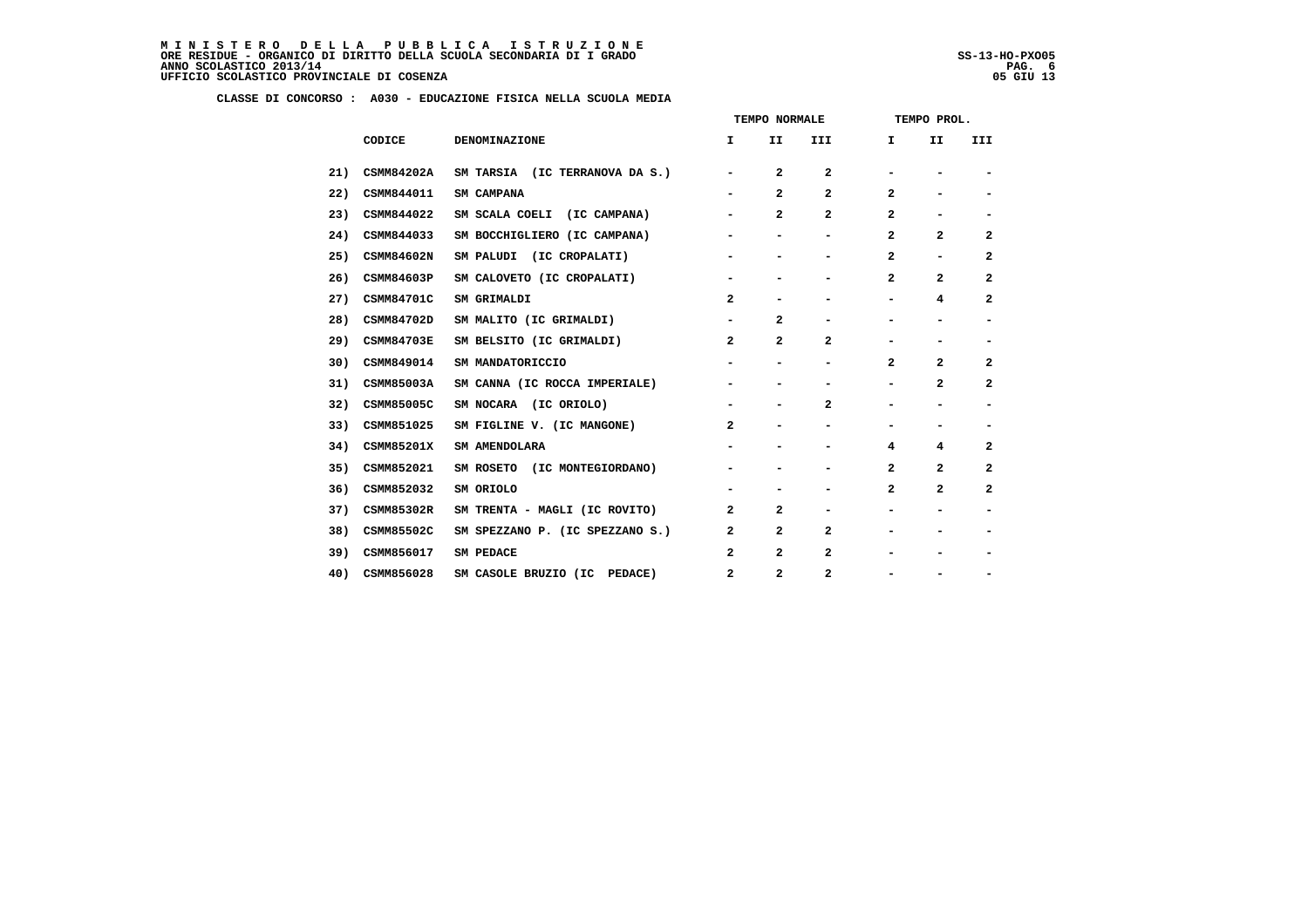**MINISTERO DELLA PUBBLICA ISTRUZIONE**
**ORE RESIDUE - ORGANICO DI DIRITTO DELLA SCUOLA SECONDARIA DI I GRADO**
**ANNO SCOLASTICO 2013/14**
**UFFICIO SCOLASTICO PROVINCIALE DI COSENZA**

SS-13-HO-PXO05
05 GIU 13

**CLASSE DI CONCORSO : A030 - EDUCAZIONE FISICA NELLA SCUOLA MEDIA**

| | | | TEMPO NORMALE | | | TEMPO PROL. | | |
|---|---|---|---|---|---|---|---|---|
| | CODICE | DENOMINAZIONE | I | II | III | I | II | III |
| 21) | CSMM84202A | SM TARSIA (IC TERRANOVA DA S.) | - | 2 | 2 | - | - | - |
| 22) | CSMM844011 | SM CAMPANA | - | 2 | 2 | 2 | - | - |
| 23) | CSMM844022 | SM SCALA COELI (IC CAMPANA) | - | 2 | 2 | 2 | - | - |
| 24) | CSMM844033 | SM BOCCHIGLIERO (IC CAMPANA) | - | - | - | 2 | 2 | 2 |
| 25) | CSMM84602N | SM PALUDI (IC CROPALATI) | - | - | - | 2 | - | 2 |
| 26) | CSMM84603P | SM CALOVETO (IC CROPALATI) | - | - | - | 2 | 2 | 2 |
| 27) | CSMM84701C | SM GRIMALDI | 2 | - | - | - | 4 | 2 |
| 28) | CSMM84702D | SM MALITO (IC GRIMALDI) | - | 2 | - | - | - | - |
| 29) | CSMM84703E | SM BELSITO (IC GRIMALDI) | 2 | 2 | 2 | - | - | - |
| 30) | CSMM849014 | SM MANDATORICCIO | - | - | - | 2 | 2 | 2 |
| 31) | CSMM85003A | SM CANNA (IC ROCCA IMPERIALE) | - | - | - | - | 2 | 2 |
| 32) | CSMM85005C | SM NOCARA (IC ORIOLO) | - | - | 2 | - | - | - |
| 33) | CSMM851025 | SM FIGLINE V. (IC MANGONE) | 2 | - | - | - | - | - |
| 34) | CSMM85201X | SM AMENDOLARA | - | - | - | 4 | 4 | 2 |
| 35) | CSMM852021 | SM ROSETO (IC MONTEGIORDANO) | - | - | - | 2 | 2 | 2 |
| 36) | CSMM852032 | SM ORIOLO | - | - | - | 2 | 2 | 2 |
| 37) | CSMM85302R | SM TRENTA - MAGLI (IC ROVITO) | 2 | 2 | - | - | - | - |
| 38) | CSMM85502C | SM SPEZZANO P. (IC SPEZZANO S.) | 2 | 2 | 2 | - | - | - |
| 39) | CSMM856017 | SM PEDACE | 2 | 2 | 2 | - | - | - |
| 40) | CSMM856028 | SM CASOLE BRUZIO (IC PEDACE) | 2 | 2 | 2 | - | - | - |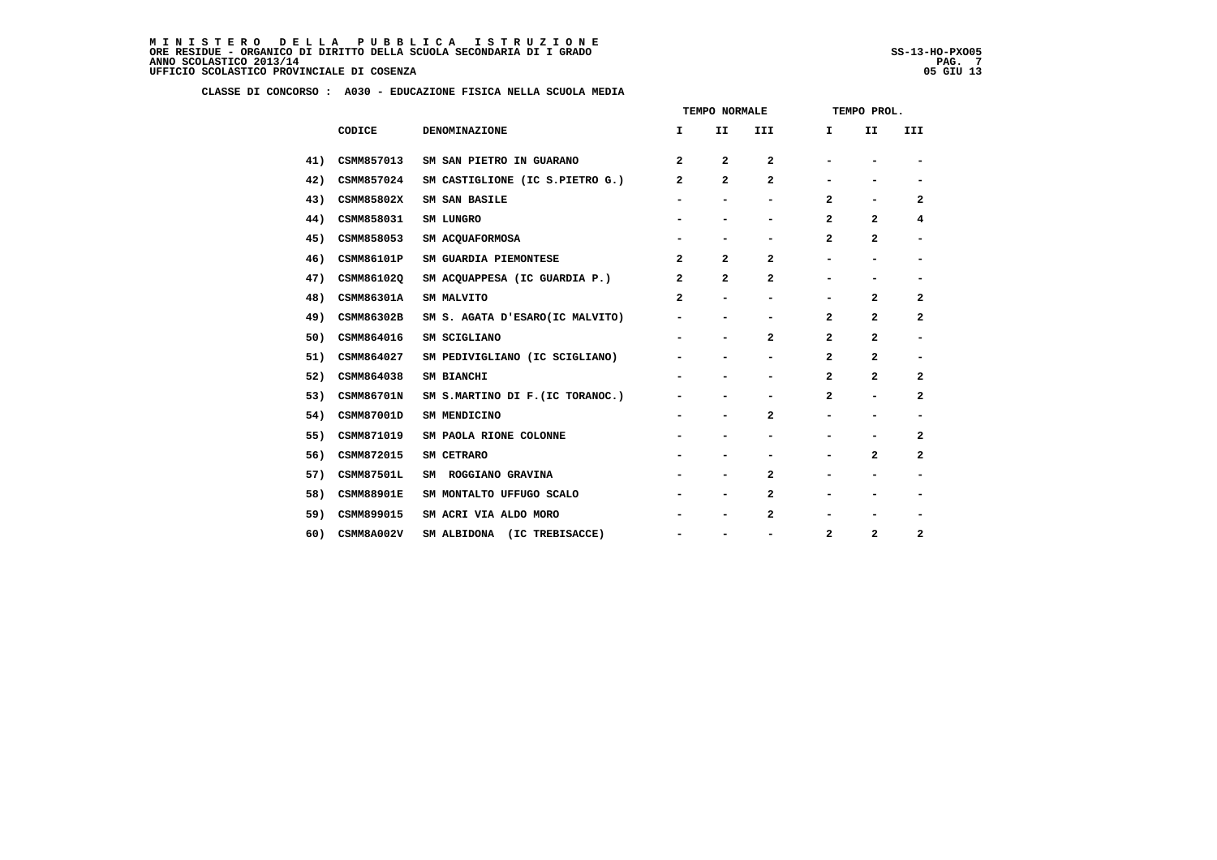**MINISTERO DELLA PUBBLICA ISTRUZIONE**
**ORE RESIDUE - ORGANICO DI DIRITTO DELLA SCUOLA SECONDARIA DI I GRADO**
**ANNO SCOLASTICO 2013/14**
**UFFICIO SCOLASTICO PROVINCIALE DI COSENZA**

SS-13-HO-PXO05
05 GIU 13

**CLASSE DI CONCORSO : A030 - EDUCAZIONE FISICA NELLA SCUOLA MEDIA**

| | CODICE | DENOMINAZIONE | TEMPO NORMALE I | II | III | TEMPO PROL. I | II | III |
|---|---|---|---|---|---|---|---|---|
| 41) | CSMM857013 | SM SAN PIETRO IN GUARANO | 2 | 2 | 2 | - | - | - |
| 42) | CSMM857024 | SM CASTIGLIONE (IC S.PIETRO G.) | 2 | 2 | 2 | - | - | - |
| 43) | CSMM85802X | SM SAN BASILE | - | - | - | 2 | - | 2 |
| 44) | CSMM858031 | SM LUNGRO | - | - | - | 2 | 2 | 4 |
| 45) | CSMM858053 | SM ACQUAFORMOSA | - | - | - | 2 | 2 | - |
| 46) | CSMM86101P | SM GUARDIA PIEMONTESE | 2 | 2 | 2 | - | - | - |
| 47) | CSMM86102Q | SM ACQUAPPESA (IC GUARDIA P.) | 2 | 2 | 2 | - | - | - |
| 48) | CSMM86301A | SM MALVITO | 2 | - | - | - | 2 | 2 |
| 49) | CSMM86302B | SM S. AGATA D'ESARO(IC MALVITO) | - | - | - | 2 | 2 | 2 |
| 50) | CSMM864016 | SM SCIGLIANO | - | - | 2 | 2 | 2 | - |
| 51) | CSMM864027 | SM PEDIVIGLIANO (IC SCIGLIANO) | - | - | - | 2 | 2 | - |
| 52) | CSMM864038 | SM BIANCHI | - | - | - | 2 | 2 | 2 |
| 53) | CSMM86701N | SM S.MARTINO DI F.(IC TORANOC.) | - | - | - | 2 | - | 2 |
| 54) | CSMM87001D | SM MENDICINO | - | - | 2 | - | - | - |
| 55) | CSMM871019 | SM PAOLA RIONE COLONNE | - | - | - | - | - | 2 |
| 56) | CSMM872015 | SM CETRARO | - | - | - | - | 2 | 2 |
| 57) | CSMM87501L | SM ROGGIANO GRAVINA | - | - | 2 | - | - | - |
| 58) | CSMM88901E | SM MONTALTO UFFUGO SCALO | - | - | 2 | - | - | - |
| 59) | CSMM899015 | SM ACRI VIA ALDO MORO | - | - | 2 | - | - | - |
| 60) | CSMM8A002V | SM ALBIDONA (IC TREBISACCE) | - | - | - | 2 | 2 | 2 |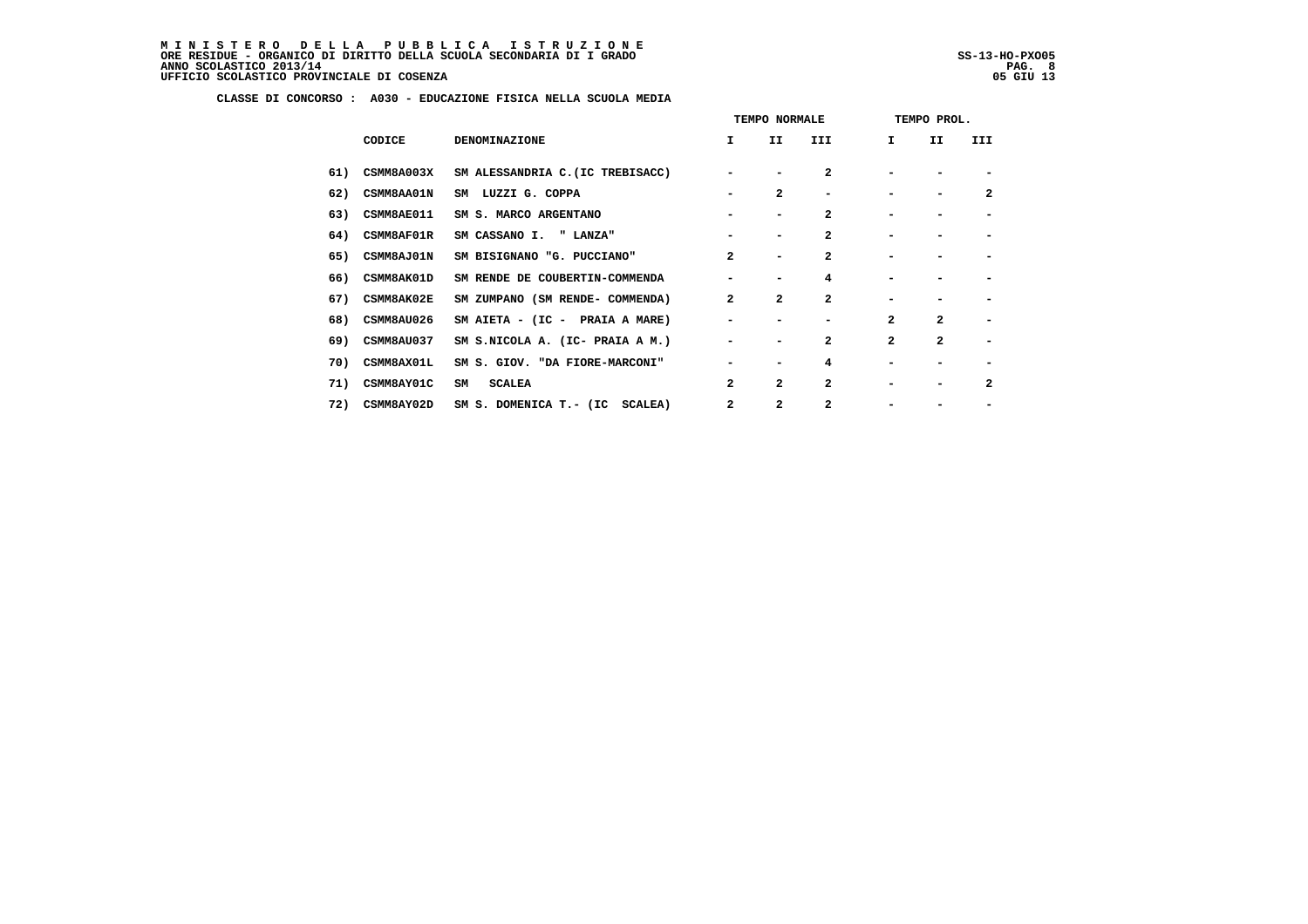**M I N I S T E R O D E L L A P U B B L I C A I S T R U Z I O N E**
**ORE RESIDUE - ORGANICO DI DIRITTO DELLA SCUOLA SECONDARIA DI I GRADO** SS-13-HO-PXO05
**ANNO SCOLASTICO 2013/14**
**UFFICIO SCOLASTICO PROVINCIALE DI COSENZA** 05 GIU 13

**CLASSE DI CONCORSO : A030 - EDUCAZIONE FISICA NELLA SCUOLA MEDIA**

| | | | TEMPO NORMALE | | | TEMPO PROL. | | |
|---|---|---|---|---|---|---|---|---|
| | CODICE | DENOMINAZIONE | I | II | III | I | II | III |
| 61) | CSMM8A003X | SM ALESSANDRIA C.(IC TREBISACC) | - | - | 2 | - | - | - |
| 62) | CSMM8AA01N | SM LUZZI G. COPPA | - | 2 | - | - | - | 2 |
| 63) | CSMM8AE011 | SM S. MARCO ARGENTANO | - | - | 2 | - | - | - |
| 64) | CSMM8AF01R | SM CASSANO I. " LANZA" | - | - | 2 | - | - | - |
| 65) | CSMM8AJ01N | SM BISIGNANO "G. PUCCIANO" | 2 | - | 2 | - | - | - |
| 66) | CSMM8AK01D | SM RENDE DE COUBERTIN-COMMENDA | - | - | 4 | - | - | - |
| 67) | CSMM8AK02E | SM ZUMPANO (SM RENDE- COMMENDA) | 2 | 2 | 2 | - | - | - |
| 68) | CSMM8AU026 | SM AIETA - (IC - PRAIA A MARE) | - | - | - | 2 | 2 | - |
| 69) | CSMM8AU037 | SM S.NICOLA A. (IC- PRAIA A M.) | - | - | 2 | 2 | 2 | - |
| 70) | CSMM8AX01L | SM S. GIOV. "DA FIORE-MARCONI" | - | - | 4 | - | - | - |
| 71) | CSMM8AY01C | SM SCALEA | 2 | 2 | 2 | - | - | 2 |
| 72) | CSMM8AY02D | SM S. DOMENICA T.- (IC SCALEA) | 2 | 2 | 2 | - | - | - |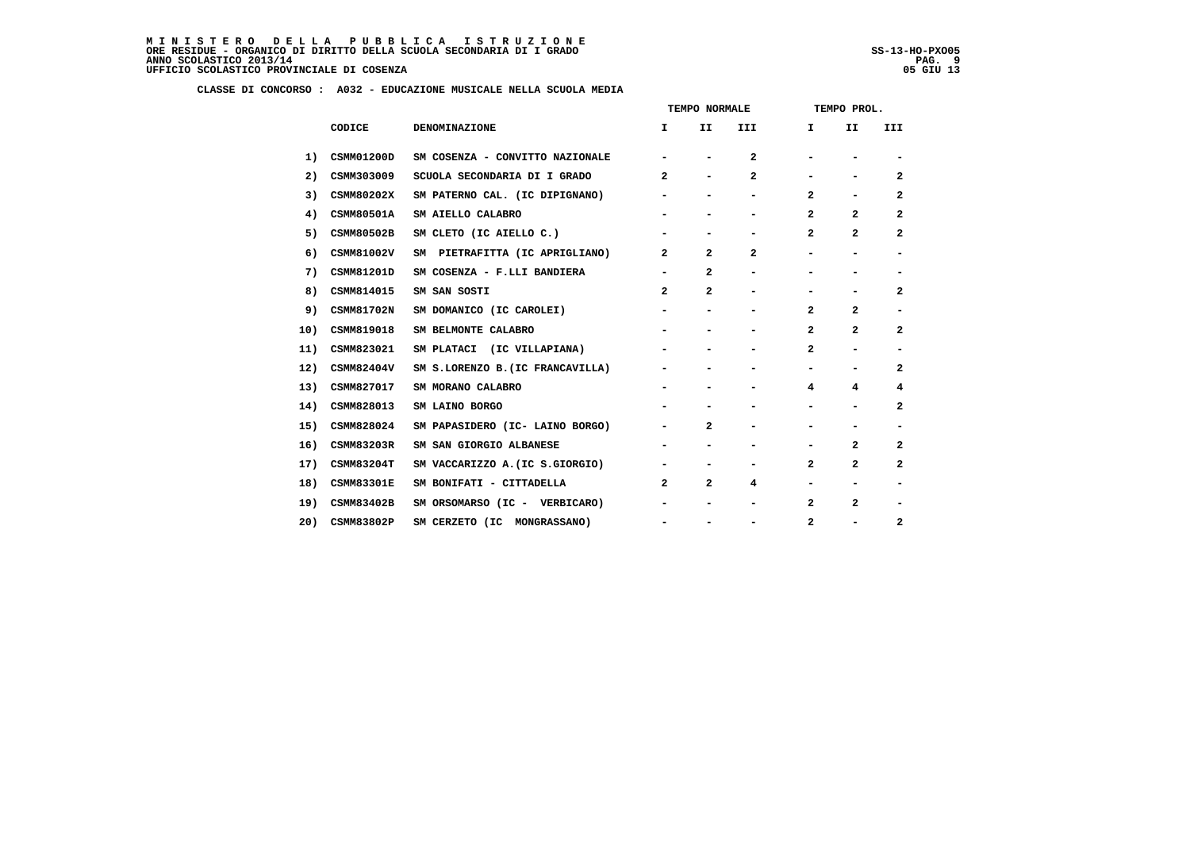# MINISTERO DELLA PUBBLICA ISTRUZIONE

ORE RESIDUE - ORGANICO DI DIRITTO DELLA SCUOLA SECONDARIA DI I GRADO
ANNO SCOLASTICO 2013/14
UFFICIO SCOLASTICO PROVINCIALE DI COSENZA

SS-13-HO-PXO05
05 GIU 13

**CLASSE DI CONCORSO : A032 - EDUCAZIONE MUSICALE NELLA SCUOLA MEDIA**

| | | | TEMPO NORMALE | | | TEMPO PROL. | | |
|---|---|---|---|---|---|---|---|---|
| | CODICE | DENOMINAZIONE | I | II | III | I | II | III |
| 1) | CSMM01200D | SM COSENZA - CONVITTO NAZIONALE | - | - | 2 | - | - | - |
| 2) | CSMM303009 | SCUOLA SECONDARIA DI I GRADO | 2 | - | 2 | - | - | 2 |
| 3) | CSMM80202X | SM PATERNO CAL. (IC DIPIGNANO) | - | - | - | 2 | - | 2 |
| 4) | CSMM80501A | SM AIELLO CALABRO | - | - | - | 2 | 2 | 2 |
| 5) | CSMM80502B | SM CLETO (IC AIELLO C.) | - | - | - | 2 | 2 | 2 |
| 6) | CSMM81002V | SM PIETRAFITTA (IC APRIGLIANO) | 2 | 2 | 2 | - | - | - |
| 7) | CSMM81201D | SM COSENZA - F.LLI BANDIERA | - | 2 | - | - | - | - |
| 8) | CSMM814015 | SM SAN SOSTI | 2 | 2 | - | - | - | 2 |
| 9) | CSMM81702N | SM DOMANICO (IC CAROLEI) | - | - | - | 2 | 2 | - |
| 10) | CSMM819018 | SM BELMONTE CALABRO | - | - | - | 2 | 2 | 2 |
| 11) | CSMM823021 | SM PLATACI (IC VILLAPIANA) | - | - | - | 2 | - | - |
| 12) | CSMM82404V | SM S.LORENZO B.(IC FRANCAVILLA) | - | - | - | - | - | 2 |
| 13) | CSMM827017 | SM MORANO CALABRO | - | - | - | 4 | 4 | 4 |
| 14) | CSMM828013 | SM LAINO BORGO | - | - | - | - | - | 2 |
| 15) | CSMM828024 | SM PAPASIDERO (IC- LAINO BORGO) | - | 2 | - | - | - | - |
| 16) | CSMM83203R | SM SAN GIORGIO ALBANESE | - | - | - | - | 2 | 2 |
| 17) | CSMM83204T | SM VACCARIZZO A.(IC S.GIORGIO) | - | - | - | 2 | 2 | 2 |
| 18) | CSMM83301E | SM BONIFATI - CITTADELLA | 2 | 2 | 4 | - | - | - |
| 19) | CSMM83402B | SM ORSOMARSO (IC - VERBICARO) | - | - | - | 2 | 2 | - |
| 20) | CSMM83802P | SM CERZETO (IC MONGRASSANO) | - | - | - | 2 | - | 2 |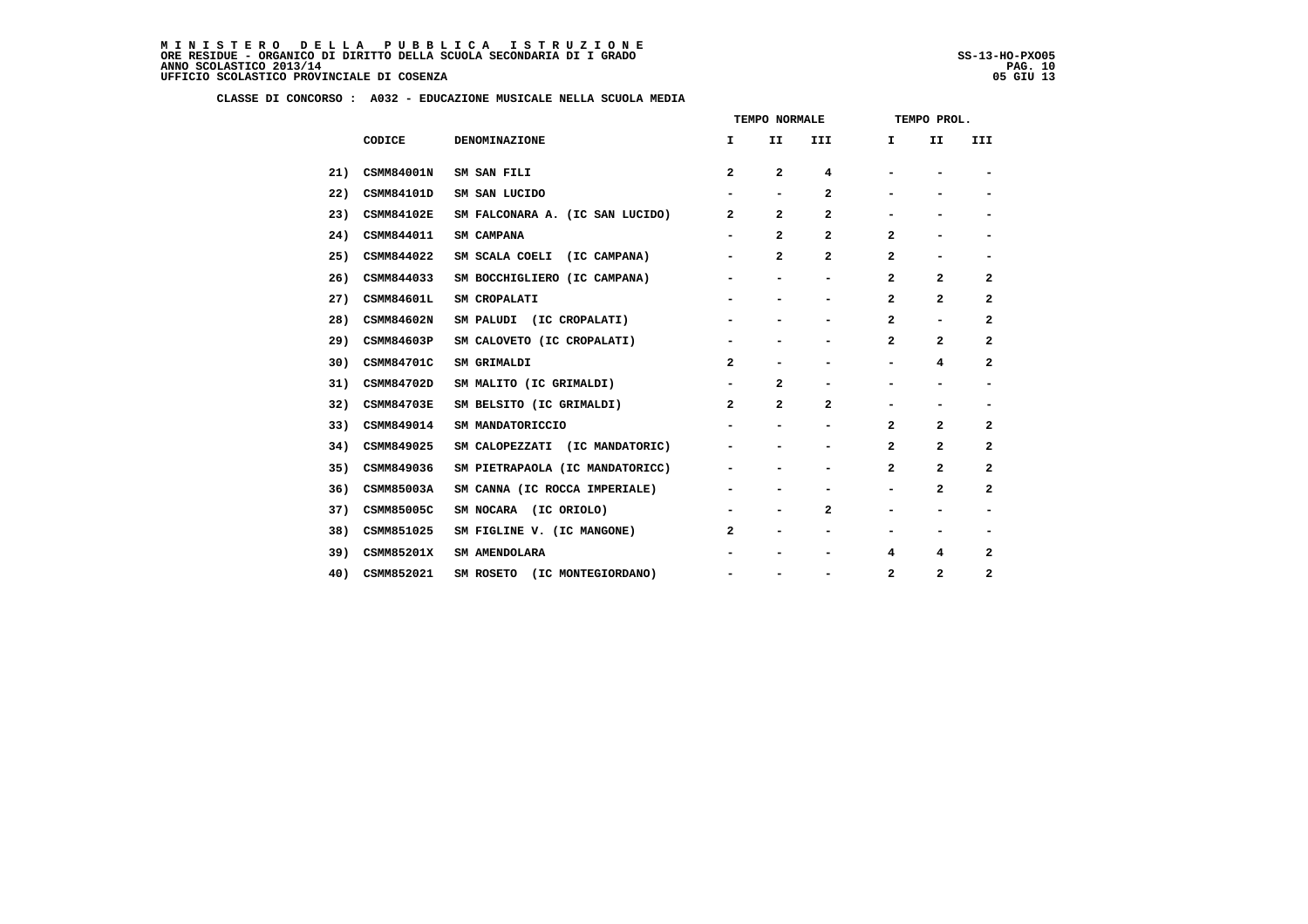# MINISTERO DELLA PUBBLICA ISTRUZIONE

**ORE RESIDUE - ORGANICO DI DIRITTO DELLA SCUOLA SECONDARIA DI I GRADO**
**ANNO SCOLASTICO 2013/14**
**UFFICIO SCOLASTICO PROVINCIALE DI COSENZA**

SS-13-HO-PXO05
05 GIU 13

**CLASSE DI CONCORSO : A032 - EDUCAZIONE MUSICALE NELLA SCUOLA MEDIA**

| | | | TEMPO NORMALE | | | TEMPO PROL. | | |
|---|---|---|---|---|---|---|---|---|
| | CODICE | DENOMINAZIONE | I | II | III | I | II | III |
| 21) | CSMM84001N | SM SAN FILI | 2 | 2 | 4 | - | - | - |
| 22) | CSMM84101D | SM SAN LUCIDO | - | - | 2 | - | - | - |
| 23) | CSMM84102E | SM FALCONARA A. (IC SAN LUCIDO) | 2 | 2 | 2 | - | - | - |
| 24) | CSMM844011 | SM CAMPANA | - | 2 | 2 | 2 | - | - |
| 25) | CSMM844022 | SM SCALA COELI (IC CAMPANA) | - | 2 | 2 | 2 | - | - |
| 26) | CSMM844033 | SM BOCCHIGLIERO (IC CAMPANA) | - | - | - | 2 | 2 | 2 |
| 27) | CSMM84601L | SM CROPALATI | - | - | - | 2 | 2 | 2 |
| 28) | CSMM84602N | SM PALUDI (IC CROPALATI) | - | - | - | 2 | - | 2 |
| 29) | CSMM84603P | SM CALOVETO (IC CROPALATI) | - | - | - | 2 | 2 | 2 |
| 30) | CSMM84701C | SM GRIMALDI | 2 | - | - | - | 4 | 2 |
| 31) | CSMM84702D | SM MALITO (IC GRIMALDI) | - | 2 | - | - | - | - |
| 32) | CSMM84703E | SM BELSITO (IC GRIMALDI) | 2 | 2 | 2 | - | - | - |
| 33) | CSMM849014 | SM MANDATORICCIO | - | - | - | 2 | 2 | 2 |
| 34) | CSMM849025 | SM CALOPEZZATI (IC MANDATORIC) | - | - | - | 2 | 2 | 2 |
| 35) | CSMM849036 | SM PIETRAPAOLA (IC MANDATORICC) | - | - | - | 2 | 2 | 2 |
| 36) | CSMM85003A | SM CANNA (IC ROCCA IMPERIALE) | - | - | - | - | 2 | 2 |
| 37) | CSMM85005C | SM NOCARA (IC ORIOLO) | - | - | 2 | - | - | - |
| 38) | CSMM851025 | SM FIGLINE V. (IC MANGONE) | 2 | - | - | - | - | - |
| 39) | CSMM85201X | SM AMENDOLARA | - | - | - | 4 | 4 | 2 |
| 40) | CSMM852021 | SM ROSETO (IC MONTEGIORDANO) | - | - | - | 2 | 2 | 2 |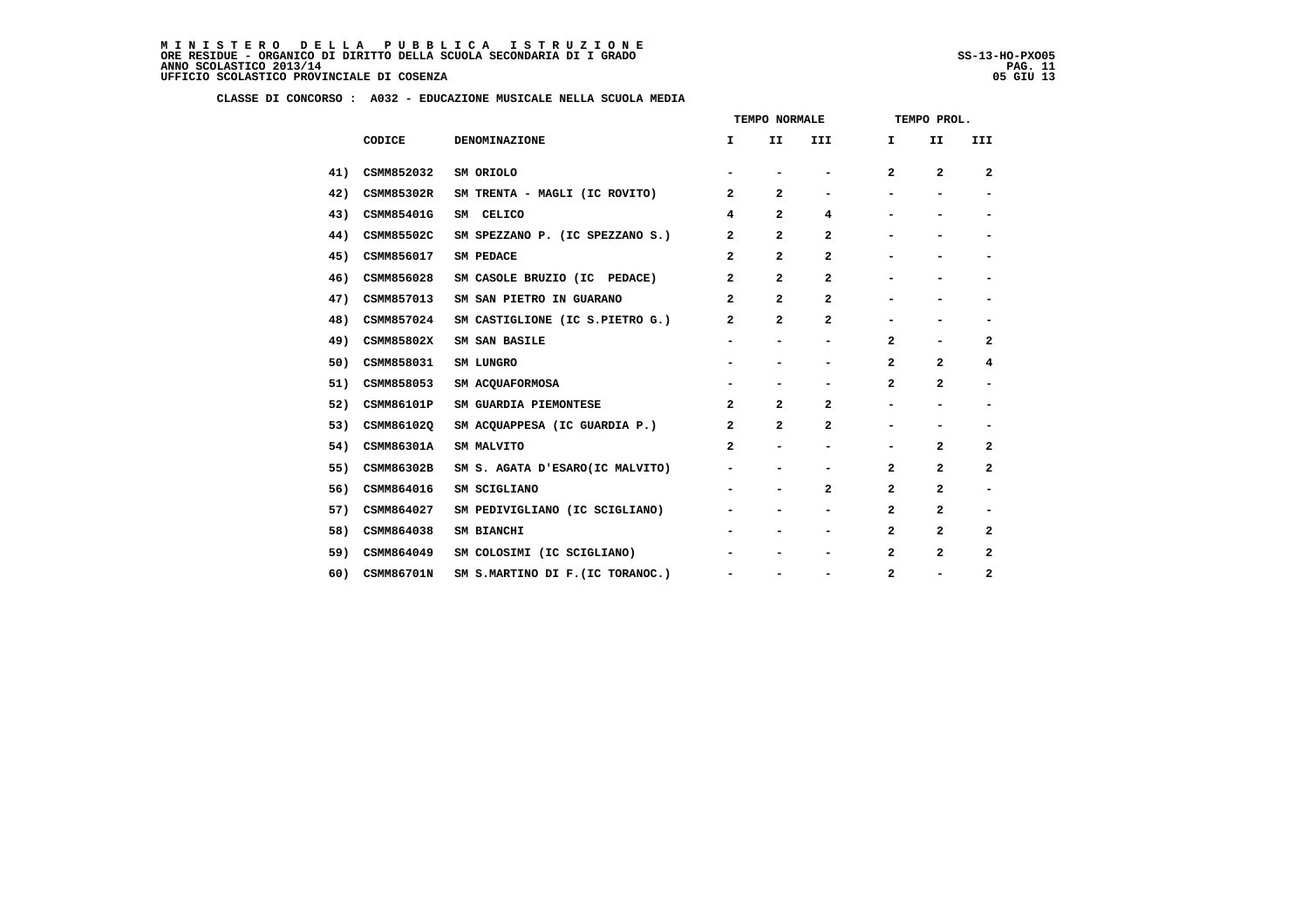**M I N I S T E R O   D E L L A   P U B B L I C A   I S T R U Z I O N E**
**ORE RESIDUE - ORGANICO DI DIRITTO DELLA SCUOLA SECONDARIA DI I GRADO**
**ANNO SCOLASTICO 2013/14**
**UFFICIO SCOLASTICO PROVINCIALE DI COSENZA**

SS-13-HO-PXO05
05 GIU 13

**CLASSE DI CONCORSO : A032 - EDUCAZIONE MUSICALE NELLA SCUOLA MEDIA**

| | | | TEMPO NORMALE | | | TEMPO PROL. | | |
|---|---|---|---|---|---|---|---|---|
| | CODICE | DENOMINAZIONE | I | II | III | I | II | III |
| 41) | CSMM852032 | SM ORIOLO | - | - | - | 2 | 2 | 2 |
| 42) | CSMM85302R | SM TRENTA - MAGLI (IC ROVITO) | 2 | 2 | - | - | - | - |
| 43) | CSMM85401G | SM CELICO | 4 | 2 | 4 | - | - | - |
| 44) | CSMM85502C | SM SPEZZANO P. (IC SPEZZANO S.) | 2 | 2 | 2 | - | - | - |
| 45) | CSMM856017 | SM PEDACE | 2 | 2 | 2 | - | - | - |
| 46) | CSMM856028 | SM CASOLE BRUZIO (IC PEDACE) | 2 | 2 | 2 | - | - | - |
| 47) | CSMM857013 | SM SAN PIETRO IN GUARANO | 2 | 2 | 2 | - | - | - |
| 48) | CSMM857024 | SM CASTIGLIONE (IC S.PIETRO G.) | 2 | 2 | 2 | - | - | - |
| 49) | CSMM85802X | SM SAN BASILE | - | - | - | 2 | - | 2 |
| 50) | CSMM858031 | SM LUNGRO | - | - | - | 2 | 2 | 4 |
| 51) | CSMM858053 | SM ACQUAFORMOSA | - | - | - | 2 | 2 | - |
| 52) | CSMM86101P | SM GUARDIA PIEMONTESE | 2 | 2 | 2 | - | - | - |
| 53) | CSMM86102Q | SM ACQUAPPESA (IC GUARDIA P.) | 2 | 2 | 2 | - | - | - |
| 54) | CSMM86301A | SM MALVITO | 2 | - | - | - | 2 | 2 |
| 55) | CSMM86302B | SM S. AGATA D'ESARO(IC MALVITO) | - | - | - | 2 | 2 | 2 |
| 56) | CSMM864016 | SM SCIGLIANO | - | - | 2 | 2 | 2 | - |
| 57) | CSMM864027 | SM PEDIVIGLIANO (IC SCIGLIANO) | - | - | - | 2 | 2 | - |
| 58) | CSMM864038 | SM BIANCHI | - | - | - | 2 | 2 | 2 |
| 59) | CSMM864049 | SM COLOSIMI (IC SCIGLIANO) | - | - | - | 2 | 2 | 2 |
| 60) | CSMM86701N | SM S.MARTINO DI F.(IC TORANOC.) | - | - | - | 2 | - | 2 |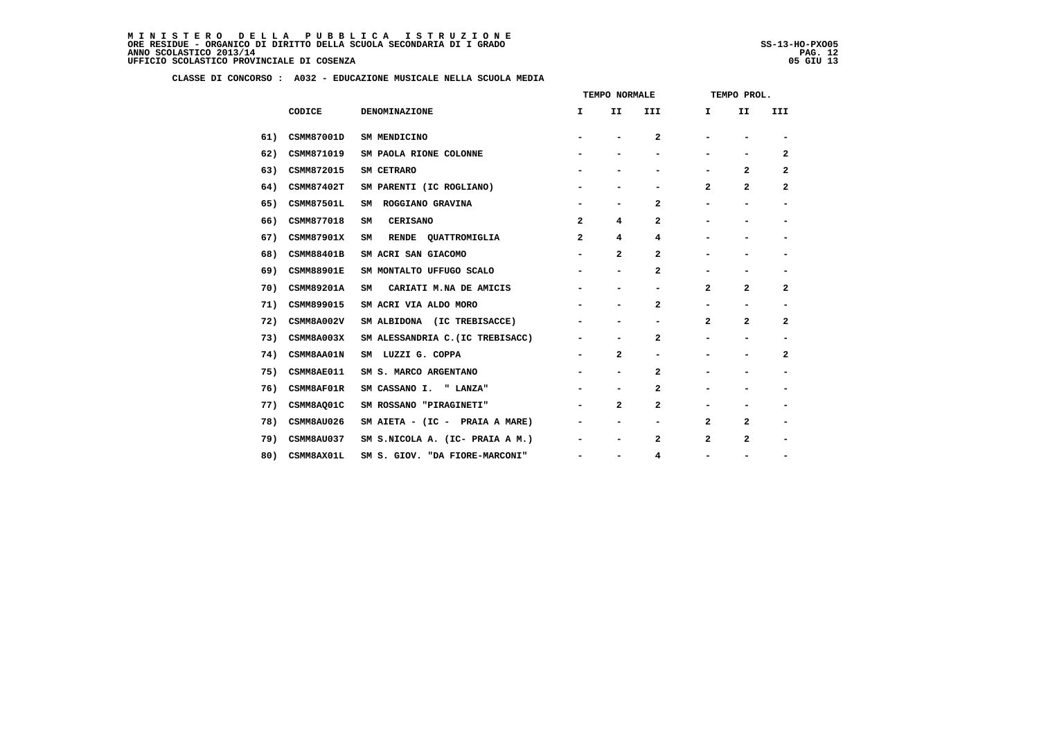**CLASSE DI CONCORSO : A032 - EDUCAZIONE MUSICALE NELLA SCUOLA MEDIA**

| | CODICE | DENOMINAZIONE | TEMPO NORMALE I | TEMPO NORMALE II | TEMPO NORMALE III | TEMPO PROL. I | TEMPO PROL. II | TEMPO PROL. III |
|---|---|---|---|---|---|---|---|---|
| 61) | CSMM87001D | SM MENDICINO | - | - | 2 | - | - | - |
| 62) | CSMM871019 | SM PAOLA RIONE COLONNE | - | - | - | - | - | 2 |
| 63) | CSMM872015 | SM CETRARO | - | - | - | - | 2 | 2 |
| 64) | CSMM87402T | SM PARENTI (IC ROGLIANO) | - | - | - | 2 | 2 | 2 |
| 65) | CSMM87501L | SM ROGGIANO GRAVINA | - | - | 2 | - | - | - |
| 66) | CSMM877018 | SM CERISANO | 2 | 4 | 2 | - | - | - |
| 67) | CSMM87901X | SM RENDE QUATTROMIGLIA | 2 | 4 | 4 | - | - | - |
| 68) | CSMM88401B | SM ACRI SAN GIACOMO | - | 2 | 2 | - | - | - |
| 69) | CSMM88901E | SM MONTALTO UFFUGO SCALO | - | - | 2 | - | - | - |
| 70) | CSMM89201A | SM CARIATI M.NA DE AMICIS | - | - | - | 2 | 2 | 2 |
| 71) | CSMM899015 | SM ACRI VIA ALDO MORO | - | - | 2 | - | - | - |
| 72) | CSMM8A002V | SM ALBIDONA (IC TREBISACCE) | - | - | - | 2 | 2 | 2 |
| 73) | CSMM8A003X | SM ALESSANDRIA C.(IC TREBISACC) | - | - | 2 | - | - | - |
| 74) | CSMM8AA01N | SM LUZZI G. COPPA | - | 2 | - | - | - | 2 |
| 75) | CSMM8AE011 | SM S. MARCO ARGENTANO | - | - | 2 | - | - | - |
| 76) | CSMM8AF01R | SM CASSANO I. " LANZA" | - | - | 2 | - | - | - |
| 77) | CSMM8AQ01C | SM ROSSANO "PIRAGINETI" | - | 2 | 2 | - | - | - |
| 78) | CSMM8AU026 | SM AIETA - (IC - PRAIA A MARE) | - | - | - | 2 | 2 | - |
| 79) | CSMM8AU037 | SM S.NICOLA A. (IC- PRAIA A M.) | - | - | 2 | 2 | 2 | - |
| 80) | CSMM8AX01L | SM S. GIOV. "DA FIORE-MARCONI" | - | - | 4 | - | - | - |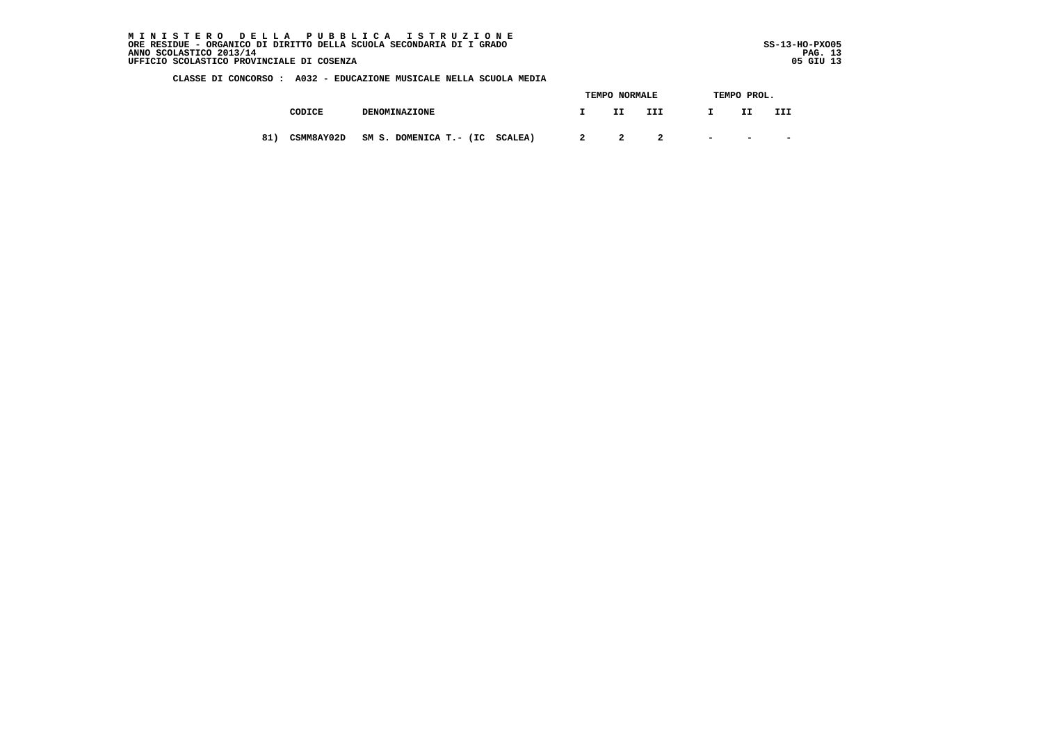**M I N I S T E R O D E L L A P U B B L I C A I S T R U Z I O N E**
**ORE RESIDUE - ORGANICO DI DIRITTO DELLA SCUOLA SECONDARIA DI I GRADO**
**ANNO SCOLASTICO 2013/14**
**UFFICIO SCOLASTICO PROVINCIALE DI COSENZA**

SS-13-HO-PXO05
05 GIU 13

**CLASSE DI CONCORSO : A032 - EDUCAZIONE MUSICALE NELLA SCUOLA MEDIA**

| | CODICE | DENOMINAZIONE | TEMPO NORMALE I | TEMPO NORMALE II | TEMPO NORMALE III | TEMPO PROL. I | TEMPO PROL. II | TEMPO PROL. III |
|---|---|---|---|---|---|---|---|---|
| 81) | CSMM8AY02D | SM S. DOMENICA T.- (IC SCALEA) | 2 | 2 | 2 | - | - | - |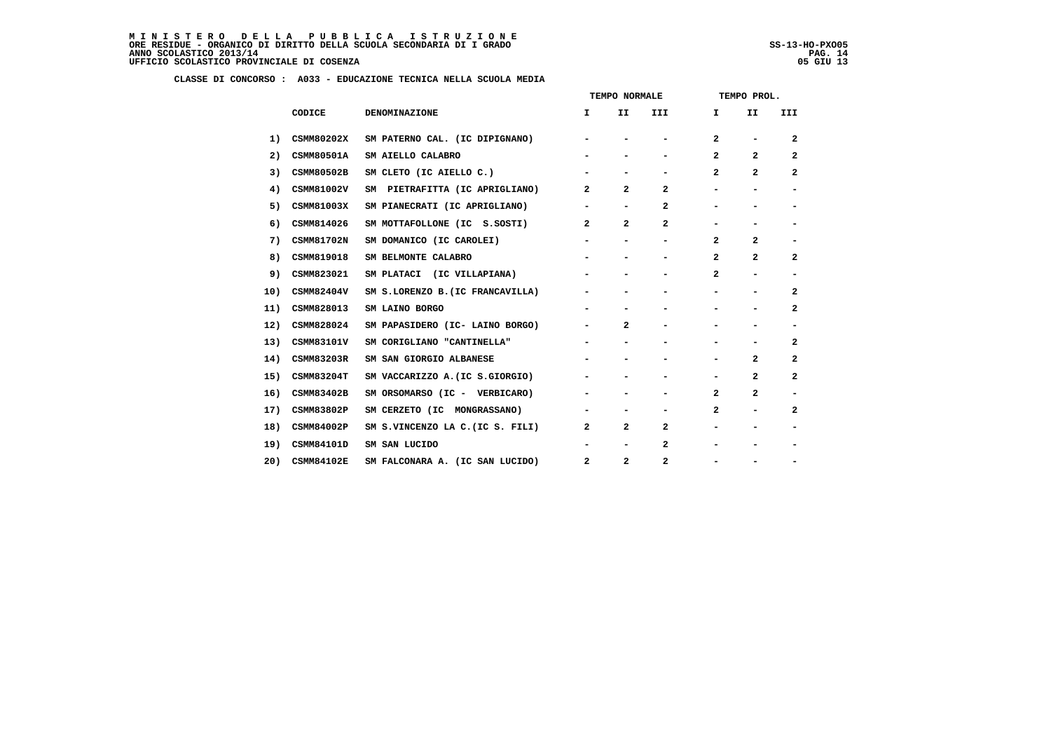**MINISTERO DELLA PUBBLICA ISTRUZIONE**
**ORE RESIDUE - ORGANICO DI DIRITTO DELLA SCUOLA SECONDARIA DI I GRADO**
**ANNO SCOLASTICO 2013/14**
**UFFICIO SCOLASTICO PROVINCIALE DI COSENZA**

SS-13-HO-PXO05
05 GIU 13

**CLASSE DI CONCORSO : A033 - EDUCAZIONE TECNICA NELLA SCUOLA MEDIA**

| | CODICE | DENOMINAZIONE | TEMPO NORMALE I | II | III | TEMPO PROL. I | II | III |
|---|---|---|---|---|---|---|---|---|
| 1) | CSMM80202X | SM PATERNO CAL. (IC DIPIGNANO) | - | - | - | 2 | - | 2 |
| 2) | CSMM80501A | SM AIELLO CALABRO | - | - | - | 2 | 2 | 2 |
| 3) | CSMM80502B | SM CLETO (IC AIELLO C.) | - | - | - | 2 | 2 | 2 |
| 4) | CSMM81002V | SM PIETRAFITTA (IC APRIGLIANO) | 2 | 2 | 2 | - | - | - |
| 5) | CSMM81003X | SM PIANECRATI (IC APRIGLIANO) | - | - | 2 | - | - | - |
| 6) | CSMM814026 | SM MOTTAFOLLONE (IC S.SOSTI) | 2 | 2 | 2 | - | - | - |
| 7) | CSMM81702N | SM DOMANICO (IC CAROLEI) | - | - | - | 2 | 2 | - |
| 8) | CSMM819018 | SM BELMONTE CALABRO | - | - | - | 2 | 2 | 2 |
| 9) | CSMM823021 | SM PLATACI (IC VILLAPIANA) | - | - | - | 2 | - | - |
| 10) | CSMM82404V | SM S.LORENZO B.(IC FRANCAVILLA) | - | - | - | - | - | 2 |
| 11) | CSMM828013 | SM LAINO BORGO | - | - | - | - | - | 2 |
| 12) | CSMM828024 | SM PAPASIDERO (IC- LAINO BORGO) | - | 2 | - | - | - | - |
| 13) | CSMM83101V | SM CORIGLIANO "CANTINELLA" | - | - | - | - | - | 2 |
| 14) | CSMM83203R | SM SAN GIORGIO ALBANESE | - | - | - | - | 2 | 2 |
| 15) | CSMM83204T | SM VACCARIZZO A.(IC S.GIORGIO) | - | - | - | - | 2 | 2 |
| 16) | CSMM83402B | SM ORSOMARSO (IC - VERBICARO) | - | - | - | 2 | 2 | - |
| 17) | CSMM83802P | SM CERZETO (IC MONGRASSANO) | - | - | - | 2 | - | 2 |
| 18) | CSMM84002P | SM S.VINCENZO LA C.(IC S. FILI) | 2 | 2 | 2 | - | - | - |
| 19) | CSMM84101D | SM SAN LUCIDO | - | - | 2 | - | - | - |
| 20) | CSMM84102E | SM FALCONARA A. (IC SAN LUCIDO) | 2 | 2 | 2 | - | - | - |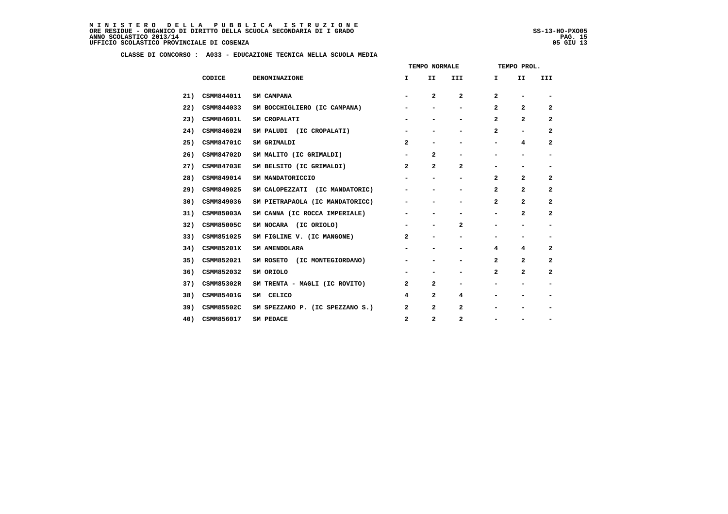**M I N I S T E R O   D E L L A   P U B B L I C A   I S T R U Z I O N E**
**ORE RESIDUE - ORGANICO DI DIRITTO DELLA SCUOLA SECONDARIA DI I GRADO** — SS-13-HO-PXO05
**ANNO SCOLASTICO 2013/14**
**UFFICIO SCOLASTICO PROVINCIALE DI COSENZA** — 05 GIU 13

**CLASSE DI CONCORSO : A033 - EDUCAZIONE TECNICA NELLA SCUOLA MEDIA**

| | CODICE | DENOMINAZIONE | TEMPO NORMALE I | II | III | TEMPO PROL. I | II | III |
|---|---|---|---|---|---|---|---|---|
| 21) | CSMM844011 | SM CAMPANA | - | 2 | 2 | 2 | - | - |
| 22) | CSMM844033 | SM BOCCHIGLIERO (IC CAMPANA) | - | - | - | 2 | 2 | 2 |
| 23) | CSMM84601L | SM CROPALATI | - | - | - | 2 | 2 | 2 |
| 24) | CSMM84602N | SM PALUDI (IC CROPALATI) | - | - | - | 2 | - | 2 |
| 25) | CSMM84701C | SM GRIMALDI | 2 | - | - | - | 4 | 2 |
| 26) | CSMM84702D | SM MALITO (IC GRIMALDI) | - | 2 | - | - | - | - |
| 27) | CSMM84703E | SM BELSITO (IC GRIMALDI) | 2 | 2 | 2 | - | - | - |
| 28) | CSMM849014 | SM MANDATORICCIO | - | - | - | 2 | 2 | 2 |
| 29) | CSMM849025 | SM CALOPEZZATI (IC MANDATORIC) | - | - | - | 2 | 2 | 2 |
| 30) | CSMM849036 | SM PIETRAPAOLA (IC MANDATORICC) | - | - | - | 2 | 2 | 2 |
| 31) | CSMM85003A | SM CANNA (IC ROCCA IMPERIALE) | - | - | - | - | 2 | 2 |
| 32) | CSMM85005C | SM NOCARA (IC ORIOLO) | - | - | 2 | - | - | - |
| 33) | CSMM851025 | SM FIGLINE V. (IC MANGONE) | 2 | - | - | - | - | - |
| 34) | CSMM85201X | SM AMENDOLARA | - | - | - | 4 | 4 | 2 |
| 35) | CSMM852021 | SM ROSETO (IC MONTEGIORDANO) | - | - | - | 2 | 2 | 2 |
| 36) | CSMM852032 | SM ORIOLO | - | - | - | 2 | 2 | 2 |
| 37) | CSMM85302R | SM TRENTA - MAGLI (IC ROVITO) | 2 | 2 | - | - | - | - |
| 38) | CSMM85401G | SM CELICO | 4 | 2 | 4 | - | - | - |
| 39) | CSMM85502C | SM SPEZZANO P. (IC SPEZZANO S.) | 2 | 2 | 2 | - | - | - |
| 40) | CSMM856017 | SM PEDACE | 2 | 2 | 2 | - | - | - |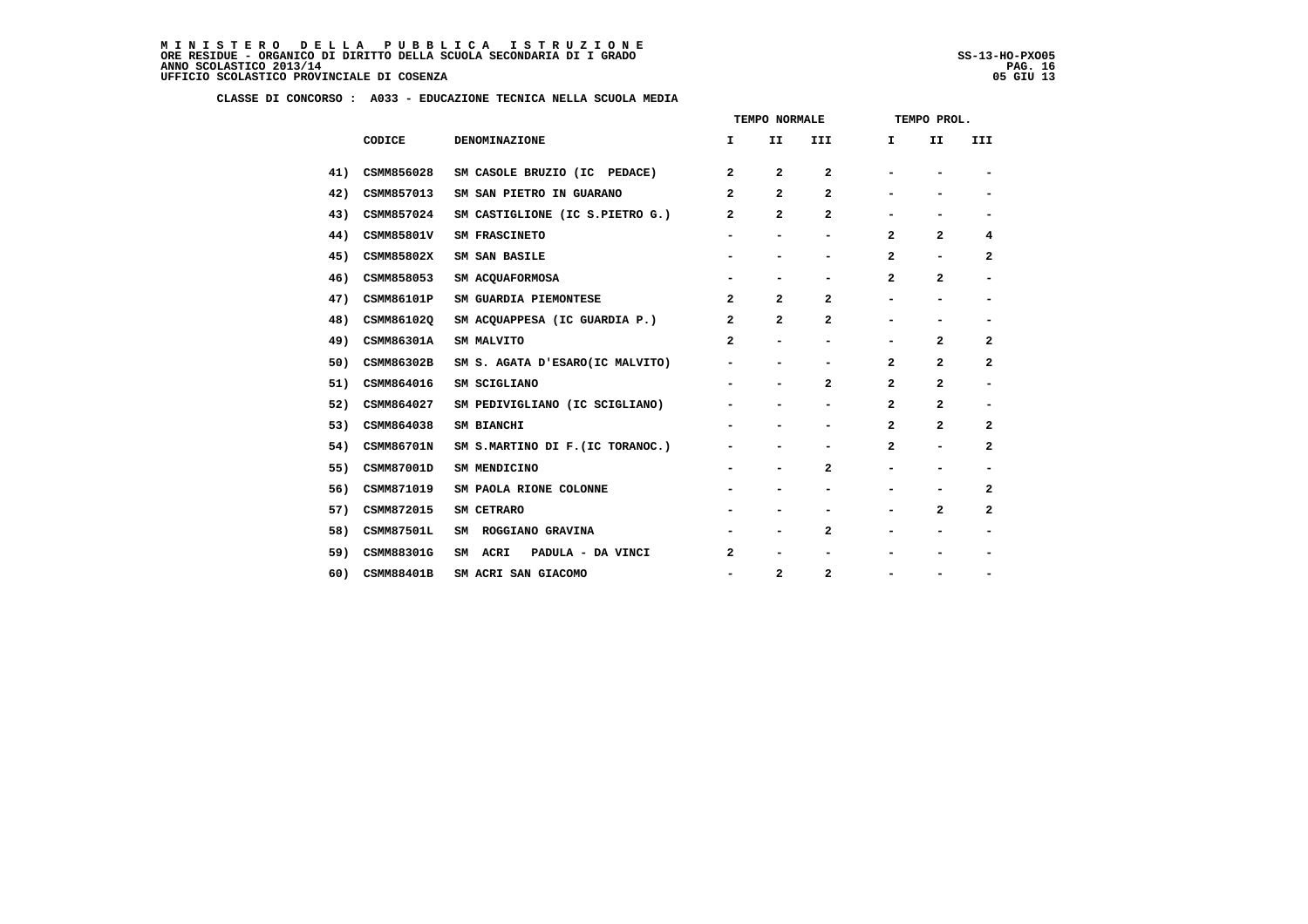**CLASSE DI CONCORSO : A033 - EDUCAZIONE TECNICA NELLA SCUOLA MEDIA**

| | | | TEMPO NORMALE | | | TEMPO PROL. | | |
|---|---|---|---|---|---|---|---|---|
| | CODICE | DENOMINAZIONE | I | II | III | I | II | III |
| 41) | CSMM856028 | SM CASOLE BRUZIO (IC PEDACE) | 2 | 2 | 2 | - | - | - |
| 42) | CSMM857013 | SM SAN PIETRO IN GUARANO | 2 | 2 | 2 | - | - | - |
| 43) | CSMM857024 | SM CASTIGLIONE (IC S.PIETRO G.) | 2 | 2 | 2 | - | - | - |
| 44) | CSMM85801V | SM FRASCINETO | - | - | - | 2 | 2 | 4 |
| 45) | CSMM85802X | SM SAN BASILE | - | - | - | 2 | - | 2 |
| 46) | CSMM858053 | SM ACQUAFORMOSA | - | - | - | 2 | 2 | - |
| 47) | CSMM86101P | SM GUARDIA PIEMONTESE | 2 | 2 | 2 | - | - | - |
| 48) | CSMM86102Q | SM ACQUAPPESA (IC GUARDIA P.) | 2 | 2 | 2 | - | - | - |
| 49) | CSMM86301A | SM MALVITO | 2 | - | - | - | 2 | 2 |
| 50) | CSMM86302B | SM S. AGATA D'ESARO(IC MALVITO) | - | - | - | 2 | 2 | 2 |
| 51) | CSMM864016 | SM SCIGLIANO | - | - | 2 | 2 | 2 | - |
| 52) | CSMM864027 | SM PEDIVIGLIANO (IC SCIGLIANO) | - | - | - | 2 | 2 | - |
| 53) | CSMM864038 | SM BIANCHI | - | - | - | 2 | 2 | 2 |
| 54) | CSMM86701N | SM S.MARTINO DI F.(IC TORANOC.) | - | - | - | 2 | - | 2 |
| 55) | CSMM87001D | SM MENDICINO | - | - | 2 | - | - | - |
| 56) | CSMM871019 | SM PAOLA RIONE COLONNE | - | - | - | - | - | 2 |
| 57) | CSMM872015 | SM CETRARO | - | - | - | - | 2 | 2 |
| 58) | CSMM87501L | SM ROGGIANO GRAVINA | - | - | 2 | - | - | - |
| 59) | CSMM88301G | SM ACRI PADULA - DA VINCI | 2 | - | - | - | - | - |
| 60) | CSMM88401B | SM ACRI SAN GIACOMO | - | 2 | 2 | - | - | - |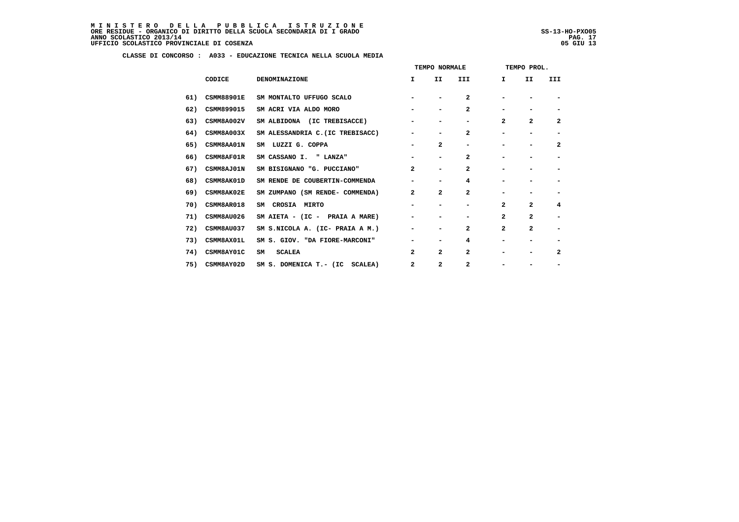**CLASSE DI CONCORSO : A033 - EDUCAZIONE TECNICA NELLA SCUOLA MEDIA**

| | | | TEMPO NORMALE | | | TEMPO PROL. | | |
|---|---|---|---|---|---|---|---|---|
| | CODICE | DENOMINAZIONE | I | II | III | I | II | III |
| 61) | CSMM88901E | SM MONTALTO UFFUGO SCALO | - | - | 2 | - | - | - |
| 62) | CSMM899015 | SM ACRI VIA ALDO MORO | - | - | 2 | - | - | - |
| 63) | CSMM8A002V | SM ALBIDONA (IC TREBISACCE) | - | - | - | 2 | 2 | 2 |
| 64) | CSMM8A003X | SM ALESSANDRIA C.(IC TREBISACC) | - | - | 2 | - | - | - |
| 65) | CSMM8AA01N | SM LUZZI G. COPPA | - | 2 | - | - | - | 2 |
| 66) | CSMM8AF01R | SM CASSANO I. " LANZA" | - | - | 2 | - | - | - |
| 67) | CSMM8AJ01N | SM BISIGNANO "G. PUCCIANO" | 2 | - | 2 | - | - | - |
| 68) | CSMM8AK01D | SM RENDE DE COUBERTIN-COMMENDA | - | - | 4 | - | - | - |
| 69) | CSMM8AK02E | SM ZUMPANO (SM RENDE- COMMENDA) | 2 | 2 | 2 | - | - | - |
| 70) | CSMM8AR018 | SM CROSIA MIRTO | - | - | - | 2 | 2 | 4 |
| 71) | CSMM8AU026 | SM AIETA - (IC - PRAIA A MARE) | - | - | - | 2 | 2 | - |
| 72) | CSMM8AU037 | SM S.NICOLA A. (IC- PRAIA A M.) | - | - | 2 | 2 | 2 | - |
| 73) | CSMM8AX01L | SM S. GIOV. "DA FIORE-MARCONI" | - | - | 4 | - | - | - |
| 74) | CSMM8AY01C | SM SCALEA | 2 | 2 | 2 | - | - | 2 |
| 75) | CSMM8AY02D | SM S. DOMENICA T.- (IC SCALEA) | 2 | 2 | 2 | - | - | - |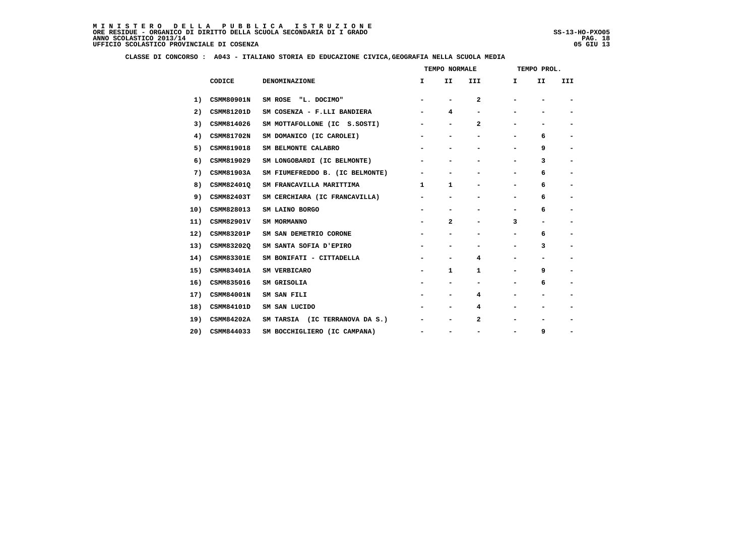**MINISTERO DELLA PUBBLICA ISTRUZIONE**
**ORE RESIDUE - ORGANICO DI DIRITTO DELLA SCUOLA SECONDARIA DI I GRADO**
**ANNO SCOLASTICO 2013/14**
**UFFICIO SCOLASTICO PROVINCIALE DI COSENZA**

SS-13-HO-PXO05
05 GIU 13

**CLASSE DI CONCORSO : A043 - ITALIANO STORIA ED EDUCAZIONE CIVICA,GEOGRAFIA NELLA SCUOLA MEDIA**

| | | | TEMPO NORMALE | | | TEMPO PROL. | | |
|---|---|---|---|---|---|---|---|---|
| | CODICE | DENOMINAZIONE | I | II | III | I | II | III |
| 1) | CSMM80901N | SM ROSE "L. DOCIMO" | - | - | 2 | - | - | - |
| 2) | CSMM81201D | SM COSENZA - F.LLI BANDIERA | - | 4 | - | - | - | - |
| 3) | CSMM814026 | SM MOTTAFOLLONE (IC S.SOSTI) | - | - | 2 | - | - | - |
| 4) | CSMM81702N | SM DOMANICO (IC CAROLEI) | - | - | - | - | 6 | - |
| 5) | CSMM819018 | SM BELMONTE CALABRO | - | - | - | - | 9 | - |
| 6) | CSMM819029 | SM LONGOBARDI (IC BELMONTE) | - | - | - | - | 3 | - |
| 7) | CSMM81903A | SM FIUMEFREDDO B. (IC BELMONTE) | - | - | - | - | 6 | - |
| 8) | CSMM82401Q | SM FRANCAVILLA MARITTIMA | 1 | 1 | - | - | 6 | - |
| 9) | CSMM82403T | SM CERCHIARA (IC FRANCAVILLA) | - | - | - | - | 6 | - |
| 10) | CSMM828013 | SM LAINO BORGO | - | - | - | - | 6 | - |
| 11) | CSMM82901V | SM MORMANNO | - | 2 | - | 3 | - | - |
| 12) | CSMM83201P | SM SAN DEMETRIO CORONE | - | - | - | - | 6 | - |
| 13) | CSMM83202Q | SM SANTA SOFIA D'EPIRO | - | - | - | - | 3 | - |
| 14) | CSMM83301E | SM BONIFATI - CITTADELLA | - | - | 4 | - | - | - |
| 15) | CSMM83401A | SM VERBICARO | - | 1 | 1 | - | 9 | - |
| 16) | CSMM835016 | SM GRISOLIA | - | - | - | - | 6 | - |
| 17) | CSMM84001N | SM SAN FILI | - | - | 4 | - | - | - |
| 18) | CSMM84101D | SM SAN LUCIDO | - | - | 4 | - | - | - |
| 19) | CSMM84202A | SM TARSIA (IC TERRANOVA DA S.) | - | - | 2 | - | - | - |
| 20) | CSMM844033 | SM BOCCHIGLIERO (IC CAMPANA) | - | - | - | - | 9 | - |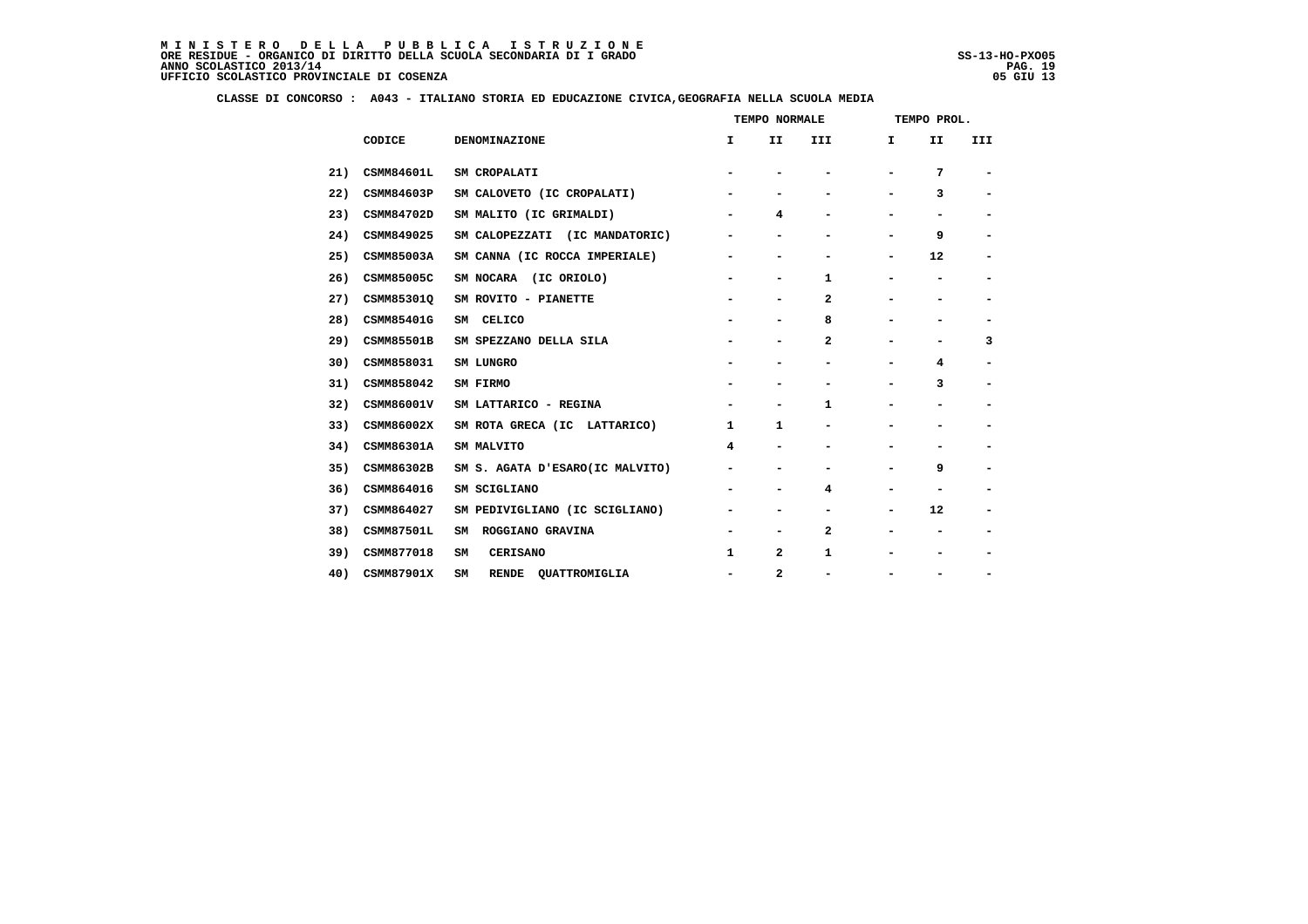**CLASSE DI CONCORSO : A043 - ITALIANO STORIA ED EDUCAZIONE CIVICA,GEOGRAFIA NELLA SCUOLA MEDIA**

| | CODICE | DENOMINAZIONE | TEMPO NORMALE I | TEMPO NORMALE II | TEMPO NORMALE III | TEMPO PROL. I | TEMPO PROL. II | TEMPO PROL. III |
|---|---|---|---|---|---|---|---|---|
| 21) | CSMM84601L | SM CROPALATI | - | - | - | - | 7 | - |
| 22) | CSMM84603P | SM CALOVETO (IC CROPALATI) | - | - | - | - | 3 | - |
| 23) | CSMM84702D | SM MALITO (IC GRIMALDI) | - | 4 | - | - | - | - |
| 24) | CSMM849025 | SM CALOPEZZATI (IC MANDATORIC) | - | - | - | - | 9 | - |
| 25) | CSMM85003A | SM CANNA (IC ROCCA IMPERIALE) | - | - | - | - | 12 | - |
| 26) | CSMM85005C | SM NOCARA (IC ORIOLO) | - | - | 1 | - | - | - |
| 27) | CSMM85301Q | SM ROVITO - PIANETTE | - | - | 2 | - | - | - |
| 28) | CSMM85401G | SM CELICO | - | - | 8 | - | - | - |
| 29) | CSMM85501B | SM SPEZZANO DELLA SILA | - | - | 2 | - | - | 3 |
| 30) | CSMM858031 | SM LUNGRO | - | - | - | - | 4 | - |
| 31) | CSMM858042 | SM FIRMO | - | - | - | - | 3 | - |
| 32) | CSMM86001V | SM LATTARICO - REGINA | - | - | 1 | - | - | - |
| 33) | CSMM86002X | SM ROTA GRECA (IC LATTARICO) | 1 | 1 | - | - | - | - |
| 34) | CSMM86301A | SM MALVITO | 4 | - | - | - | - | - |
| 35) | CSMM86302B | SM S. AGATA D'ESARO(IC MALVITO) | - | - | - | - | 9 | - |
| 36) | CSMM864016 | SM SCIGLIANO | - | - | 4 | - | - | - |
| 37) | CSMM864027 | SM PEDIVIGLIANO (IC SCIGLIANO) | - | - | - | - | 12 | - |
| 38) | CSMM87501L | SM ROGGIANO GRAVINA | - | - | 2 | - | - | - |
| 39) | CSMM877018 | SM CERISANO | 1 | 2 | 1 | - | - | - |
| 40) | CSMM87901X | SM RENDE QUATTROMIGLIA | - | 2 | - | - | - | - |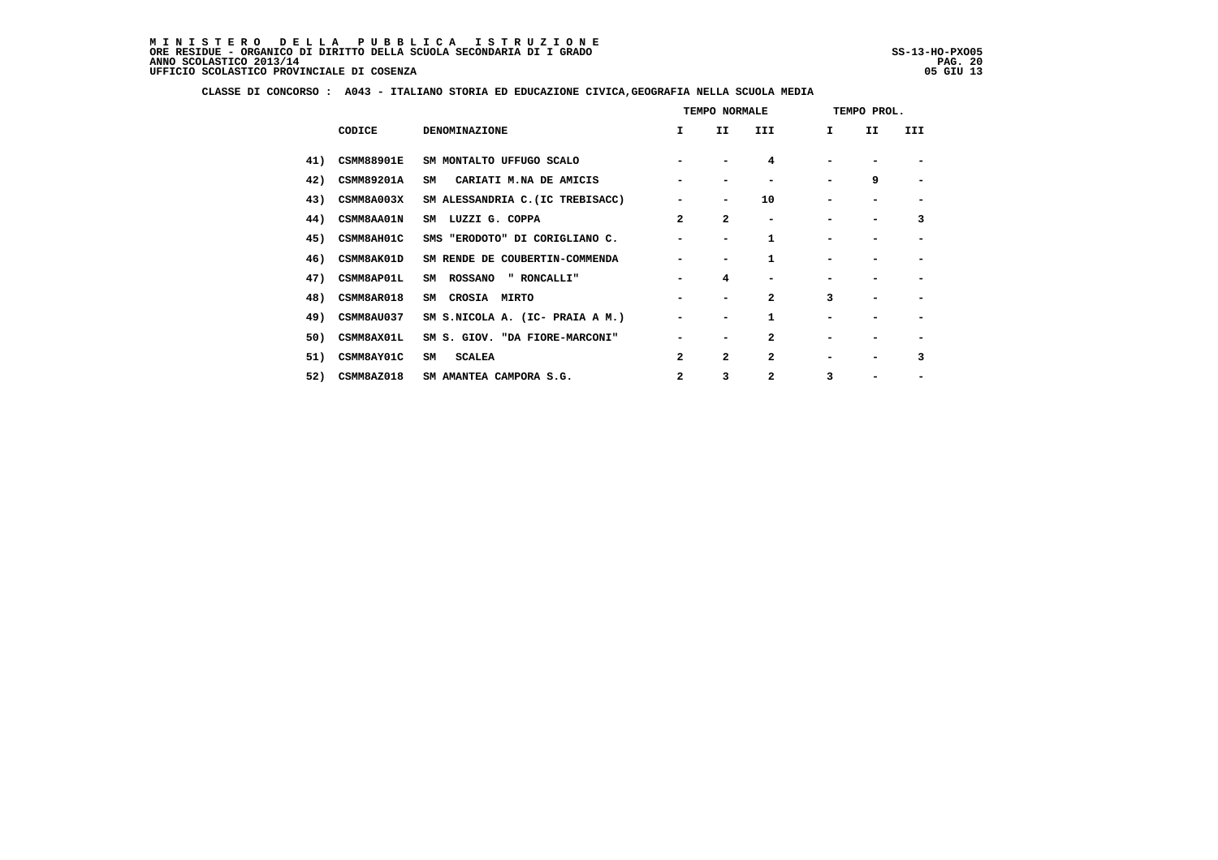**CLASSE DI CONCORSO : A043 - ITALIANO STORIA ED EDUCAZIONE CIVICA,GEOGRAFIA NELLA SCUOLA MEDIA**

| | | | TEMPO NORMALE | | | TEMPO PROL. | | |
|---|---|---|---|---|---|---|---|---|
| | CODICE | DENOMINAZIONE | I | II | III | I | II | III |
| 41) | CSMM88901E | SM MONTALTO UFFUGO SCALO | - | - | 4 | - | - | - |
| 42) | CSMM89201A | SM CARIATI M.NA DE AMICIS | - | - | - | - | 9 | - |
| 43) | CSMM8A003X | SM ALESSANDRIA C.(IC TREBISACC) | - | - | 10 | - | - | - |
| 44) | CSMM8AA01N | SM LUZZI G. COPPA | 2 | 2 | - | - | - | 3 |
| 45) | CSMM8AH01C | SMS "ERODOTO" DI CORIGLIANO C. | - | - | 1 | - | - | - |
| 46) | CSMM8AK01D | SM RENDE DE COUBERTIN-COMMENDA | - | - | 1 | - | - | - |
| 47) | CSMM8AP01L | SM ROSSANO " RONCALLI" | - | 4 | - | - | - | - |
| 48) | CSMM8AR018 | SM CROSIA MIRTO | - | - | 2 | 3 | - | - |
| 49) | CSMM8AU037 | SM S.NICOLA A. (IC- PRAIA A M.) | - | - | 1 | - | - | - |
| 50) | CSMM8AX01L | SM S. GIOV. "DA FIORE-MARCONI" | - | - | 2 | - | - | - |
| 51) | CSMM8AY01C | SM SCALEA | 2 | 2 | 2 | - | - | 3 |
| 52) | CSMM8AZ018 | SM AMANTEA CAMPORA S.G. | 2 | 3 | 2 | 3 | - | - |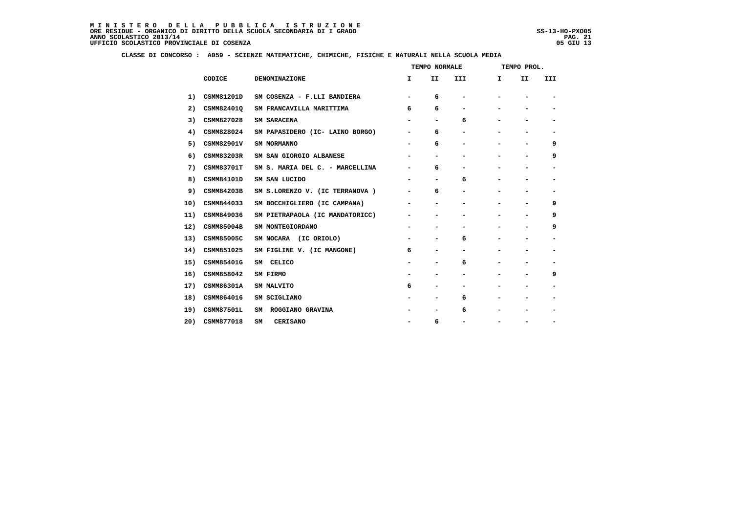**M I N I S T E R O   D E L L A   P U B B L I C A   I S T R U Z I O N E**
**ORE RESIDUE - ORGANICO DI DIRITTO DELLA SCUOLA SECONDARIA DI I GRADO**
**ANNO SCOLASTICO 2013/14**
**UFFICIO SCOLASTICO PROVINCIALE DI COSENZA**

SS-13-HO-PXO05
05 GIU 13

**CLASSE DI CONCORSO : A059 - SCIENZE MATEMATICHE, CHIMICHE, FISICHE E NATURALI NELLA SCUOLA MEDIA**

| | | | TEMPO NORMALE | | | TEMPO PROL. | | |
|---|---|---|---|---|---|---|---|---|
| | CODICE | DENOMINAZIONE | I | II | III | I | II | III |
| 1) | CSMM81201D | SM COSENZA - F.LLI BANDIERA | - | 6 | - | - | - | - |
| 2) | CSMM82401Q | SM FRANCAVILLA MARITTIMA | 6 | 6 | - | - | - | - |
| 3) | CSMM827028 | SM SARACENA | - | - | 6 | - | - | - |
| 4) | CSMM828024 | SM PAPASIDERO (IC- LAINO BORGO) | - | 6 | - | - | - | - |
| 5) | CSMM82901V | SM MORMANNO | - | 6 | - | - | - | 9 |
| 6) | CSMM83203R | SM SAN GIORGIO ALBANESE | - | - | - | - | - | 9 |
| 7) | CSMM83701T | SM S. MARIA DEL C. - MARCELLINA | - | 6 | - | - | - | - |
| 8) | CSMM84101D | SM SAN LUCIDO | - | - | 6 | - | - | - |
| 9) | CSMM84203B | SM S.LORENZO V. (IC TERRANOVA ) | - | 6 | - | - | - | - |
| 10) | CSMM844033 | SM BOCCHIGLIERO (IC CAMPANA) | - | - | - | - | - | 9 |
| 11) | CSMM849036 | SM PIETRAPAOLA (IC MANDATORICC) | - | - | - | - | - | 9 |
| 12) | CSMM85004B | SM MONTEGIORDANO | - | - | - | - | - | 9 |
| 13) | CSMM85005C | SM NOCARA (IC ORIOLO) | - | - | 6 | - | - | - |
| 14) | CSMM851025 | SM FIGLINE V. (IC MANGONE) | 6 | - | - | - | - | - |
| 15) | CSMM85401G | SM CELICO | - | - | 6 | - | - | - |
| 16) | CSMM858042 | SM FIRMO | - | - | - | - | - | 9 |
| 17) | CSMM86301A | SM MALVITO | 6 | - | - | - | - | - |
| 18) | CSMM864016 | SM SCIGLIANO | - | - | 6 | - | - | - |
| 19) | CSMM87501L | SM ROGGIANO GRAVINA | - | - | 6 | - | - | - |
| 20) | CSMM877018 | SM CERISANO | - | 6 | - | - | - | - |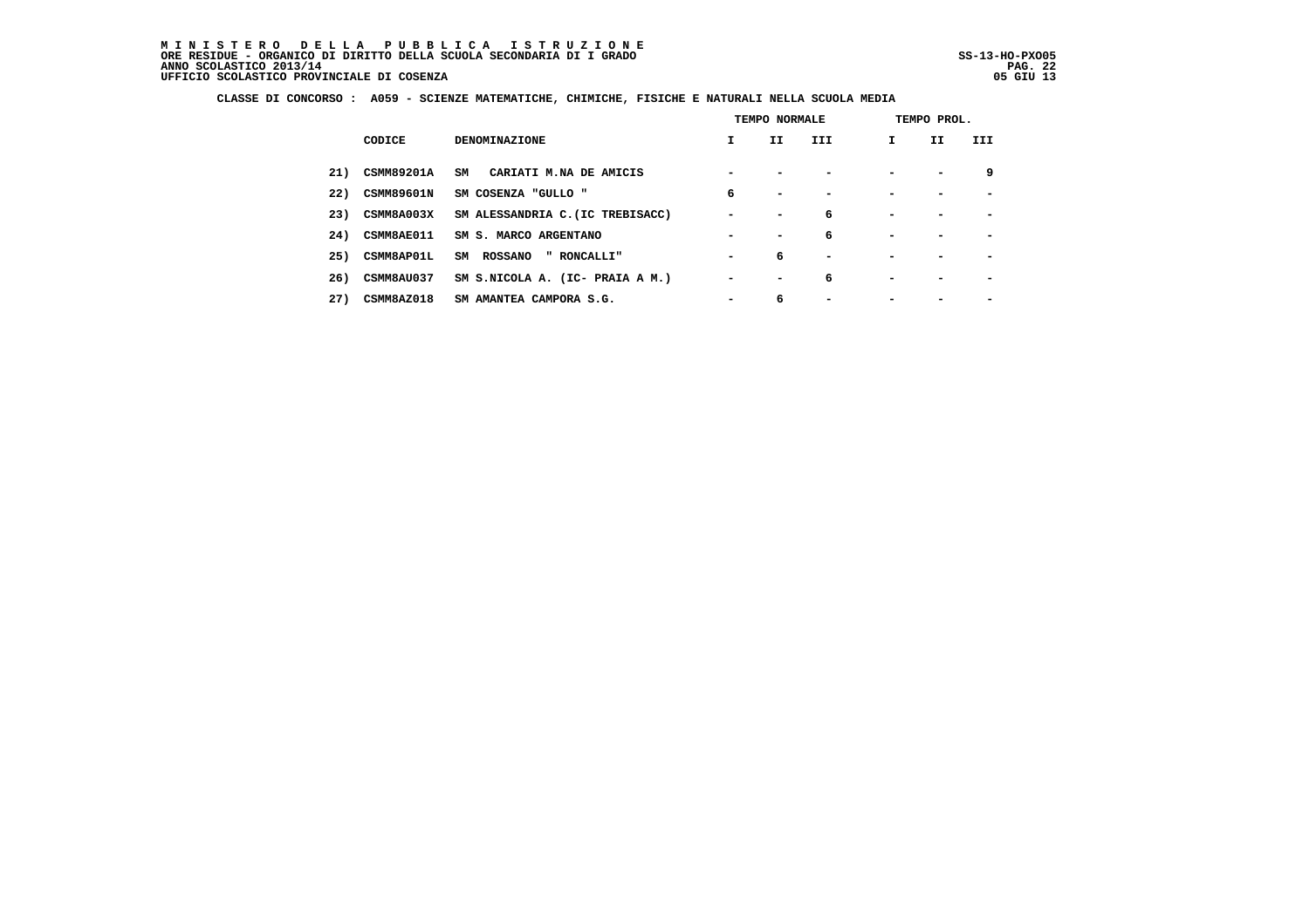**M I N I S T E R O D E L L A P U B B L I C A I S T R U Z I O N E**
**ORE RESIDUE - ORGANICO DI DIRITTO DELLA SCUOLA SECONDARIA DI I GRADO** SS-13-HO-PXO05
**ANNO SCOLASTICO 2013/14**
**UFFICIO SCOLASTICO PROVINCIALE DI COSENZA** 05 GIU 13

**CLASSE DI CONCORSO : A059 - SCIENZE MATEMATICHE, CHIMICHE, FISICHE E NATURALI NELLA SCUOLA MEDIA**

| | | | TEMPO NORMALE | | | TEMPO PROL. | | |
|---|---|---|---|---|---|---|---|---|
| | CODICE | DENOMINAZIONE | I | II | III | I | II | III |
| 21) | CSMM89201A | SM CARIATI M.NA DE AMICIS | - | - | - | - | - | 9 |
| 22) | CSMM89601N | SM COSENZA "GULLO " | 6 | - | - | - | - | - |
| 23) | CSMM8A003X | SM ALESSANDRIA C.(IC TREBISACC) | - | - | 6 | - | - | - |
| 24) | CSMM8AE011 | SM S. MARCO ARGENTANO | - | - | 6 | - | - | - |
| 25) | CSMM8AP01L | SM ROSSANO " RONCALLI" | - | 6 | - | - | - | - |
| 26) | CSMM8AU037 | SM S.NICOLA A. (IC- PRAIA A M.) | - | - | 6 | - | - | - |
| 27) | CSMM8AZ018 | SM AMANTEA CAMPORA S.G. | - | 6 | - | - | - | - |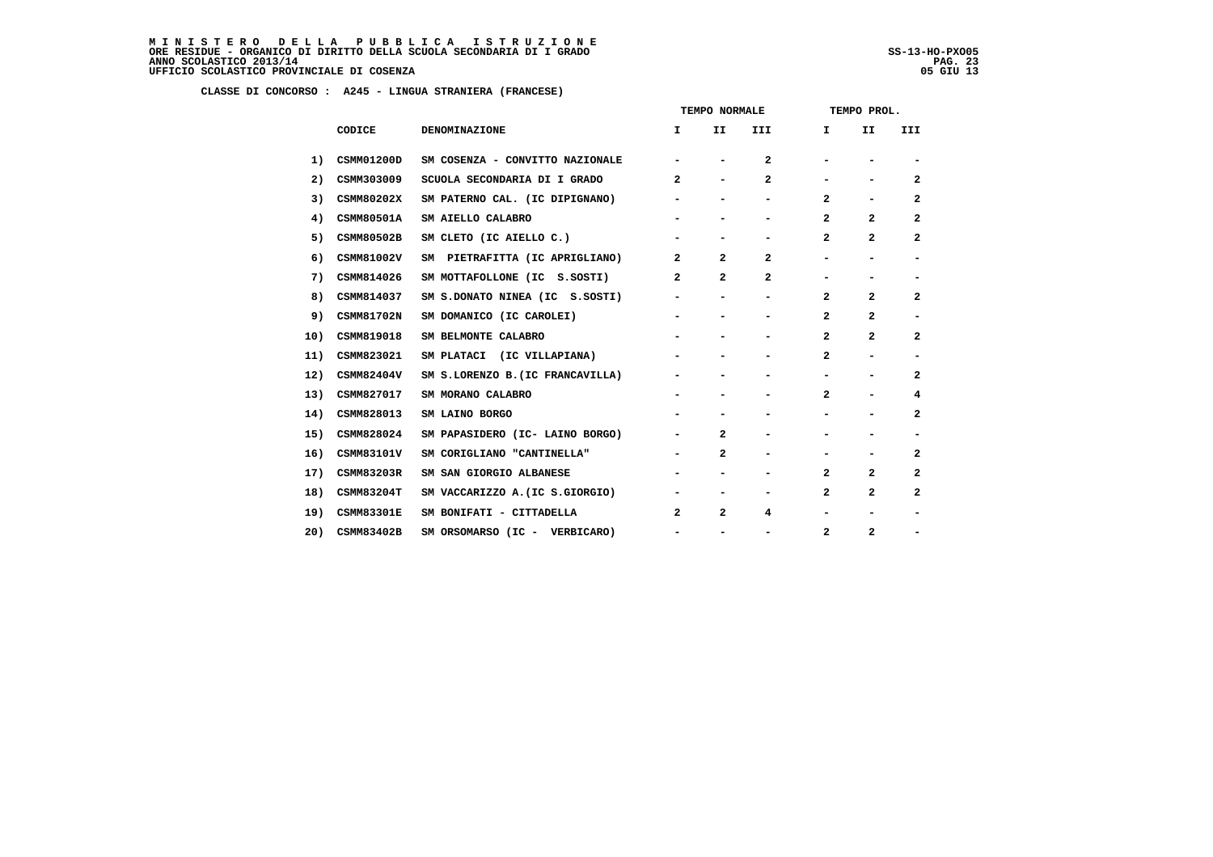**MINISTERO DELLA PUBBLICA ISTRUZIONE**
**ORE RESIDUE - ORGANICO DI DIRITTO DELLA SCUOLA SECONDARIA DI I GRADO**
**ANNO SCOLASTICO 2013/14**
**UFFICIO SCOLASTICO PROVINCIALE DI COSENZA**

SS-13-HO-PXO05
05 GIU 13

**CLASSE DI CONCORSO : A245 - LINGUA STRANIERA (FRANCESE)**

| | | | TEMPO NORMALE | | | TEMPO PROL. | | |
|---|---|---|---|---|---|---|---|---|
| | CODICE | DENOMINAZIONE | I | II | III | I | II | III |
| 1) | CSMM01200D | SM COSENZA - CONVITTO NAZIONALE | - | - | 2 | - | - | - |
| 2) | CSMM303009 | SCUOLA SECONDARIA DI I GRADO | 2 | - | 2 | - | - | 2 |
| 3) | CSMM80202X | SM PATERNO CAL. (IC DIPIGNANO) | - | - | - | 2 | - | 2 |
| 4) | CSMM80501A | SM AIELLO CALABRO | - | - | - | 2 | 2 | 2 |
| 5) | CSMM80502B | SM CLETO (IC AIELLO C.) | - | - | - | 2 | 2 | 2 |
| 6) | CSMM81002V | SM PIETRAFITTA (IC APRIGLIANO) | 2 | 2 | 2 | - | - | - |
| 7) | CSMM814026 | SM MOTTAFOLLONE (IC S.SOSTI) | 2 | 2 | 2 | - | - | - |
| 8) | CSMM814037 | SM S.DONATO NINEA (IC S.SOSTI) | - | - | - | 2 | 2 | 2 |
| 9) | CSMM81702N | SM DOMANICO (IC CAROLEI) | - | - | - | 2 | 2 | - |
| 10) | CSMM819018 | SM BELMONTE CALABRO | - | - | - | 2 | 2 | 2 |
| 11) | CSMM823021 | SM PLATACI (IC VILLAPIANA) | - | - | - | 2 | - | - |
| 12) | CSMM82404V | SM S.LORENZO B.(IC FRANCAVILLA) | - | - | - | - | - | 2 |
| 13) | CSMM827017 | SM MORANO CALABRO | - | - | - | 2 | - | 4 |
| 14) | CSMM828013 | SM LAINO BORGO | - | - | - | - | - | 2 |
| 15) | CSMM828024 | SM PAPASIDERO (IC- LAINO BORGO) | - | 2 | - | - | - | - |
| 16) | CSMM83101V | SM CORIGLIANO "CANTINELLA" | - | 2 | - | - | - | 2 |
| 17) | CSMM83203R | SM SAN GIORGIO ALBANESE | - | - | - | 2 | 2 | 2 |
| 18) | CSMM83204T | SM VACCARIZZO A.(IC S.GIORGIO) | - | - | - | 2 | 2 | 2 |
| 19) | CSMM83301E | SM BONIFATI - CITTADELLA | 2 | 2 | 4 | - | - | - |
| 20) | CSMM83402B | SM ORSOMARSO (IC - VERBICARO) | - | - | - | 2 | 2 | - |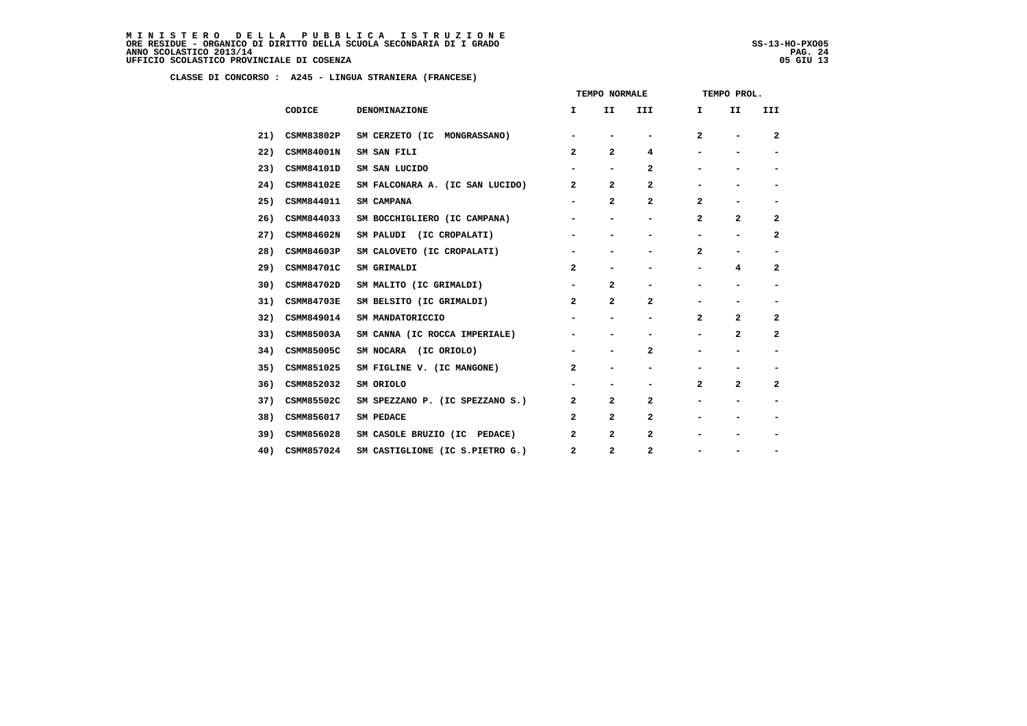**CLASSE DI CONCORSO : A245 - LINGUA STRANIERA (FRANCESE)**

| | | | TEMPO NORMALE | | | TEMPO PROL. | | |
|---|---|---|---|---|---|---|---|---|
| | CODICE | DENOMINAZIONE | I | II | III | I | II | III |
| 21) | CSMM83802P | SM CERZETO (IC MONGRASSANO) | - | - | - | 2 | - | 2 |
| 22) | CSMM84001N | SM SAN FILI | 2 | 2 | 4 | - | - | - |
| 23) | CSMM84101D | SM SAN LUCIDO | - | - | 2 | - | - | - |
| 24) | CSMM84102E | SM FALCONARA A. (IC SAN LUCIDO) | 2 | 2 | 2 | - | - | - |
| 25) | CSMM844011 | SM CAMPANA | - | 2 | 2 | 2 | - | - |
| 26) | CSMM844033 | SM BOCCHIGLIERO (IC CAMPANA) | - | - | - | 2 | 2 | 2 |
| 27) | CSMM84602N | SM PALUDI (IC CROPALATI) | - | - | - | - | - | 2 |
| 28) | CSMM84603P | SM CALOVETO (IC CROPALATI) | - | - | - | 2 | - | - |
| 29) | CSMM84701C | SM GRIMALDI | 2 | - | - | - | 4 | 2 |
| 30) | CSMM84702D | SM MALITO (IC GRIMALDI) | - | 2 | - | - | - | - |
| 31) | CSMM84703E | SM BELSITO (IC GRIMALDI) | 2 | 2 | 2 | - | - | - |
| 32) | CSMM849014 | SM MANDATORICCIO | - | - | - | 2 | 2 | 2 |
| 33) | CSMM85003A | SM CANNA (IC ROCCA IMPERIALE) | - | - | - | - | 2 | 2 |
| 34) | CSMM85005C | SM NOCARA (IC ORIOLO) | - | - | 2 | - | - | - |
| 35) | CSMM851025 | SM FIGLINE V. (IC MANGONE) | 2 | - | - | - | - | - |
| 36) | CSMM852032 | SM ORIOLO | - | - | - | 2 | 2 | 2 |
| 37) | CSMM85502C | SM SPEZZANO P. (IC SPEZZANO S.) | 2 | 2 | 2 | - | - | - |
| 38) | CSMM856017 | SM PEDACE | 2 | 2 | 2 | - | - | - |
| 39) | CSMM856028 | SM CASOLE BRUZIO (IC PEDACE) | 2 | 2 | 2 | - | - | - |
| 40) | CSMM857024 | SM CASTIGLIONE (IC S.PIETRO G.) | 2 | 2 | 2 | - | - | - |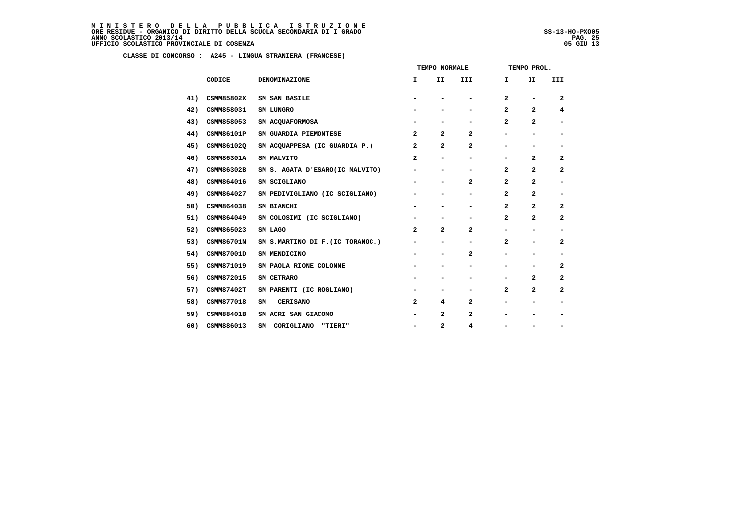M I N I S T E R O   D E L L A   P U B B L I C A   I S T R U Z I O N E
ORE RESIDUE - ORGANICO DI DIRITTO DELLA SCUOLA SECONDARIA DI I GRADO
ANNO SCOLASTICO 2013/14
UFFICIO SCOLASTICO PROVINCIALE DI COSENZA

SS-13-HO-PXO05
05 GIU 13

**CLASSE DI CONCORSO : A245 - LINGUA STRANIERA (FRANCESE)**

| | | | TEMPO NORMALE | | | TEMPO PROL. | | |
|---|---|---|---|---|---|---|---|---|
| | CODICE | DENOMINAZIONE | I | II | III | I | II | III |
| 41) | CSMM85802X | SM SAN BASILE | - | - | - | 2 | - | 2 |
| 42) | CSMM858031 | SM LUNGRO | - | - | - | 2 | 2 | 4 |
| 43) | CSMM858053 | SM ACQUAFORMOSA | - | - | - | 2 | 2 | - |
| 44) | CSMM86101P | SM GUARDIA PIEMONTESE | 2 | 2 | 2 | - | - | - |
| 45) | CSMM86102Q | SM ACQUAPPESA (IC GUARDIA P.) | 2 | 2 | 2 | - | - | - |
| 46) | CSMM86301A | SM MALVITO | 2 | - | - | - | 2 | 2 |
| 47) | CSMM86302B | SM S. AGATA D'ESARO(IC MALVITO) | - | - | - | 2 | 2 | 2 |
| 48) | CSMM864016 | SM SCIGLIANO | - | - | 2 | 2 | 2 | - |
| 49) | CSMM864027 | SM PEDIVIGLIANO (IC SCIGLIANO) | - | - | - | 2 | 2 | - |
| 50) | CSMM864038 | SM BIANCHI | - | - | - | 2 | 2 | 2 |
| 51) | CSMM864049 | SM COLOSIMI (IC SCIGLIANO) | - | - | - | 2 | 2 | 2 |
| 52) | CSMM865023 | SM LAGO | 2 | 2 | 2 | - | - | - |
| 53) | CSMM86701N | SM S.MARTINO DI F.(IC TORANOC.) | - | - | - | 2 | - | 2 |
| 54) | CSMM87001D | SM MENDICINO | - | - | 2 | - | - | - |
| 55) | CSMM871019 | SM PAOLA RIONE COLONNE | - | - | - | - | - | 2 |
| 56) | CSMM872015 | SM CETRARO | - | - | - | - | 2 | 2 |
| 57) | CSMM87402T | SM PARENTI (IC ROGLIANO) | - | - | - | 2 | 2 | 2 |
| 58) | CSMM877018 | SM CERISANO | 2 | 4 | 2 | - | - | - |
| 59) | CSMM88401B | SM ACRI SAN GIACOMO | - | 2 | 2 | - | - | - |
| 60) | CSMM886013 | SM CORIGLIANO "TIERI" | - | 2 | 4 | - | - | - |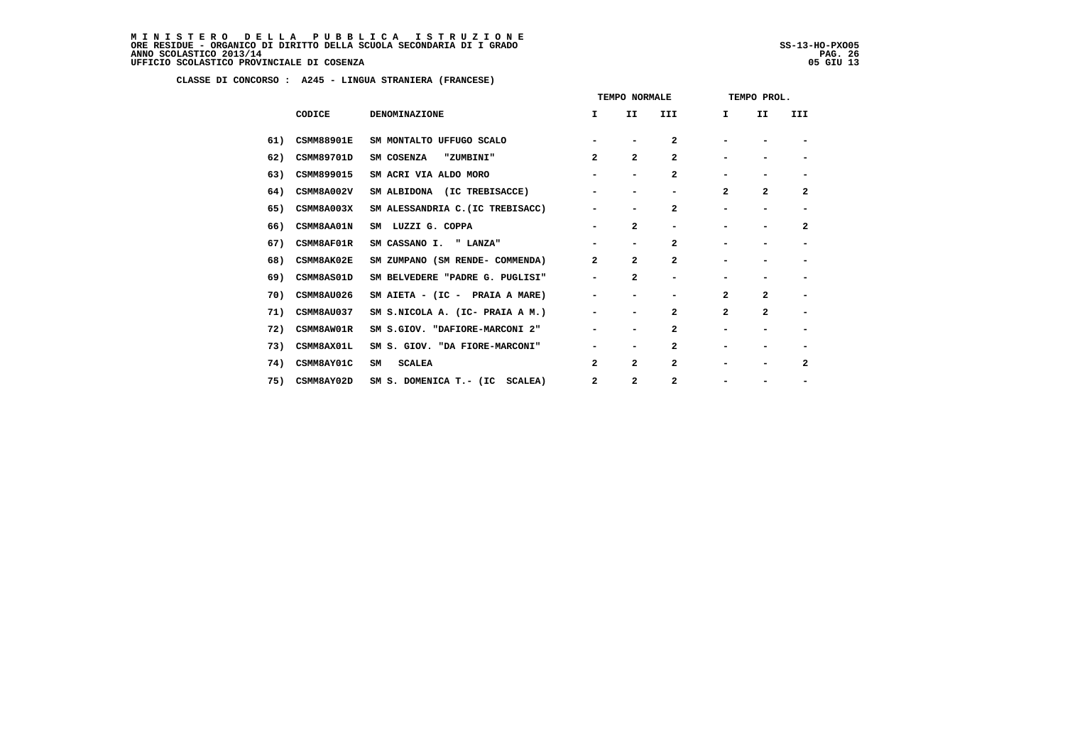**MINISTERO DELLA PUBBLICA ISTRUZIONE**
**ORE RESIDUE - ORGANICO DI DIRITTO DELLA SCUOLA SECONDARIA DI I GRADO**
**ANNO SCOLASTICO 2013/14**
**UFFICIO SCOLASTICO PROVINCIALE DI COSENZA**

SS-13-HO-PXO05
05 GIU 13

**CLASSE DI CONCORSO : A245 - LINGUA STRANIERA (FRANCESE)**

| | | | TEMPO NORMALE | | | TEMPO PROL. | | |
|---|---|---|---|---|---|---|---|---|
| | CODICE | DENOMINAZIONE | I | II | III | I | II | III |
| 61) | CSMM88901E | SM MONTALTO UFFUGO SCALO | - | - | 2 | - | - | - |
| 62) | CSMM89701D | SM COSENZA "ZUMBINI" | 2 | 2 | 2 | - | - | - |
| 63) | CSMM899015 | SM ACRI VIA ALDO MORO | - | - | 2 | - | - | - |
| 64) | CSMM8A002V | SM ALBIDONA (IC TREBISACCE) | - | - | - | 2 | 2 | 2 |
| 65) | CSMM8A003X | SM ALESSANDRIA C.(IC TREBISACC) | - | - | 2 | - | - | - |
| 66) | CSMM8AA01N | SM LUZZI G. COPPA | - | 2 | - | - | - | 2 |
| 67) | CSMM8AF01R | SM CASSANO I. " LANZA" | - | - | 2 | - | - | - |
| 68) | CSMM8AK02E | SM ZUMPANO (SM RENDE- COMMENDA) | 2 | 2 | 2 | - | - | - |
| 69) | CSMM8AS01D | SM BELVEDERE "PADRE G. PUGLISI" | - | 2 | - | - | - | - |
| 70) | CSMM8AU026 | SM AIETA - (IC - PRAIA A MARE) | - | - | - | 2 | 2 | - |
| 71) | CSMM8AU037 | SM S.NICOLA A. (IC- PRAIA A M.) | - | - | 2 | 2 | 2 | - |
| 72) | CSMM8AW01R | SM S.GIOV. "DAFIORE-MARCONI 2" | - | - | 2 | - | - | - |
| 73) | CSMM8AX01L | SM S. GIOV. "DA FIORE-MARCONI" | - | - | 2 | - | - | - |
| 74) | CSMM8AY01C | SM SCALEA | 2 | 2 | 2 | - | - | 2 |
| 75) | CSMM8AY02D | SM S. DOMENICA T.- (IC SCALEA) | 2 | 2 | 2 | - | - | - |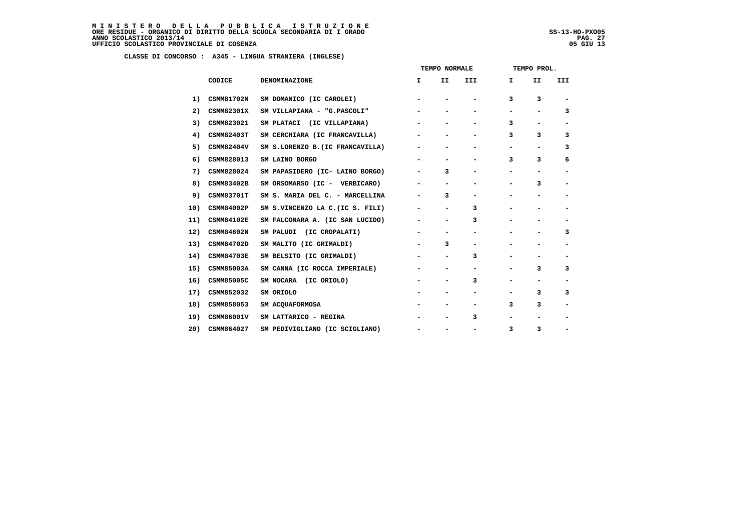**MINISTERO DELLA PUBBLICA ISTRUZIONE**
**ORE RESIDUE - ORGANICO DI DIRITTO DELLA SCUOLA SECONDARIA DI I GRADO**
**ANNO SCOLASTICO 2013/14**
**UFFICIO SCOLASTICO PROVINCIALE DI COSENZA**

SS-13-HO-PXO05
05 GIU 13

**CLASSE DI CONCORSO : A345 - LINGUA STRANIERA (INGLESE)**

| | CODICE | DENOMINAZIONE | TEMPO NORMALE | | | TEMPO PROL. | | |
|---|---|---|---|---|---|---|---|---|
| | | | I | II | III | I | II | III |
| 1) | CSMM81702N | SM DOMANICO (IC CAROLEI) | - | - | - | 3 | 3 | - |
| 2) | CSMM82301X | SM VILLAPIANA - "G.PASCOLI" | - | - | - | - | - | 3 |
| 3) | CSMM823021 | SM PLATACI (IC VILLAPIANA) | - | - | - | 3 | - | - |
| 4) | CSMM82403T | SM CERCHIARA (IC FRANCAVILLA) | - | - | - | 3 | 3 | 3 |
| 5) | CSMM82404V | SM S.LORENZO B.(IC FRANCAVILLA) | - | - | - | - | - | 3 |
| 6) | CSMM828013 | SM LAINO BORGO | - | - | - | 3 | 3 | 6 |
| 7) | CSMM828024 | SM PAPASIDERO (IC- LAINO BORGO) | - | 3 | - | - | - | - |
| 8) | CSMM83402B | SM ORSOMARSO (IC - VERBICARO) | - | - | - | - | 3 | - |
| 9) | CSMM83701T | SM S. MARIA DEL C. - MARCELLINA | - | 3 | - | - | - | - |
| 10) | CSMM84002P | SM S.VINCENZO LA C.(IC S. FILI) | - | - | 3 | - | - | - |
| 11) | CSMM84102E | SM FALCONARA A. (IC SAN LUCIDO) | - | - | 3 | - | - | - |
| 12) | CSMM84602N | SM PALUDI (IC CROPALATI) | - | - | - | - | - | 3 |
| 13) | CSMM84702D | SM MALITO (IC GRIMALDI) | - | 3 | - | - | - | - |
| 14) | CSMM84703E | SM BELSITO (IC GRIMALDI) | - | - | 3 | - | - | - |
| 15) | CSMM85003A | SM CANNA (IC ROCCA IMPERIALE) | - | - | - | - | 3 | 3 |
| 16) | CSMM85005C | SM NOCARA (IC ORIOLO) | - | - | 3 | - | - | - |
| 17) | CSMM852032 | SM ORIOLO | - | - | - | - | 3 | 3 |
| 18) | CSMM858053 | SM ACQUAFORMOSA | - | - | - | 3 | 3 | - |
| 19) | CSMM86001V | SM LATTARICO - REGINA | - | - | 3 | - | - | - |
| 20) | CSMM864027 | SM PEDIVIGLIANO (IC SCIGLIANO) | - | - | - | 3 | 3 | - |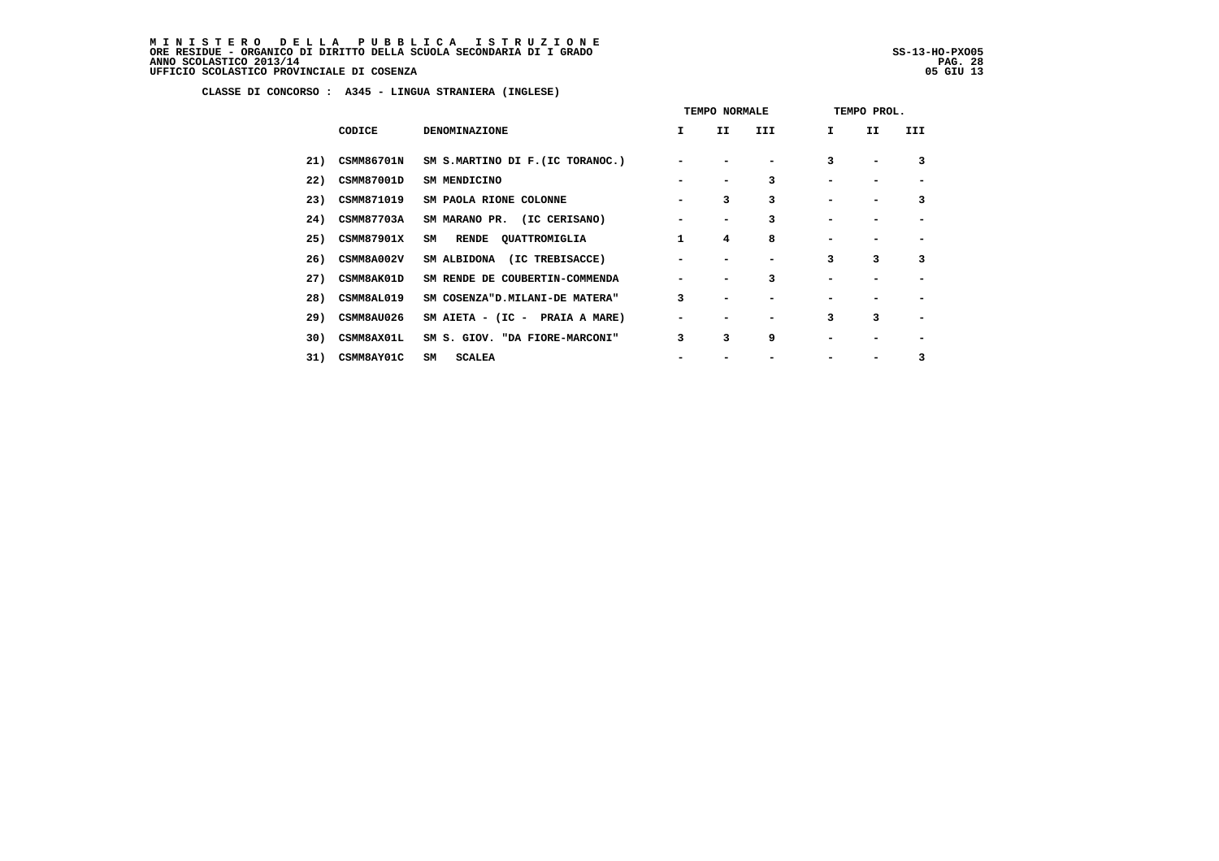**M I N I S T E R O   D E L L A   P U B B L I C A   I S T R U Z I O N E**
**ORE RESIDUE - ORGANICO DI DIRITTO DELLA SCUOLA SECONDARIA DI I GRADO** SS-13-HO-PXO05
**ANNO SCOLASTICO 2013/14**
**UFFICIO SCOLASTICO PROVINCIALE DI COSENZA** 05 GIU 13

**CLASSE DI CONCORSO : A345 - LINGUA STRANIERA (INGLESE)**

| | | | TEMPO NORMALE | | | TEMPO PROL. | | |
|---|---|---|---|---|---|---|---|---|
| | CODICE | DENOMINAZIONE | I | II | III | I | II | III |
| 21) | CSMM86701N | SM S.MARTINO DI F.(IC TORANOC.) | - | - | - | 3 | - | 3 |
| 22) | CSMM87001D | SM MENDICINO | - | - | 3 | - | - | - |
| 23) | CSMM871019 | SM PAOLA RIONE COLONNE | - | 3 | 3 | - | - | 3 |
| 24) | CSMM87703A | SM MARANO PR. (IC CERISANO) | - | - | 3 | - | - | - |
| 25) | CSMM87901X | SM RENDE QUATTROMIGLIA | 1 | 4 | 8 | - | - | - |
| 26) | CSMM8A002V | SM ALBIDONA (IC TREBISACCE) | - | - | - | 3 | 3 | 3 |
| 27) | CSMM8AK01D | SM RENDE DE COUBERTIN-COMMENDA | - | - | 3 | - | - | - |
| 28) | CSMM8AL019 | SM COSENZA"D.MILANI-DE MATERA" | 3 | - | - | - | - | - |
| 29) | CSMM8AU026 | SM AIETA - (IC - PRAIA A MARE) | - | - | - | 3 | 3 | - |
| 30) | CSMM8AX01L | SM S. GIOV. "DA FIORE-MARCONI" | 3 | 3 | 9 | - | - | - |
| 31) | CSMM8AY01C | SM SCALEA | - | - | - | - | - | 3 |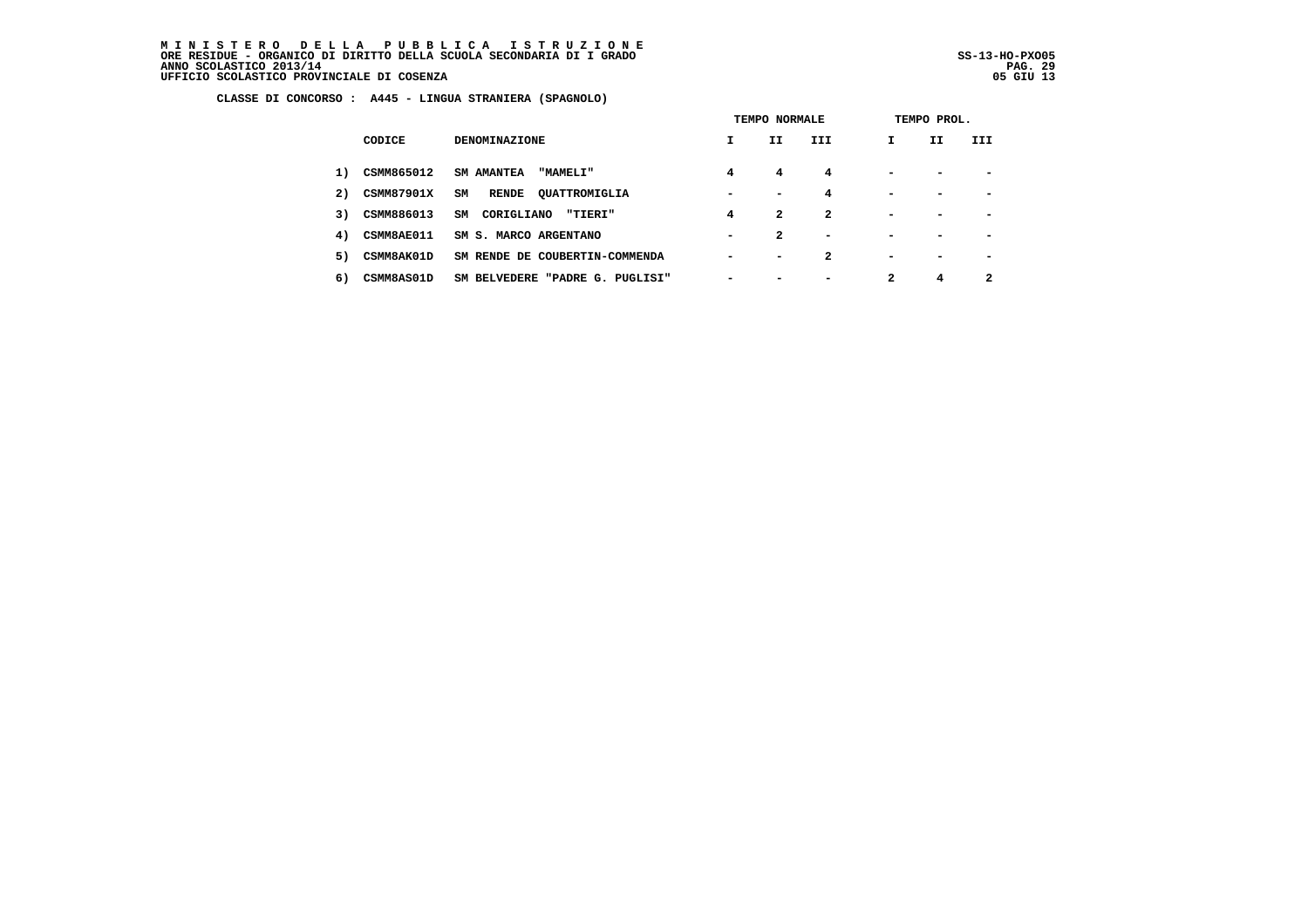M I N I S T E R O   D E L L A   P U B B L I C A   I S T R U Z I O N E
ORE RESIDUE - ORGANICO DI DIRITTO DELLA SCUOLA SECONDARIA DI I GRADO
ANNO SCOLASTICO 2013/14
UFFICIO SCOLASTICO PROVINCIALE DI COSENZA

SS-13-HO-PXO05
05 GIU 13

**CLASSE DI CONCORSO : A445 - LINGUA STRANIERA (SPAGNOLO)**

| | | | TEMPO NORMALE | | | TEMPO PROL. | | |
|---|---|---|---|---|---|---|---|---|
| | CODICE | DENOMINAZIONE | I | II | III | I | II | III |
| 1) | CSMM865012 | SM AMANTEA "MAMELI" | 4 | 4 | 4 | - | - | - |
| 2) | CSMM87901X | SM RENDE QUATTROMIGLIA | - | - | 4 | - | - | - |
| 3) | CSMM886013 | SM CORIGLIANO "TIERI" | 4 | 2 | 2 | - | - | - |
| 4) | CSMM8AE011 | SM S. MARCO ARGENTANO | - | 2 | - | - | - | - |
| 5) | CSMM8AK01D | SM RENDE DE COUBERTIN-COMMENDA | - | - | 2 | - | - | - |
| 6) | CSMM8AS01D | SM BELVEDERE "PADRE G. PUGLISI" | - | - | - | 2 | 4 | 2 |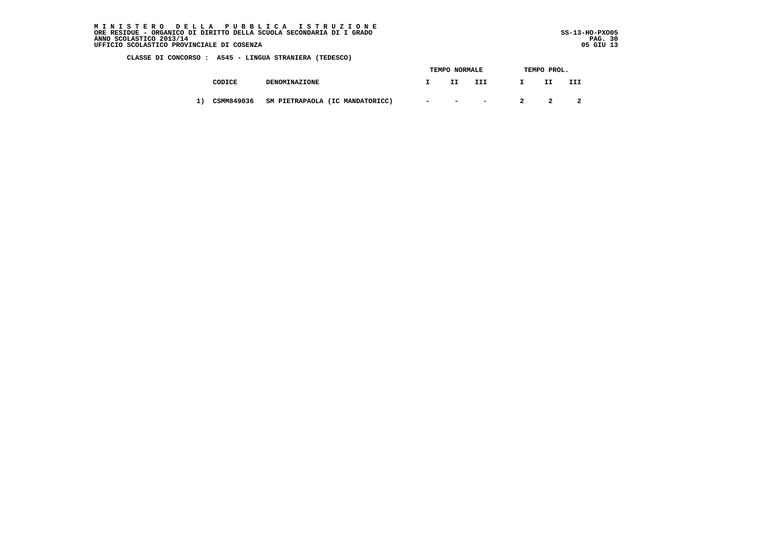**M I N I S T E R O D E L L A P U B B L I C A I S T R U Z I O N E**
**ORE RESIDUE - ORGANICO DI DIRITTO DELLA SCUOLA SECONDARIA DI I GRADO**
**ANNO SCOLASTICO 2013/14**
**UFFICIO SCOLASTICO PROVINCIALE DI COSENZA**

**SS-13-HO-PXO05**
**05 GIU 13**

**CLASSE DI CONCORSO : A545 - LINGUA STRANIERA (TEDESCO)**

| | | | TEMPO NORMALE | | | TEMPO PROL. | | |
|---|---|---|---|---|---|---|---|---|
| | CODICE | DENOMINAZIONE | I | II | III | I | II | III |
| 1) | CSMM849036 | SM PIETRAPAOLA (IC MANDATORICC) | - | - | - | 2 | 2 | 2 |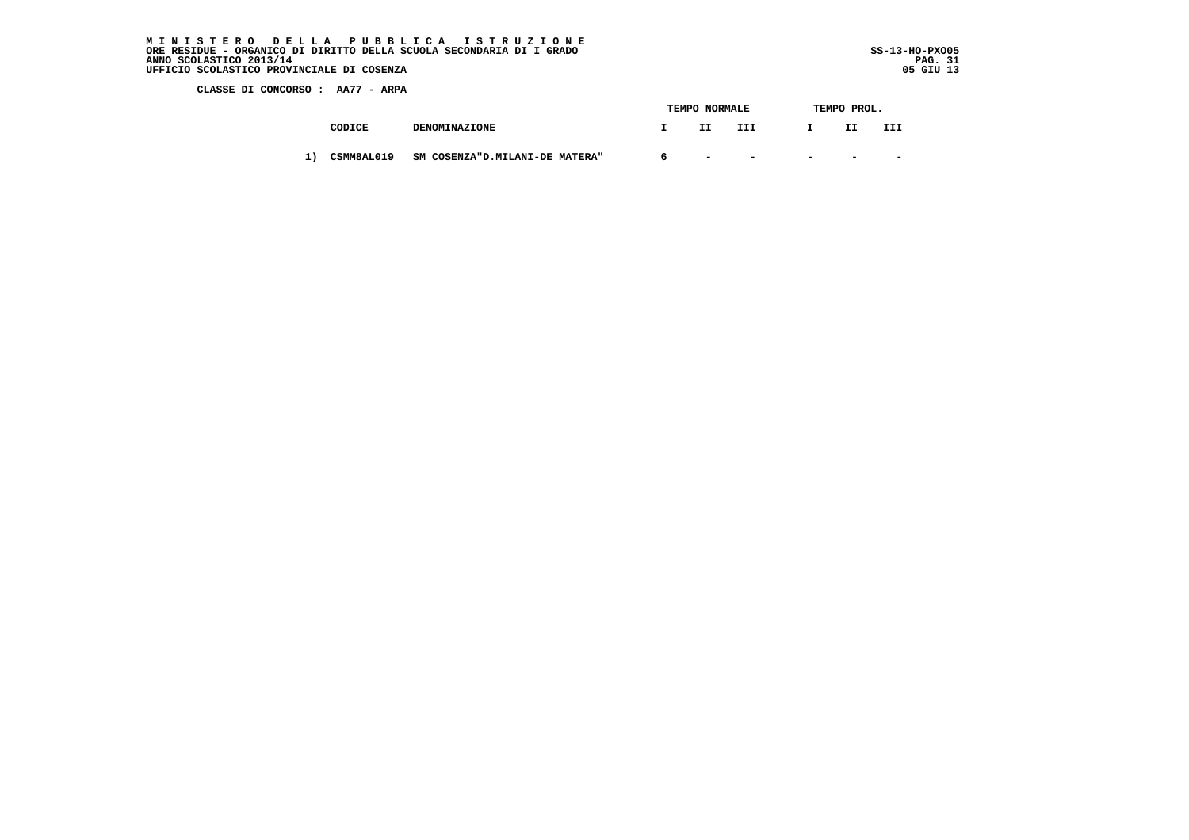**M I N I S T E R O   D E L L A   P U B B L I C A   I S T R U Z I O N E**
**ORE RESIDUE - ORGANICO DI DIRITTO DELLA SCUOLA SECONDARIA DI I GRADO**
**ANNO SCOLASTICO 2013/14**
**UFFICIO SCOLASTICO PROVINCIALE DI COSENZA**

SS-13-HO-PXO05
05 GIU 13

**CLASSE DI CONCORSO : AA77 - ARPA**

| | | | TEMPO NORMALE | | | TEMPO PROL. | | |
|---|---|---|---|---|---|---|---|---|
| | CODICE | DENOMINAZIONE | I | II | III | I | II | III |
| 1) | CSMM8AL019 | SM COSENZA"D.MILANI-DE MATERA" | 6 | - | - | - | - | - |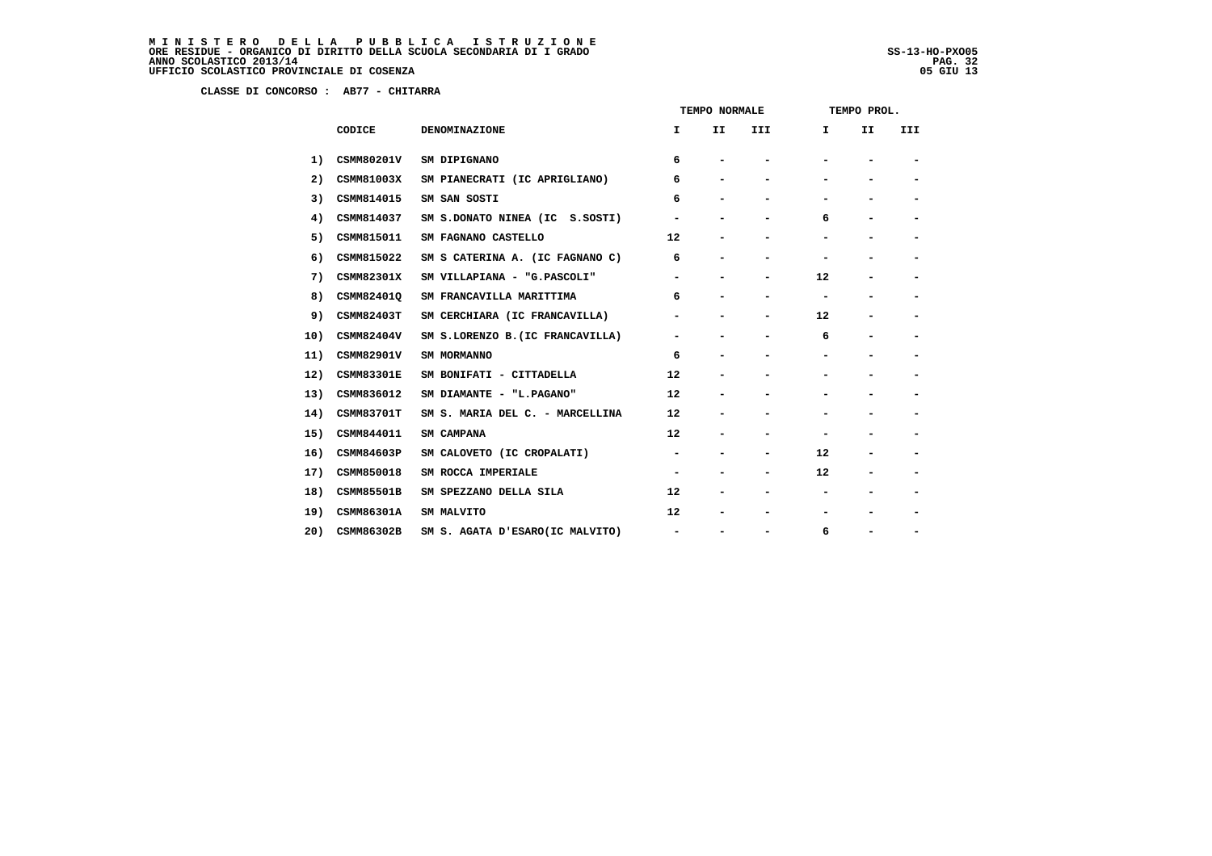**CLASSE DI CONCORSO : AB77 - CHITARRA**

| | CODICE | DENOMINAZIONE | TEMPO NORMALE I | TEMPO NORMALE II | TEMPO NORMALE III | TEMPO PROL. I | TEMPO PROL. II | TEMPO PROL. III |
|---|---|---|---|---|---|---|---|---|
| 1) | CSMM80201V | SM DIPIGNANO | 6 | - | - | - | - | - |
| 2) | CSMM81003X | SM PIANECRATI (IC APRIGLIANO) | 6 | - | - | - | - | - |
| 3) | CSMM814015 | SM SAN SOSTI | 6 | - | - | - | - | - |
| 4) | CSMM814037 | SM S.DONATO NINEA (IC S.SOSTI) | - | - | - | 6 | - | - |
| 5) | CSMM815011 | SM FAGNANO CASTELLO | 12 | - | - | - | - | - |
| 6) | CSMM815022 | SM S CATERINA A. (IC FAGNANO C) | 6 | - | - | - | - | - |
| 7) | CSMM82301X | SM VILLAPIANA - "G.PASCOLI" | - | - | - | 12 | - | - |
| 8) | CSMM82401Q | SM FRANCAVILLA MARITTIMA | 6 | - | - | - | - | - |
| 9) | CSMM82403T | SM CERCHIARA (IC FRANCAVILLA) | - | - | - | 12 | - | - |
| 10) | CSMM82404V | SM S.LORENZO B.(IC FRANCAVILLA) | - | - | - | 6 | - | - |
| 11) | CSMM82901V | SM MORMANNO | 6 | - | - | - | - | - |
| 12) | CSMM83301E | SM BONIFATI - CITTADELLA | 12 | - | - | - | - | - |
| 13) | CSMM836012 | SM DIAMANTE - "L.PAGANO" | 12 | - | - | - | - | - |
| 14) | CSMM83701T | SM S. MARIA DEL C. - MARCELLINA | 12 | - | - | - | - | - |
| 15) | CSMM844011 | SM CAMPANA | 12 | - | - | - | - | - |
| 16) | CSMM84603P | SM CALOVETO (IC CROPALATI) | - | - | - | 12 | - | - |
| 17) | CSMM850018 | SM ROCCA IMPERIALE | - | - | - | 12 | - | - |
| 18) | CSMM85501B | SM SPEZZANO DELLA SILA | 12 | - | - | - | - | - |
| 19) | CSMM86301A | SM MALVITO | 12 | - | - | - | - | - |
| 20) | CSMM86302B | SM S. AGATA D'ESARO(IC MALVITO) | - | - | - | 6 | - | - |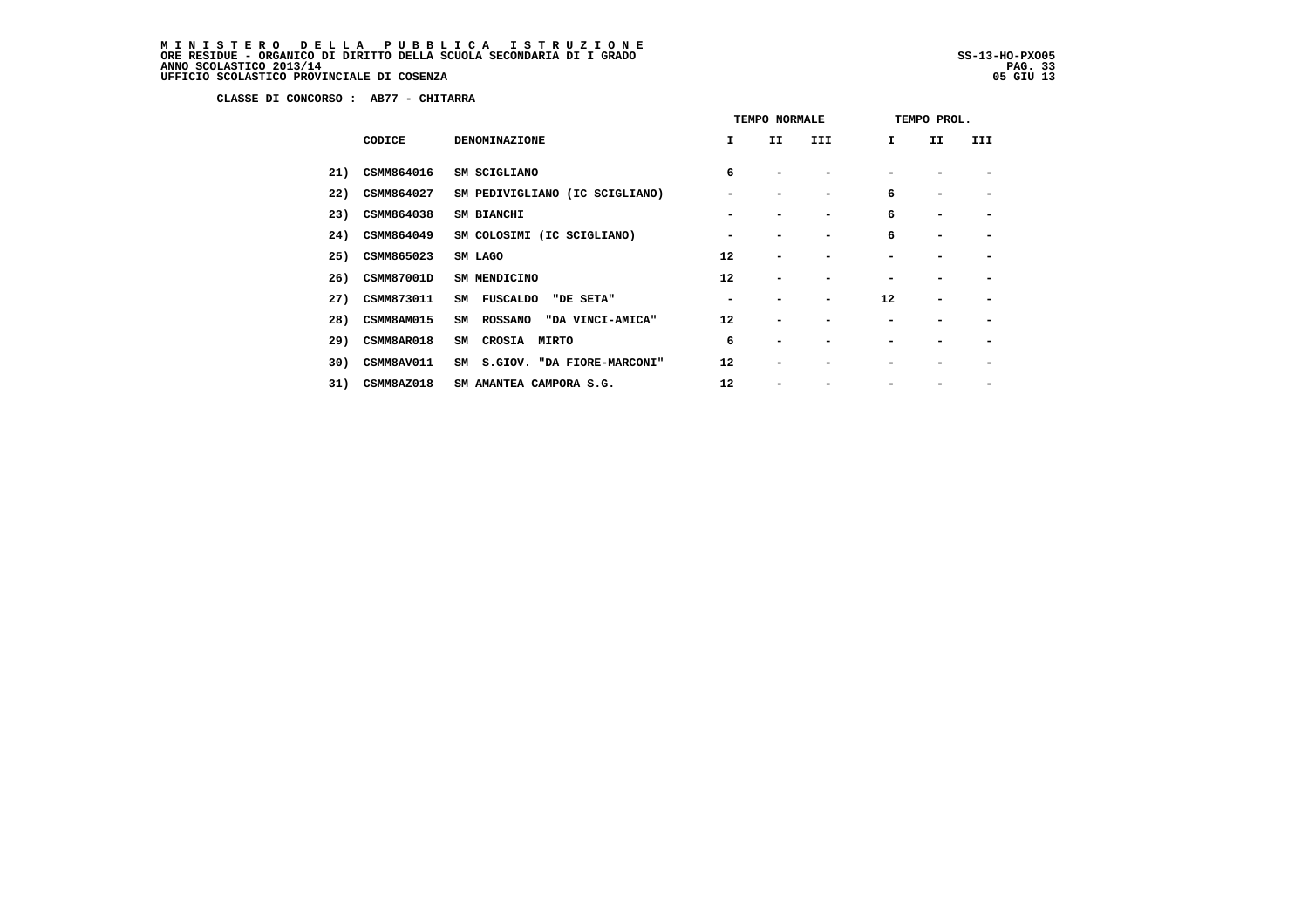**M I N I S T E R O D E L L A P U B B L I C A I S T R U Z I O N E**
**ORE RESIDUE - ORGANICO DI DIRITTO DELLA SCUOLA SECONDARIA DI I GRADO**
**ANNO SCOLASTICO 2013/14**
**UFFICIO SCOLASTICO PROVINCIALE DI COSENZA**

SS-13-HO-PXO05
05 GIU 13

**CLASSE DI CONCORSO : AB77 - CHITARRA**

| | | | TEMPO NORMALE | | | TEMPO PROL. | | |
|---|---|---|---|---|---|---|---|---|
| | CODICE | DENOMINAZIONE | I | II | III | I | II | III |
| 21) | CSMM864016 | SM SCIGLIANO | 6 | - | - | - | - | - |
| 22) | CSMM864027 | SM PEDIVIGLIANO (IC SCIGLIANO) | - | - | - | 6 | - | - |
| 23) | CSMM864038 | SM BIANCHI | - | - | - | 6 | - | - |
| 24) | CSMM864049 | SM COLOSIMI (IC SCIGLIANO) | - | - | - | 6 | - | - |
| 25) | CSMM865023 | SM LAGO | 12 | - | - | - | - | - |
| 26) | CSMM87001D | SM MENDICINO | 12 | - | - | - | - | - |
| 27) | CSMM873011 | SM FUSCALDO "DE SETA" | - | - | - | 12 | - | - |
| 28) | CSMM8AM015 | SM ROSSANO "DA VINCI-AMICA" | 12 | - | - | - | - | - |
| 29) | CSMM8AR018 | SM CROSIA MIRTO | 6 | - | - | - | - | - |
| 30) | CSMM8AV011 | SM S.GIOV. "DA FIORE-MARCONI" | 12 | - | - | - | - | - |
| 31) | CSMM8AZ018 | SM AMANTEA CAMPORA S.G. | 12 | - | - | - | - | - |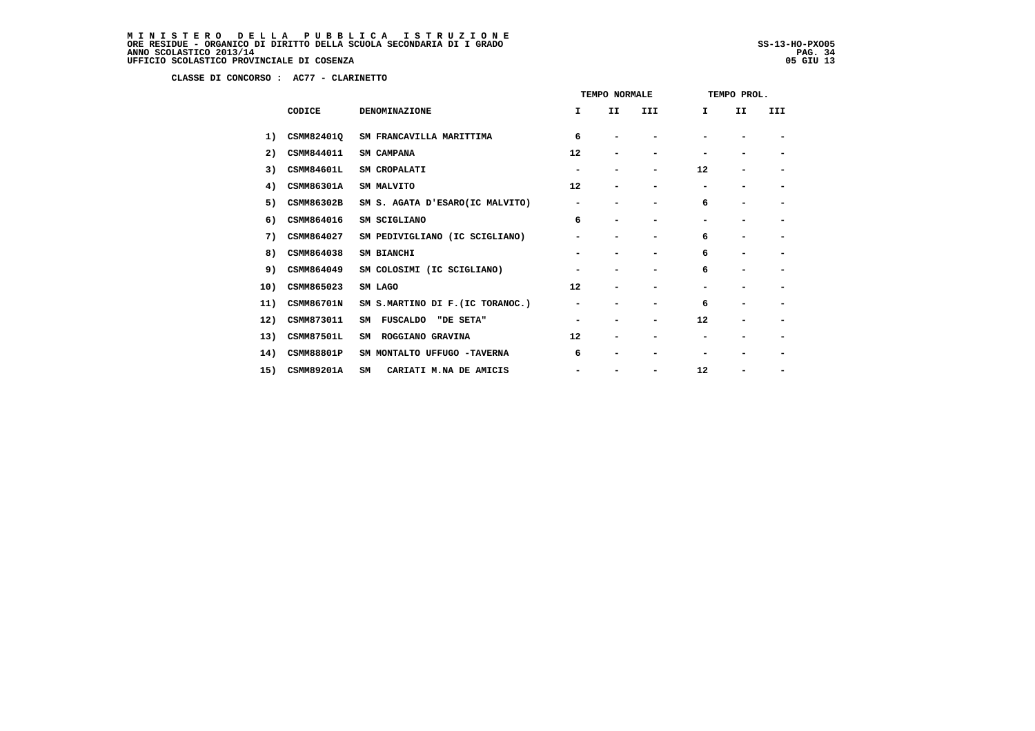**M I N I S T E R O   D E L L A   P U B B L I C A   I S T R U Z I O N E**
**ORE RESIDUE - ORGANICO DI DIRITTO DELLA SCUOLA SECONDARIA DI I GRADO** SS-13-HO-PXO05
**ANNO SCOLASTICO 2013/14**
**UFFICIO SCOLASTICO PROVINCIALE DI COSENZA** 05 GIU 13

**CLASSE DI CONCORSO : AC77 - CLARINETTO**

| | | | TEMPO NORMALE | | | TEMPO PROL. | | |
|---|---|---|---|---|---|---|---|---|
| | CODICE | DENOMINAZIONE | I | II | III | I | II | III |
| 1) | CSMM82401Q | SM FRANCAVILLA MARITTIMA | 6 | - | - | - | - | - |
| 2) | CSMM844011 | SM CAMPANA | 12 | - | - | - | - | - |
| 3) | CSMM84601L | SM CROPALATI | - | - | - | 12 | - | - |
| 4) | CSMM86301A | SM MALVITO | 12 | - | - | - | - | - |
| 5) | CSMM86302B | SM S. AGATA D'ESARO(IC MALVITO) | - | - | - | 6 | - | - |
| 6) | CSMM864016 | SM SCIGLIANO | 6 | - | - | - | - | - |
| 7) | CSMM864027 | SM PEDIVIGLIANO (IC SCIGLIANO) | - | - | - | 6 | - | - |
| 8) | CSMM864038 | SM BIANCHI | - | - | - | 6 | - | - |
| 9) | CSMM864049 | SM COLOSIMI (IC SCIGLIANO) | - | - | - | 6 | - | - |
| 10) | CSMM865023 | SM LAGO | 12 | - | - | - | - | - |
| 11) | CSMM86701N | SM S.MARTINO DI F.(IC TORANOC.) | - | - | - | 6 | - | - |
| 12) | CSMM873011 | SM FUSCALDO "DE SETA" | - | - | - | 12 | - | - |
| 13) | CSMM87501L | SM ROGGIANO GRAVINA | 12 | - | - | - | - | - |
| 14) | CSMM88801P | SM MONTALTO UFFUGO -TAVERNA | 6 | - | - | - | - | - |
| 15) | CSMM89201A | SM CARIATI M.NA DE AMICIS | - | - | - | 12 | - | - |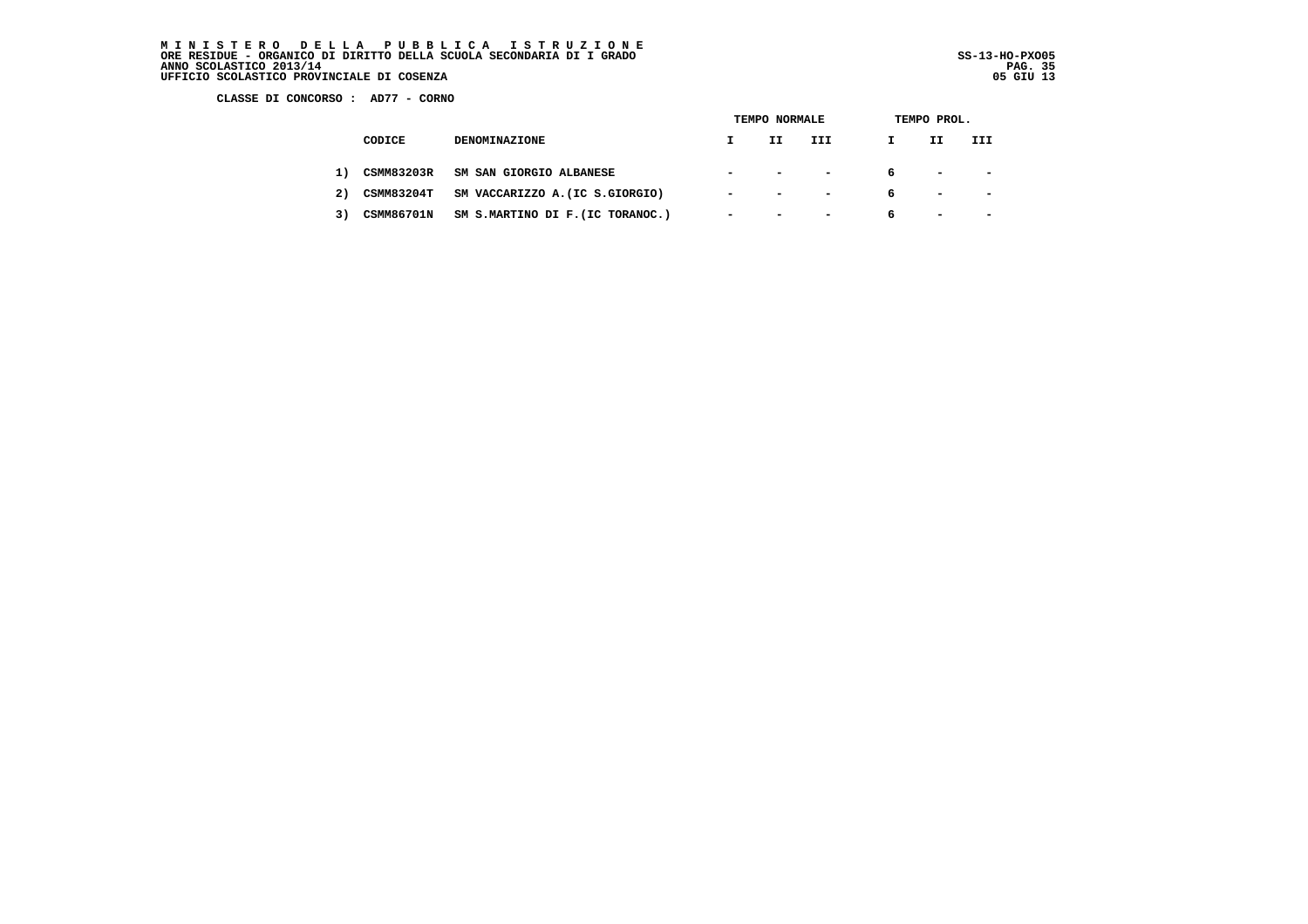MINISTERO DELLA PUBBLICA ISTRUZIONE
ORE RESIDUE - ORGANICO DI DIRITTO DELLA SCUOLA SECONDARIA DI I GRADO
ANNO SCOLASTICO 2013/14
UFFICIO SCOLASTICO PROVINCIALE DI COSENZA

SS-13-HO-PXO05
05 GIU 13

CLASSE DI CONCORSO : AD77 - CORNO

| | CODICE | DENOMINAZIONE | TEMPO NORMALE | | | TEMPO PROL. | | |
|---|---|---|---|---|---|---|---|---|
| | | | I | II | III | I | II | III |
| 1) | CSMM83203R | SM SAN GIORGIO ALBANESE | - | - | - | 6 | - | - |
| 2) | CSMM83204T | SM VACCARIZZO A.(IC S.GIORGIO) | - | - | - | 6 | - | - |
| 3) | CSMM86701N | SM S.MARTINO DI F.(IC TORANOC.) | - | - | - | 6 | - | - |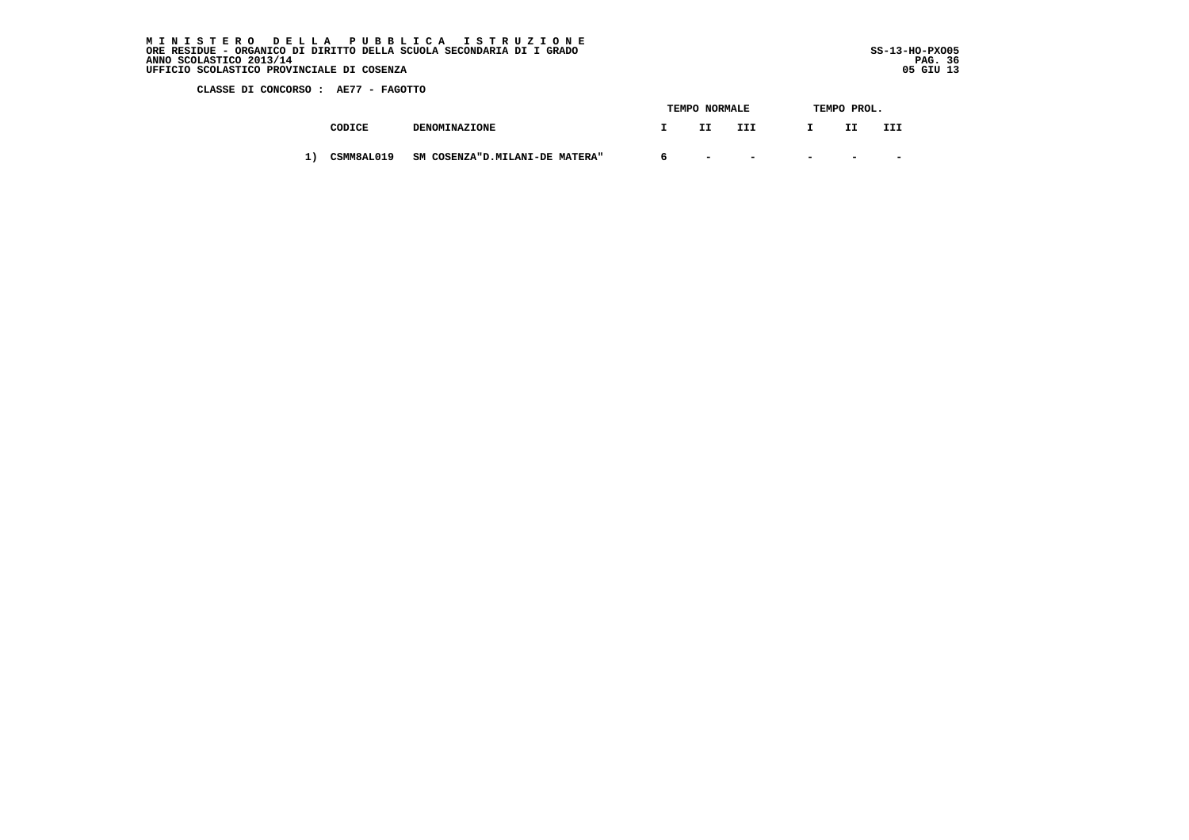**M I N I S T E R O   D E L L A   P U B B L I C A   I S T R U Z I O N E**
**ORE RESIDUE - ORGANICO DI DIRITTO DELLA SCUOLA SECONDARIA DI I GRADO**
**ANNO SCOLASTICO 2013/14**
**UFFICIO SCOLASTICO PROVINCIALE DI COSENZA**

SS-13-HO-PXO05
05 GIU 13

**CLASSE DI CONCORSO : AE77 - FAGOTTO**

| | CODICE | DENOMINAZIONE | TEMPO NORMALE I | TEMPO NORMALE II | TEMPO NORMALE III | TEMPO PROL. I | TEMPO PROL. II | TEMPO PROL. III |
|---|---|---|---|---|---|---|---|---|
| 1) | CSMM8AL019 | SM COSENZA"D.MILANI-DE MATERA" | 6 | - | - | - | - | - |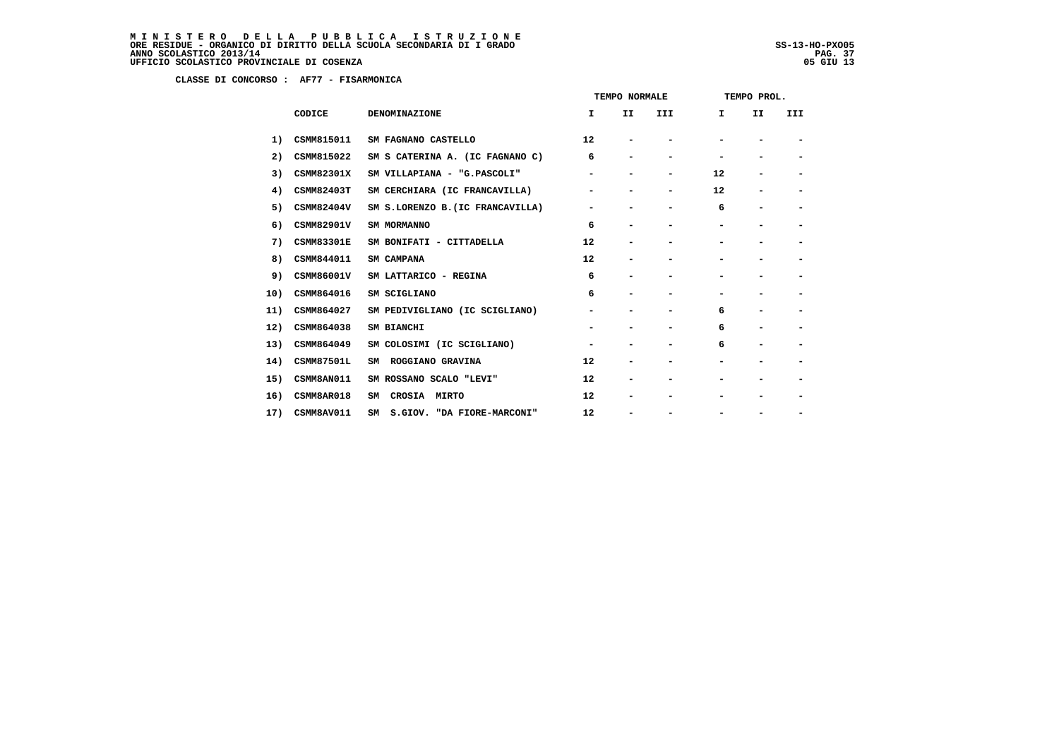MINISTERO DELLA PUBBLICA ISTRUZIONE
ORE RESIDUE - ORGANICO DI DIRITTO DELLA SCUOLA SECONDARIA DI I GRADO
ANNO SCOLASTICO 2013/14
UFFICIO SCOLASTICO PROVINCIALE DI COSENZA

SS-13-HO-PXO05
05 GIU 13

**CLASSE DI CONCORSO : AF77 - FISARMONICA**

| | CODICE | DENOMINAZIONE | TEMPO NORMALE I | TEMPO NORMALE II | TEMPO NORMALE III | TEMPO PROL. I | TEMPO PROL. II | TEMPO PROL. III |
|---|---|---|---|---|---|---|---|---|
| 1) | CSMM815011 | SM FAGNANO CASTELLO | 12 | - | - | - | - | - |
| 2) | CSMM815022 | SM S CATERINA A. (IC FAGNANO C) | 6 | - | - | - | - | - |
| 3) | CSMM82301X | SM VILLAPIANA - "G.PASCOLI" | - | - | - | 12 | - | - |
| 4) | CSMM82403T | SM CERCHIARA (IC FRANCAVILLA) | - | - | - | 12 | - | - |
| 5) | CSMM82404V | SM S.LORENZO B.(IC FRANCAVILLA) | - | - | - | 6 | - | - |
| 6) | CSMM82901V | SM MORMANNO | 6 | - | - | - | - | - |
| 7) | CSMM83301E | SM BONIFATI - CITTADELLA | 12 | - | - | - | - | - |
| 8) | CSMM844011 | SM CAMPANA | 12 | - | - | - | - | - |
| 9) | CSMM86001V | SM LATTARICO - REGINA | 6 | - | - | - | - | - |
| 10) | CSMM864016 | SM SCIGLIANO | 6 | - | - | - | - | - |
| 11) | CSMM864027 | SM PEDIVIGLIANO (IC SCIGLIANO) | - | - | - | 6 | - | - |
| 12) | CSMM864038 | SM BIANCHI | - | - | - | 6 | - | - |
| 13) | CSMM864049 | SM COLOSIMI (IC SCIGLIANO) | - | - | - | 6 | - | - |
| 14) | CSMM87501L | SM ROGGIANO GRAVINA | 12 | - | - | - | - | - |
| 15) | CSMM8AN011 | SM ROSSANO SCALO "LEVI" | 12 | - | - | - | - | - |
| 16) | CSMM8AR018 | SM CROSIA MIRTO | 12 | - | - | - | - | - |
| 17) | CSMM8AV011 | SM S.GIOV. "DA FIORE-MARCONI" | 12 | - | - | - | - | - |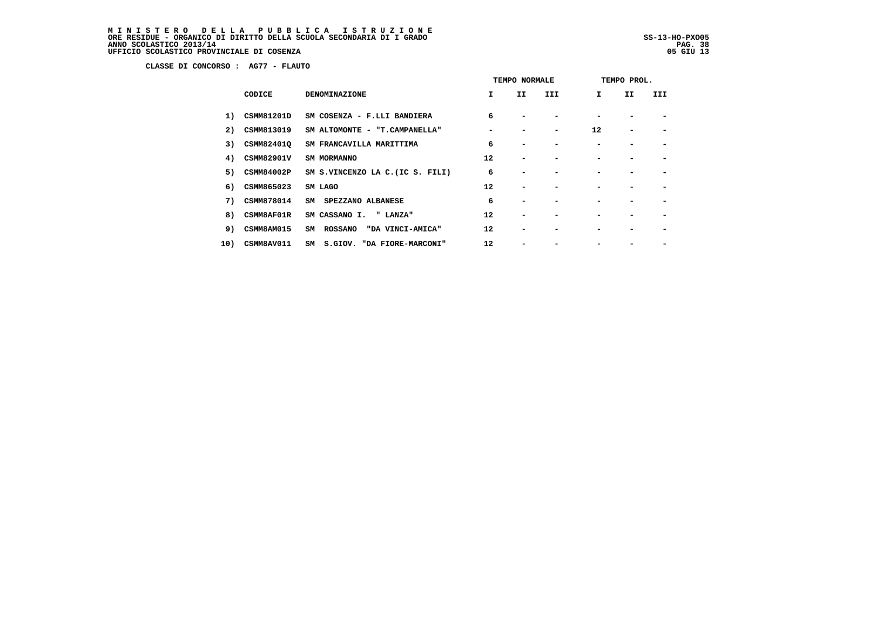**M I N I S T E R O   D E L L A   P U B B L I C A   I S T R U Z I O N E**
**ORE RESIDUE - ORGANICO DI DIRITTO DELLA SCUOLA SECONDARIA DI I GRADO**
**ANNO SCOLASTICO 2013/14**
**UFFICIO SCOLASTICO PROVINCIALE DI COSENZA**

SS-13-HO-PXO05
05 GIU 13

**CLASSE DI CONCORSO : AG77 - FLAUTO**

| | | | TEMPO NORMALE | | | TEMPO PROL. | | |
|---|---|---|---|---|---|---|---|---|
| | CODICE | DENOMINAZIONE | I | II | III | I | II | III |
| 1) | CSMM81201D | SM COSENZA - F.LLI BANDIERA | 6 | - | - | - | - | - |
| 2) | CSMM813019 | SM ALTOMONTE - "T.CAMPANELLA" | - | - | - | 12 | - | - |
| 3) | CSMM82401Q | SM FRANCAVILLA MARITTIMA | 6 | - | - | - | - | - |
| 4) | CSMM82901V | SM MORMANNO | 12 | - | - | - | - | - |
| 5) | CSMM84002P | SM S.VINCENZO LA C.(IC S. FILI) | 6 | - | - | - | - | - |
| 6) | CSMM865023 | SM LAGO | 12 | - | - | - | - | - |
| 7) | CSMM878014 | SM SPEZZANO ALBANESE | 6 | - | - | - | - | - |
| 8) | CSMM8AF01R | SM CASSANO I. " LANZA" | 12 | - | - | - | - | - |
| 9) | CSMM8AM015 | SM ROSSANO "DA VINCI-AMICA" | 12 | - | - | - | - | - |
| 10) | CSMM8AV011 | SM S.GIOV. "DA FIORE-MARCONI" | 12 | - | - | - | - | - |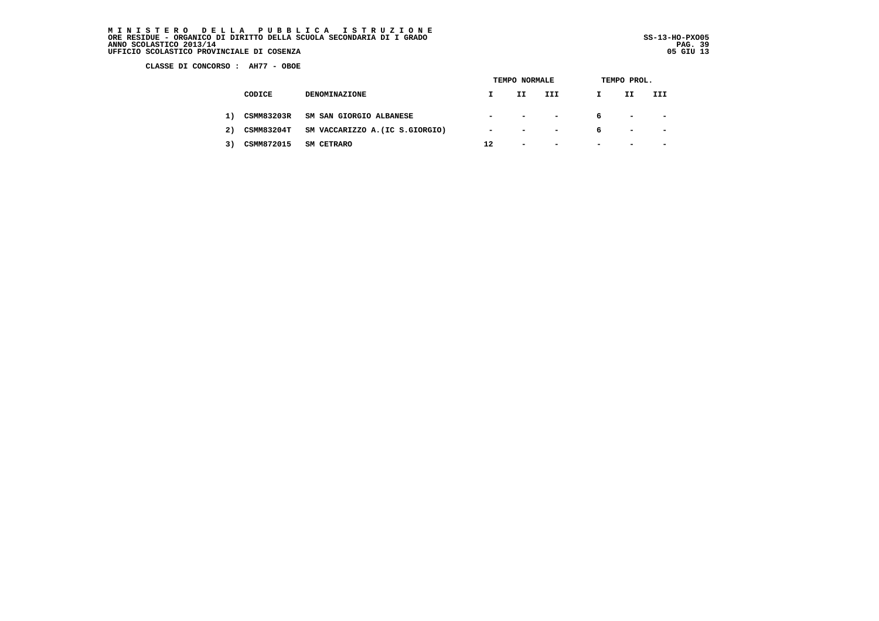**M I N I S T E R O   D E L L A   P U B B L I C A   I S T R U Z I O N E**
**ORE RESIDUE - ORGANICO DI DIRITTO DELLA SCUOLA SECONDARIA DI I GRADO**
**ANNO SCOLASTICO 2013/14**
**UFFICIO SCOLASTICO PROVINCIALE DI COSENZA**

SS-13-HO-PXO05
05 GIU 13

**CLASSE DI CONCORSO : AH77 - OBOE**

| | | | TEMPO NORMALE | | | TEMPO PROL. | | |
|---|---|---|---|---|---|---|---|---|
| | CODICE | DENOMINAZIONE | I | II | III | I | II | III |
| 1) | CSMM83203R | SM SAN GIORGIO ALBANESE | - | - | - | 6 | - | - |
| 2) | CSMM83204T | SM VACCARIZZO A.(IC S.GIORGIO) | - | - | - | 6 | - | - |
| 3) | CSMM872015 | SM CETRARO | 12 | - | - | - | - | - |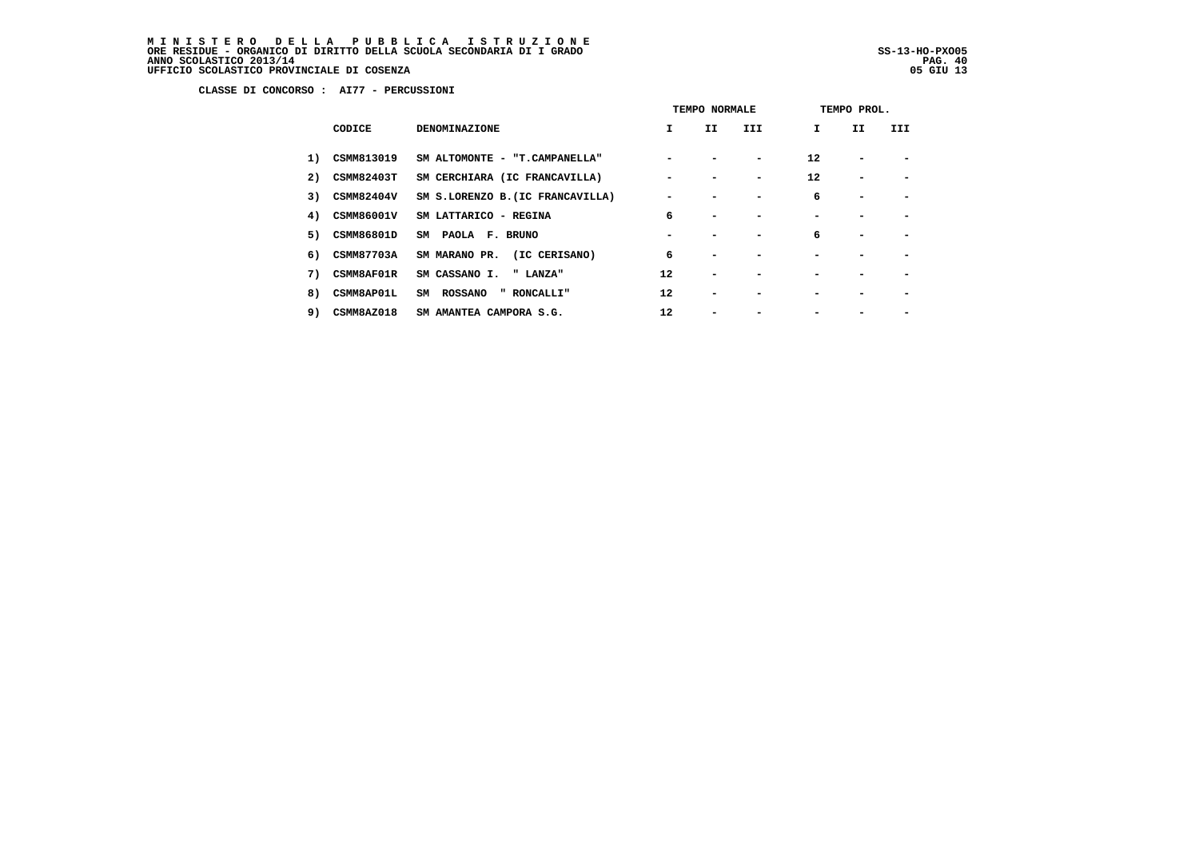**M I N I S T E R O   D E L L A   P U B B L I C A   I S T R U Z I O N E**
**ORE RESIDUE - ORGANICO DI DIRITTO DELLA SCUOLA SECONDARIA DI I GRADO**
**ANNO SCOLASTICO 2013/14**
**UFFICIO SCOLASTICO PROVINCIALE DI COSENZA**

SS-13-HO-PXO05
05 GIU 13

**CLASSE DI CONCORSO : AI77 - PERCUSSIONI**

| | | | TEMPO NORMALE | | | TEMPO PROL. | | |
|---|---|---|---|---|---|---|---|---|
| | CODICE | DENOMINAZIONE | I | II | III | I | II | III |
| 1) | CSMM813019 | SM ALTOMONTE - "T.CAMPANELLA" | - | - | - | 12 | - | - |
| 2) | CSMM82403T | SM CERCHIARA (IC FRANCAVILLA) | - | - | - | 12 | - | - |
| 3) | CSMM82404V | SM S.LORENZO B.(IC FRANCAVILLA) | - | - | - | 6 | - | - |
| 4) | CSMM86001V | SM LATTARICO - REGINA | 6 | - | - | - | - | - |
| 5) | CSMM86801D | SM PAOLA F. BRUNO | - | - | - | 6 | - | - |
| 6) | CSMM87703A | SM MARANO PR. (IC CERISANO) | 6 | - | - | - | - | - |
| 7) | CSMM8AF01R | SM CASSANO I. " LANZA" | 12 | - | - | - | - | - |
| 8) | CSMM8AP01L | SM ROSSANO " RONCALLI" | 12 | - | - | - | - | - |
| 9) | CSMM8AZ018 | SM AMANTEA CAMPORA S.G. | 12 | - | - | - | - | - |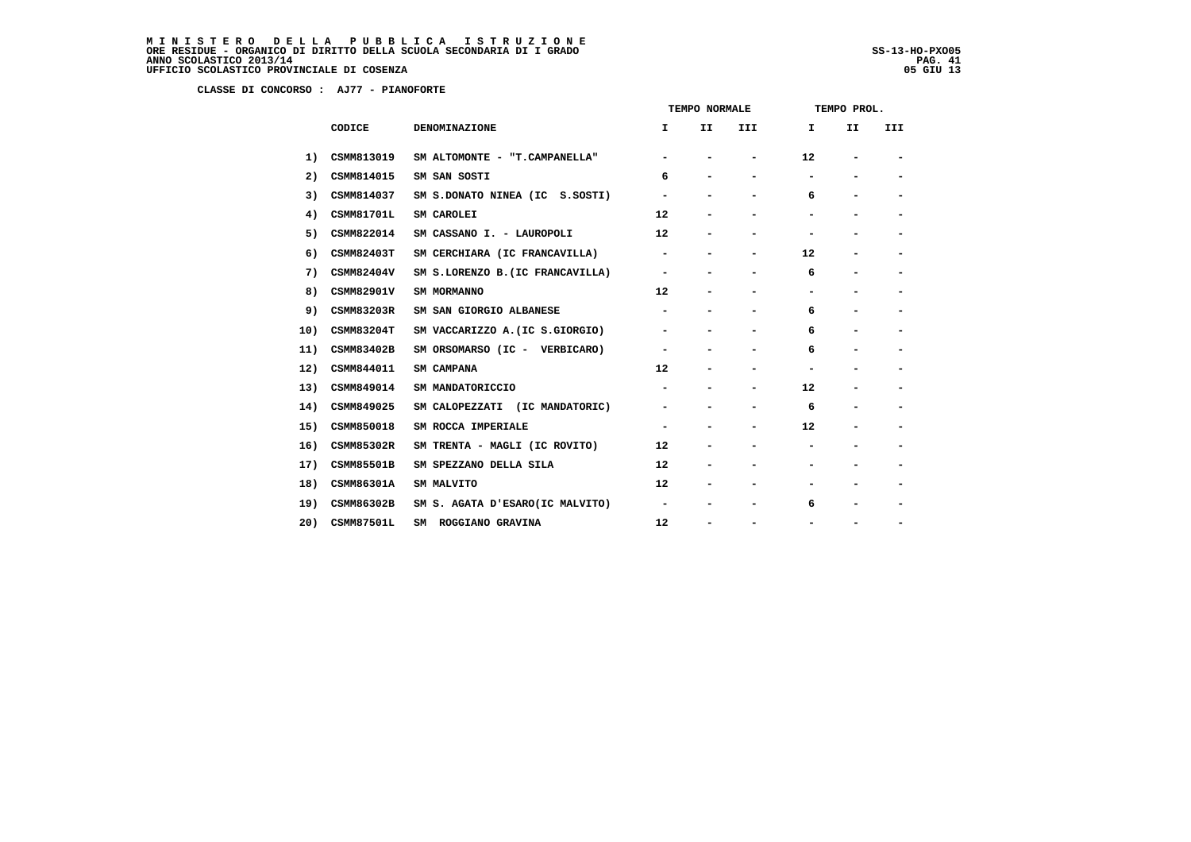MINISTERO DELLA PUBBLICA ISTRUZIONE
ORE RESIDUE - ORGANICO DI DIRITTO DELLA SCUOLA SECONDARIA DI I GRADO
ANNO SCOLASTICO 2013/14
UFFICIO SCOLASTICO PROVINCIALE DI COSENZA

SS-13-HO-PXO05
05 GIU 13

**CLASSE DI CONCORSO : AJ77 - PIANOFORTE**

| | | | TEMPO NORMALE | | | TEMPO PROL. | | |
|---|---|---|---|---|---|---|---|---|
| | CODICE | DENOMINAZIONE | I | II | III | I | II | III |
| 1) | CSMM813019 | SM ALTOMONTE - "T.CAMPANELLA" | - | - | - | 12 | - | - |
| 2) | CSMM814015 | SM SAN SOSTI | 6 | - | - | - | - | - |
| 3) | CSMM814037 | SM S.DONATO NINEA (IC S.SOSTI) | - | - | - | 6 | - | - |
| 4) | CSMM81701L | SM CAROLEI | 12 | - | - | - | - | - |
| 5) | CSMM822014 | SM CASSANO I. - LAUROPOLI | 12 | - | - | - | - | - |
| 6) | CSMM82403T | SM CERCHIARA (IC FRANCAVILLA) | - | - | - | 12 | - | - |
| 7) | CSMM82404V | SM S.LORENZO B.(IC FRANCAVILLA) | - | - | - | 6 | - | - |
| 8) | CSMM82901V | SM MORMANNO | 12 | - | - | - | - | - |
| 9) | CSMM83203R | SM SAN GIORGIO ALBANESE | - | - | - | 6 | - | - |
| 10) | CSMM83204T | SM VACCARIZZO A.(IC S.GIORGIO) | - | - | - | 6 | - | - |
| 11) | CSMM83402B | SM ORSOMARSO (IC - VERBICARO) | - | - | - | 6 | - | - |
| 12) | CSMM844011 | SM CAMPANA | 12 | - | - | - | - | - |
| 13) | CSMM849014 | SM MANDATORICCIO | - | - | - | 12 | - | - |
| 14) | CSMM849025 | SM CALOPEZZATI (IC MANDATORIC) | - | - | - | 6 | - | - |
| 15) | CSMM850018 | SM ROCCA IMPERIALE | - | - | - | 12 | - | - |
| 16) | CSMM85302R | SM TRENTA - MAGLI (IC ROVITO) | 12 | - | - | - | - | - |
| 17) | CSMM85501B | SM SPEZZANO DELLA SILA | 12 | - | - | - | - | - |
| 18) | CSMM86301A | SM MALVITO | 12 | - | - | - | - | - |
| 19) | CSMM86302B | SM S. AGATA D'ESARO(IC MALVITO) | - | - | - | 6 | - | - |
| 20) | CSMM87501L | SM ROGGIANO GRAVINA | 12 | - | - | - | - | - |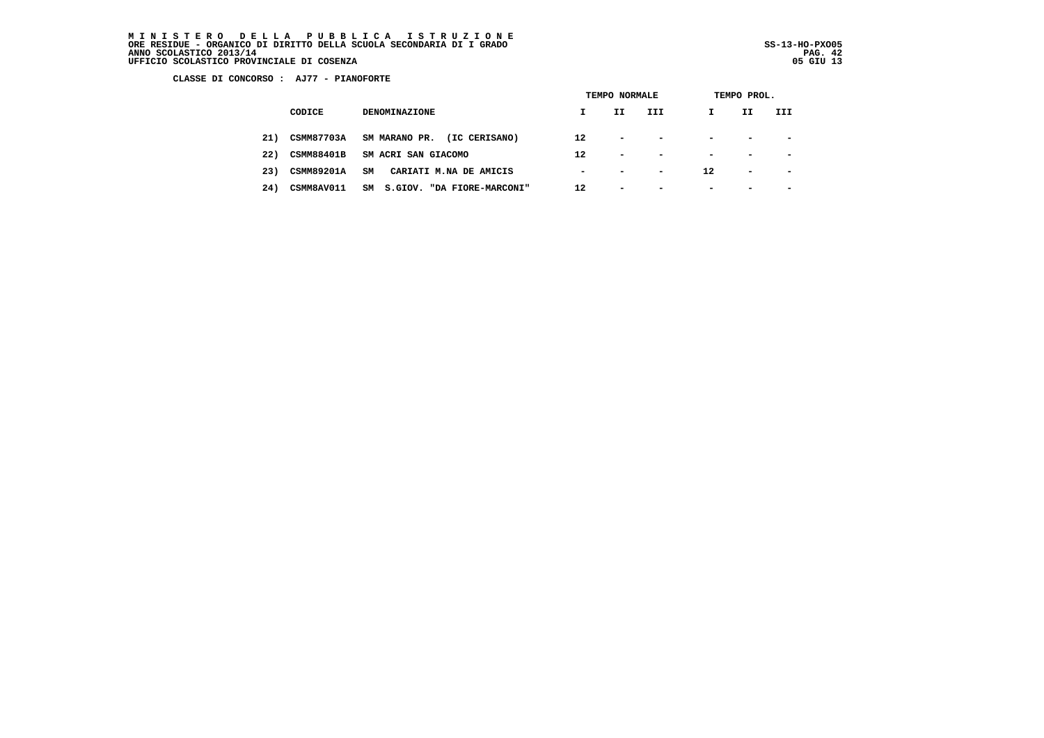**M I N I S T E R O   D E L L A   P U B B L I C A   I S T R U Z I O N E**
**ORE RESIDUE - ORGANICO DI DIRITTO DELLA SCUOLA SECONDARIA DI I GRADO** SS-13-HO-PXO05
**ANNO SCOLASTICO 2013/14**
**UFFICIO SCOLASTICO PROVINCIALE DI COSENZA** 05 GIU 13

**CLASSE DI CONCORSO : AJ77 - PIANOFORTE**

| | | | TEMPO NORMALE | | | TEMPO PROL. | | |
|---|---|---|---|---|---|---|---|---|
| | CODICE | DENOMINAZIONE | I | II | III | I | II | III |
| 21) | CSMM87703A | SM MARANO PR. (IC CERISANO) | 12 | - | - | - | - | - |
| 22) | CSMM88401B | SM ACRI SAN GIACOMO | 12 | - | - | - | - | - |
| 23) | CSMM89201A | SM CARIATI M.NA DE AMICIS | - | - | - | 12 | - | - |
| 24) | CSMM8AV011 | SM S.GIOV. "DA FIORE-MARCONI" | 12 | - | - | - | - | - |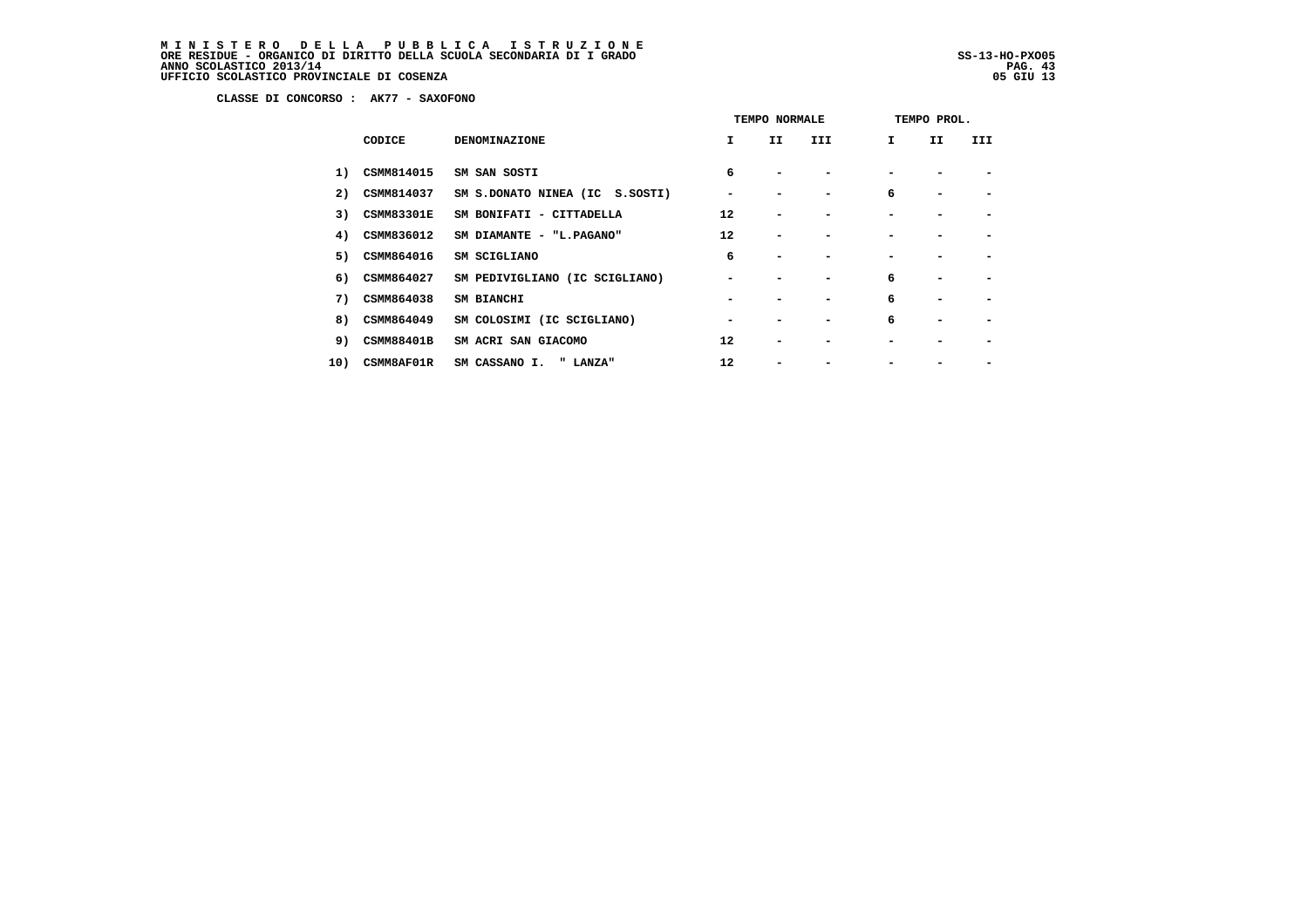# M I N I S T E R O   D E L L A   P U B B L I C A   I S T R U Z I O N E

**ORE RESIDUE - ORGANICO DI DIRITTO DELLA SCUOLA SECONDARIA DI I GRADO**
**ANNO SCOLASTICO 2013/14**
**UFFICIO SCOLASTICO PROVINCIALE DI COSENZA**

SS-13-HO-PXO05
05 GIU 13

**CLASSE DI CONCORSO : AK77 - SAXOFONO**

| | | | TEMPO NORMALE | | | TEMPO PROL. | | |
|---|---|---|---|---|---|---|---|---|
| | CODICE | DENOMINAZIONE | I | II | III | I | II | III |
| 1) | CSMM814015 | SM SAN SOSTI | 6 | - | - | - | - | - |
| 2) | CSMM814037 | SM S.DONATO NINEA (IC S.SOSTI) | - | - | - | 6 | - | - |
| 3) | CSMM83301E | SM BONIFATI - CITTADELLA | 12 | - | - | - | - | - |
| 4) | CSMM836012 | SM DIAMANTE - "L.PAGANO" | 12 | - | - | - | - | - |
| 5) | CSMM864016 | SM SCIGLIANO | 6 | - | - | - | - | - |
| 6) | CSMM864027 | SM PEDIVIGLIANO (IC SCIGLIANO) | - | - | - | 6 | - | - |
| 7) | CSMM864038 | SM BIANCHI | - | - | - | 6 | - | - |
| 8) | CSMM864049 | SM COLOSIMI (IC SCIGLIANO) | - | - | - | 6 | - | - |
| 9) | CSMM88401B | SM ACRI SAN GIACOMO | 12 | - | - | - | - | - |
| 10) | CSMM8AF01R | SM CASSANO I. " LANZA" | 12 | - | - | - | - | - |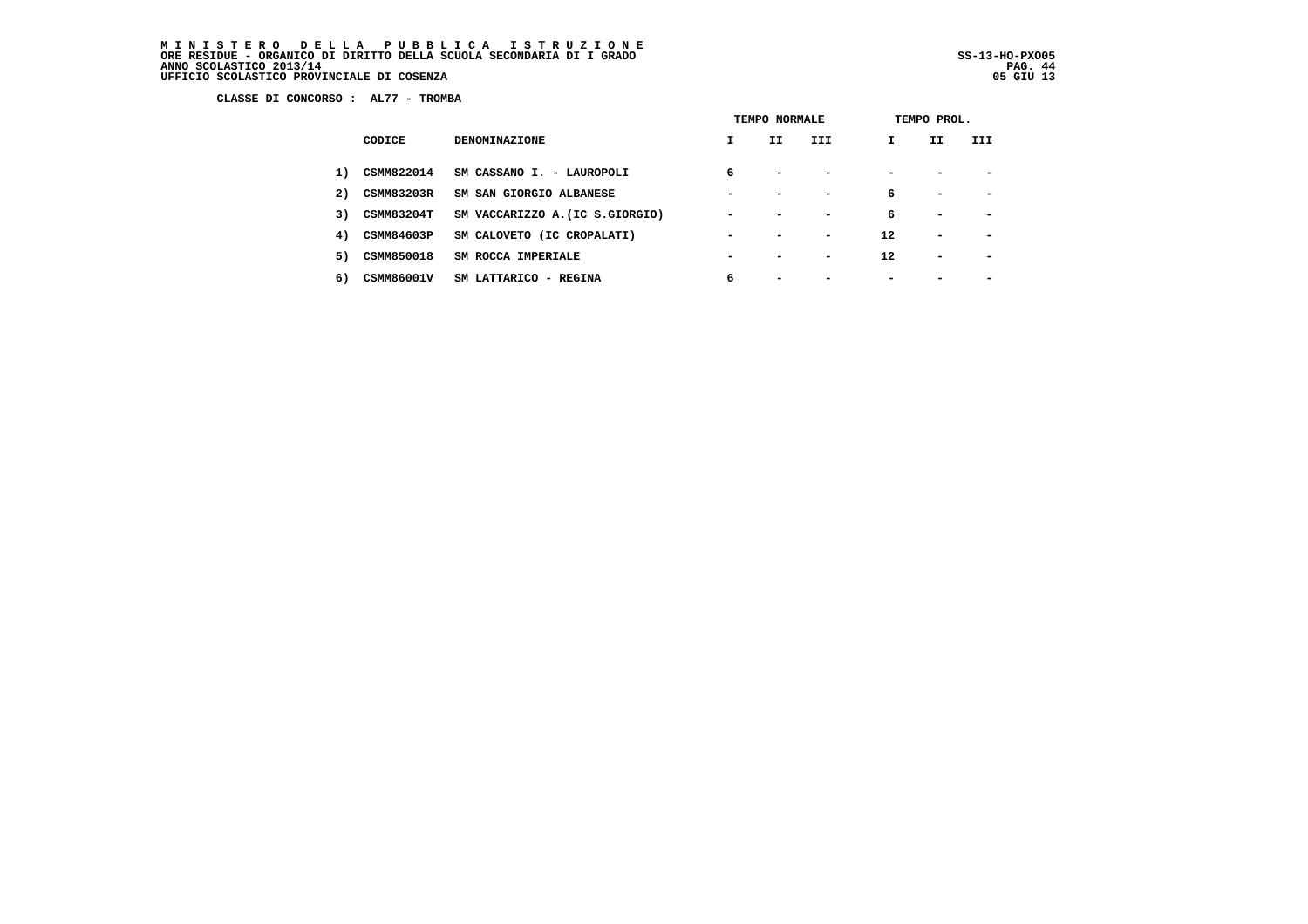MINISTERO DELLA PUBBLICA ISTRUZIONE
ORE RESIDUE - ORGANICO DI DIRITTO DELLA SCUOLA SECONDARIA DI I GRADO
ANNO SCOLASTICO 2013/14
UFFICIO SCOLASTICO PROVINCIALE DI COSENZA

SS-13-HO-PXO05
05 GIU 13

**CLASSE DI CONCORSO : AL77 - TROMBA**

| | CODICE | DENOMINAZIONE | TEMPO NORMALE I | II | III | TEMPO PROL. I | II | III |
|---|---|---|---|---|---|---|---|---|
| 1) | CSMM822014 | SM CASSANO I. - LAUROPOLI | 6 | - | - | - | - | - |
| 2) | CSMM83203R | SM SAN GIORGIO ALBANESE | - | - | - | 6 | - | - |
| 3) | CSMM83204T | SM VACCARIZZO A.(IC S.GIORGIO) | - | - | - | 6 | - | - |
| 4) | CSMM84603P | SM CALOVETO (IC CROPALATI) | - | - | - | 12 | - | - |
| 5) | CSMM850018 | SM ROCCA IMPERIALE | - | - | - | 12 | - | - |
| 6) | CSMM86001V | SM LATTARICO - REGINA | 6 | - | - | - | - | - |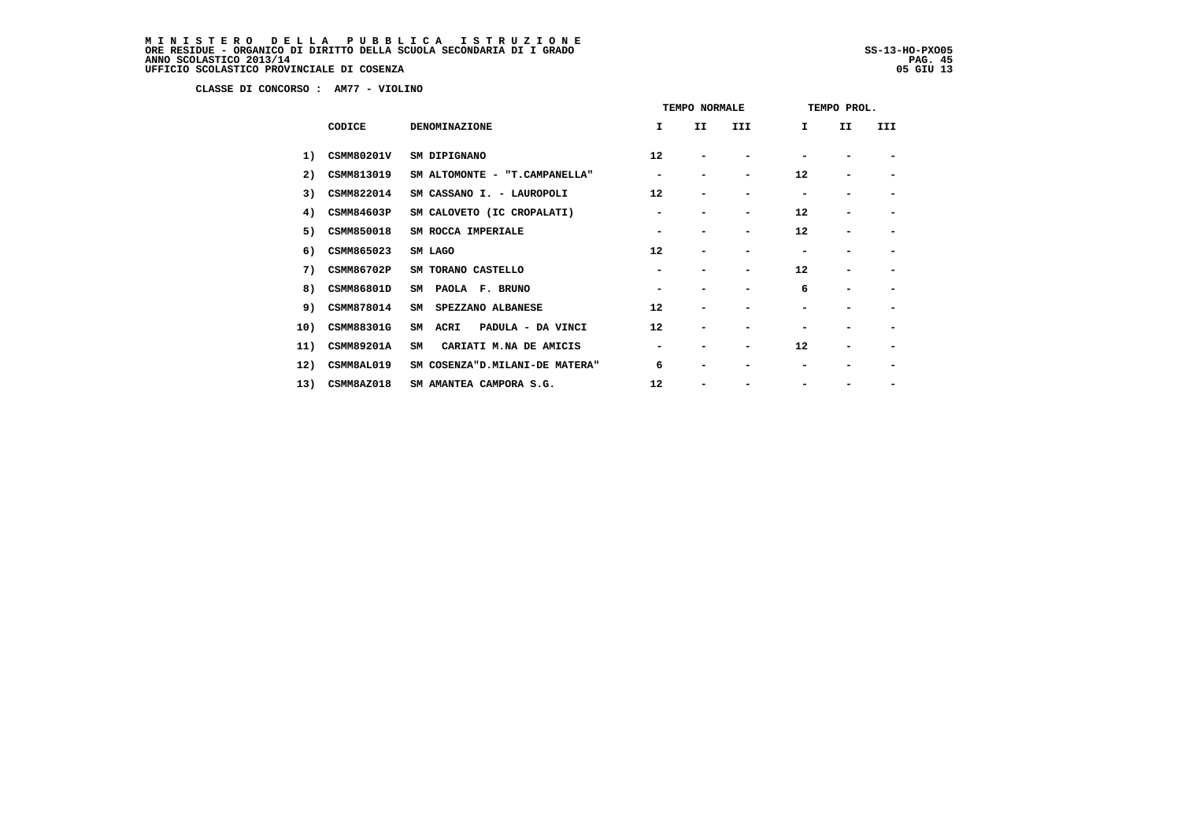**M I N I S T E R O   D E L L A   P U B B L I C A   I S T R U Z I O N E**
**ORE RESIDUE - ORGANICO DI DIRITTO DELLA SCUOLA SECONDARIA DI I GRADO** SS-13-HO-PXO05
**ANNO SCOLASTICO 2013/14**
**UFFICIO SCOLASTICO PROVINCIALE DI COSENZA** 05 GIU 13

**CLASSE DI CONCORSO : AM77 - VIOLINO**

| | | | TEMPO NORMALE | | | TEMPO PROL. | | |
|---|---|---|---|---|---|---|---|---|
| | CODICE | DENOMINAZIONE | I | II | III | I | II | III |
| 1) | CSMM80201V | SM DIPIGNANO | 12 | - | - | - | - | - |
| 2) | CSMM813019 | SM ALTOMONTE - "T.CAMPANELLA" | - | - | - | 12 | - | - |
| 3) | CSMM822014 | SM CASSANO I. - LAUROPOLI | 12 | - | - | - | - | - |
| 4) | CSMM84603P | SM CALOVETO (IC CROPALATI) | - | - | - | 12 | - | - |
| 5) | CSMM850018 | SM ROCCA IMPERIALE | - | - | - | 12 | - | - |
| 6) | CSMM865023 | SM LAGO | 12 | - | - | - | - | - |
| 7) | CSMM86702P | SM TORANO CASTELLO | - | - | - | 12 | - | - |
| 8) | CSMM86801D | SM PAOLA F. BRUNO | - | - | - | 6 | - | - |
| 9) | CSMM878014 | SM SPEZZANO ALBANESE | 12 | - | - | - | - | - |
| 10) | CSMM88301G | SM ACRI PADULA - DA VINCI | 12 | - | - | - | - | - |
| 11) | CSMM89201A | SM CARIATI M.NA DE AMICIS | - | - | - | 12 | - | - |
| 12) | CSMM8AL019 | SM COSENZA"D.MILANI-DE MATERA" | 6 | - | - | - | - | - |
| 13) | CSMM8AZ018 | SM AMANTEA CAMPORA S.G. | 12 | - | - | - | - | - |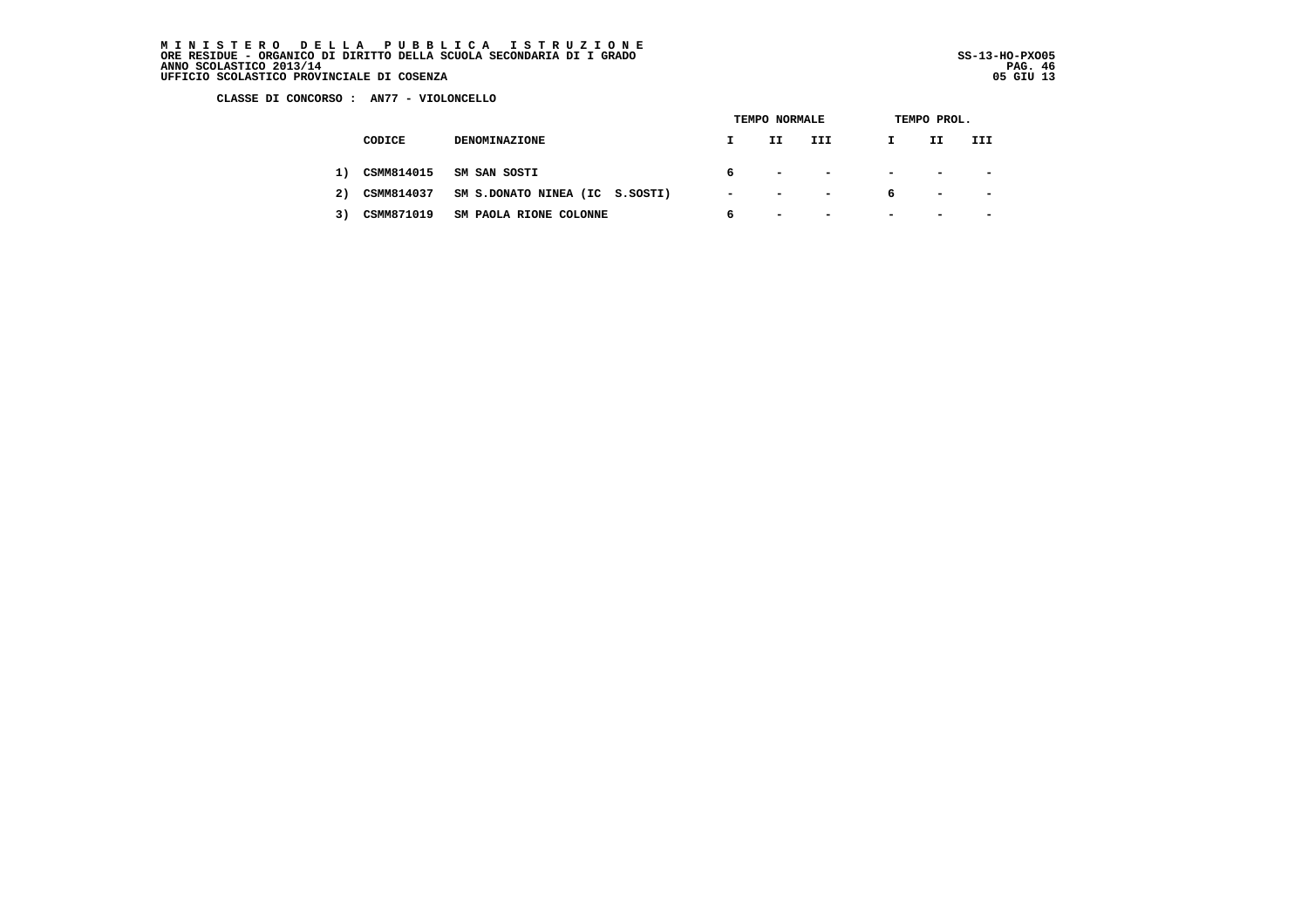**M I N I S T E R O   D E L L A   P U B B L I C A   I S T R U Z I O N E**
**ORE RESIDUE - ORGANICO DI DIRITTO DELLA SCUOLA SECONDARIA DI I GRADO**
**ANNO SCOLASTICO 2013/14**
**UFFICIO SCOLASTICO PROVINCIALE DI COSENZA**

SS-13-HO-PXO05
05 GIU 13

**CLASSE DI CONCORSO : AN77 - VIOLONCELLO**

| | | | TEMPO NORMALE | | | TEMPO PROL. | | |
|---|---|---|---|---|---|---|---|---|
| | CODICE | DENOMINAZIONE | I | II | III | I | II | III |
| 1) | CSMM814015 | SM SAN SOSTI | 6 | - | - | - | - | - |
| 2) | CSMM814037 | SM S.DONATO NINEA (IC S.SOSTI) | - | - | - | 6 | - | - |
| 3) | CSMM871019 | SM PAOLA RIONE COLONNE | 6 | - | - | - | - | - |